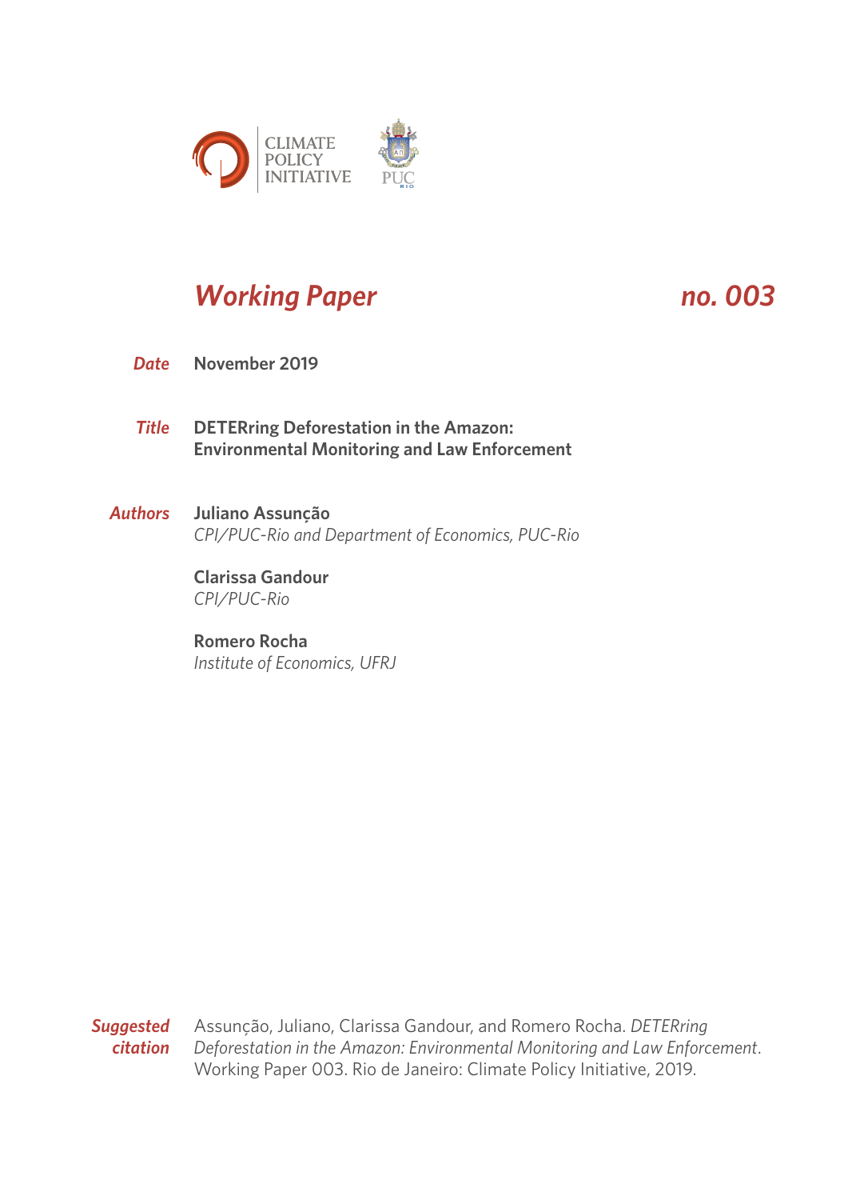CLIMATE POLICY INITIATIVE

PUC RIO

# *Working Paper* *no. 003*

***Date*** **November 2019**

***Title*** **DETERring Deforestation in the Amazon: Environmental Monitoring and Law Enforcement**

***Authors***

**Juliano Assunção**
*CPI/PUC-Rio and Department of Economics, PUC-Rio*

**Clarissa Gandour**
*CPI/PUC-Rio*

**Romero Rocha**
*Institute of Economics, UFRJ*

***Suggested citation*** Assunção, Juliano, Clarissa Gandour, and Romero Rocha. *DETERring Deforestation in the Amazon: Environmental Monitoring and Law Enforcement*. Working Paper 003. Rio de Janeiro: Climate Policy Initiative, 2019.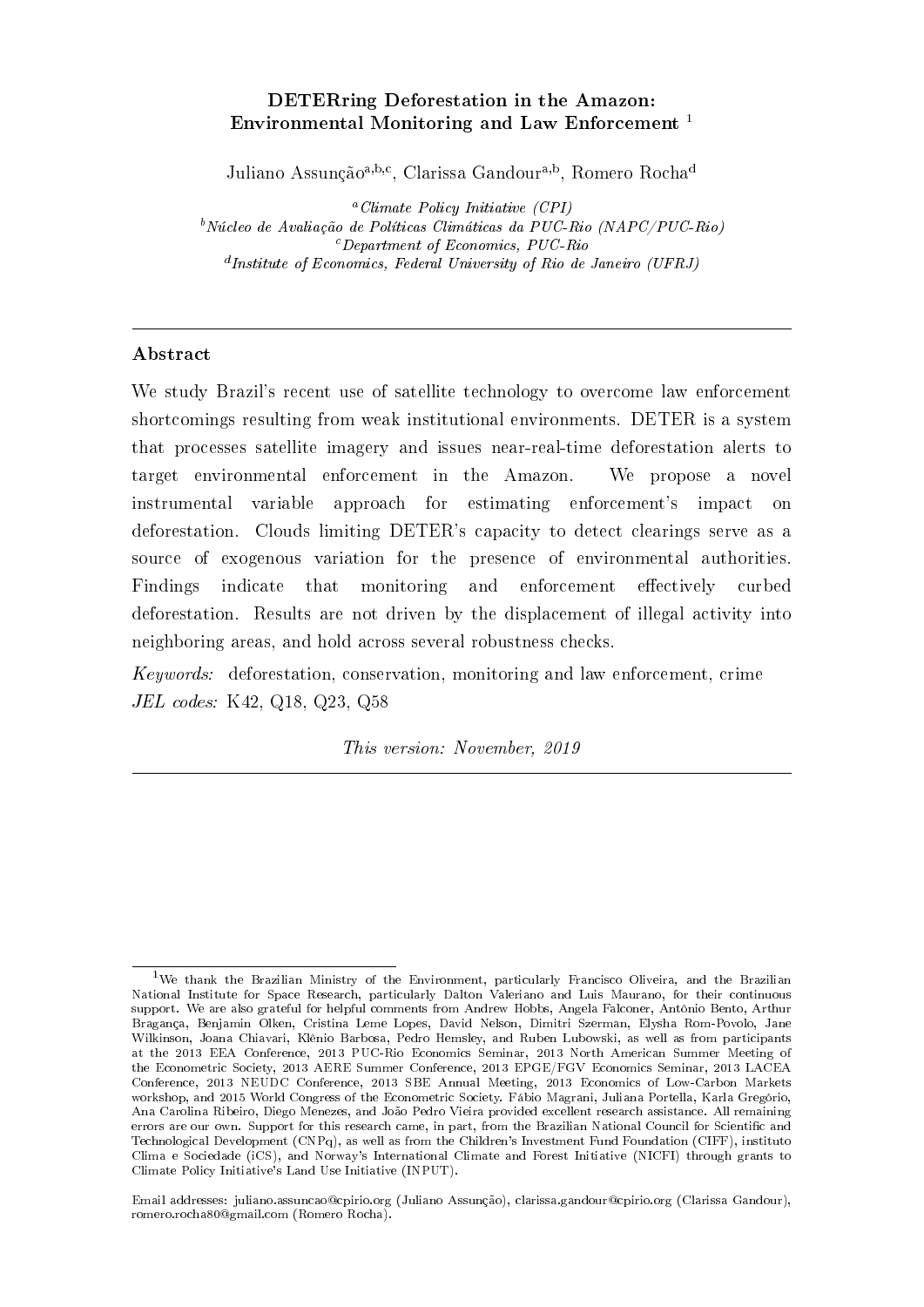# DETERring Deforestation in the Amazon: Environmental Monitoring and Law Enforcement [1]

Juliano Assunção[a,b,c], Clarissa Gandour[a,b], Romero Rocha[d]

[a] *Climate Policy Initiative (CPI)*
[b] *Núcleo de Avaliação de Políticas Climáticas da PUC-Rio (NAPC/PUC-Rio)*
[c] *Department of Economics, PUC-Rio*
[d] *Institute of Economics, Federal University of Rio de Janeiro (UFRJ)*

---

## Abstract

We study Brazil's recent use of satellite technology to overcome law enforcement shortcomings resulting from weak institutional environments. DETER is a system that processes satellite imagery and issues near-real-time deforestation alerts to target environmental enforcement in the Amazon. We propose a novel instrumental variable approach for estimating enforcement's impact on deforestation. Clouds limiting DETER's capacity to detect clearings serve as a source of exogenous variation for the presence of environmental authorities. Findings indicate that monitoring and enforcement effectively curbed deforestation. Results are not driven by the displacement of illegal activity into neighboring areas, and hold across several robustness checks.

*Keywords:* deforestation, conservation, monitoring and law enforcement, crime
*JEL codes:* K42, Q18, Q23, Q58

*This version: November, 2019*

---

[1] We thank the Brazilian Ministry of the Environment, particularly Francisco Oliveira, and the Brazilian National Institute for Space Research, particularly Dalton Valeriano and Luis Maurano, for their continuous support. We are also grateful for helpful comments from Andrew Hobbs, Angela Falconer, Antônio Bento, Arthur Bragança, Benjamin Olken, Cristina Leme Lopes, David Nelson, Dimitri Szerman, Elysha Rom-Povolo, Jane Wilkinson, Joana Chiavari, Klênio Barbosa, Pedro Hemsley, and Ruben Lubowski, as well as from participants at the 2013 EEA Conference, 2013 PUC-Rio Economics Seminar, 2013 North American Summer Meeting of the Econometric Society, 2013 AERE Summer Conference, 2013 EPGE/FGV Economics Seminar, 2013 LACEA Conference, 2013 NEUDC Conference, 2013 SBE Annual Meeting, 2013 Economics of Low-Carbon Markets workshop, and 2015 World Congress of the Econometric Society. Fábio Magrani, Juliana Portella, Karla Gregório, Ana Carolina Ribeiro, Diego Menezes, and João Pedro Vieira provided excellent research assistance. All remaining errors are our own. Support for this research came, in part, from the Brazilian National Council for Scientific and Technological Development (CNPq), as well as from the Children's Investment Fund Foundation (CIFF), instituto Clima e Sociedade (iCS), and Norway's International Climate and Forest Initiative (NICFI) through grants to Climate Policy Initiative's Land Use Initiative (INPUT).

Email addresses: juliano.assuncao@cpirio.org (Juliano Assunção), clarissa.gandour@cpirio.org (Clarissa Gandour), romero.rocha80@gmail.com (Romero Rocha).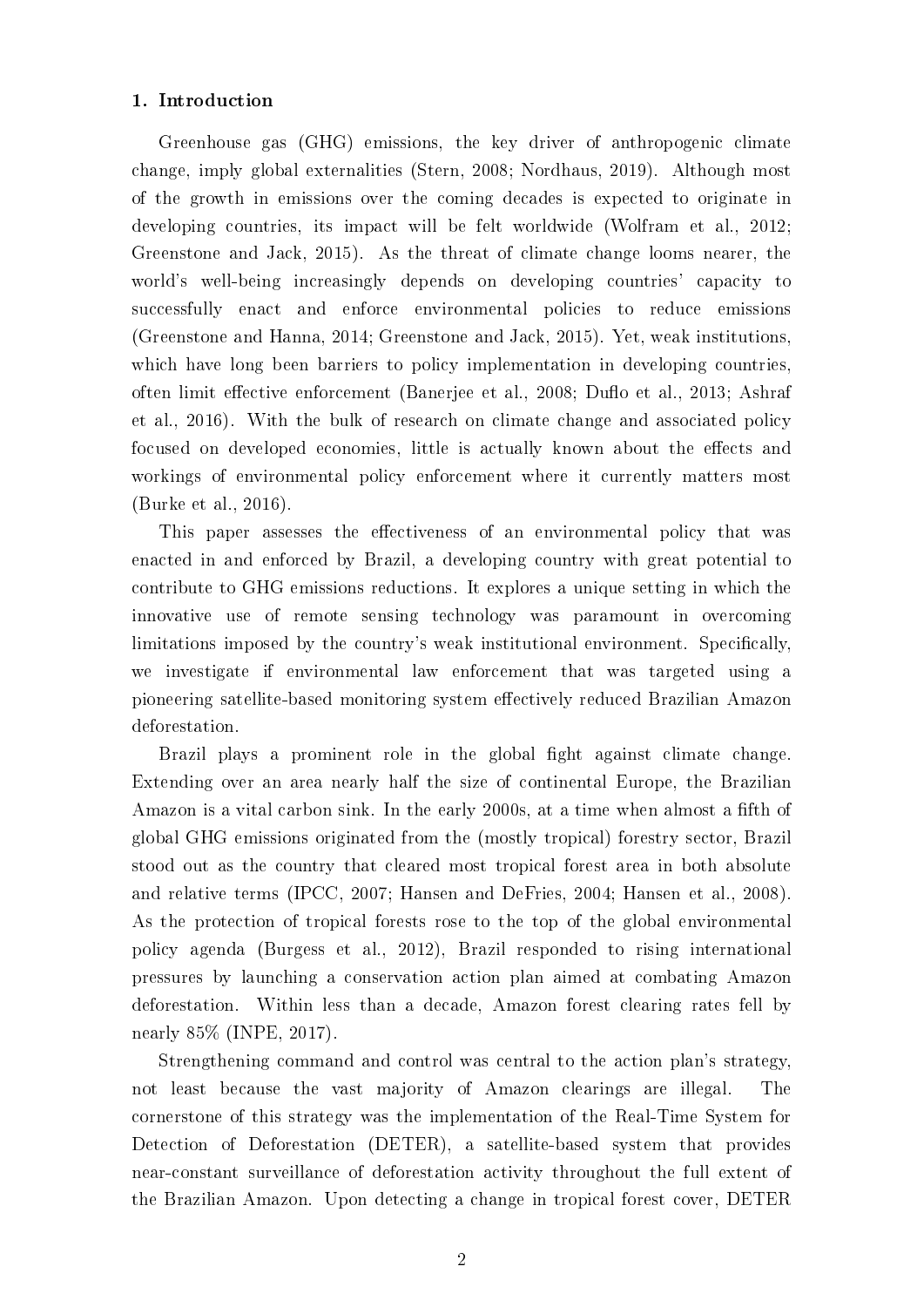## 1. Introduction

Greenhouse gas (GHG) emissions, the key driver of anthropogenic climate change, imply global externalities (Stern, 2008; Nordhaus, 2019). Although most of the growth in emissions over the coming decades is expected to originate in developing countries, its impact will be felt worldwide (Wolfram et al., 2012; Greenstone and Jack, 2015). As the threat of climate change looms nearer, the world's well-being increasingly depends on developing countries' capacity to successfully enact and enforce environmental policies to reduce emissions (Greenstone and Hanna, 2014; Greenstone and Jack, 2015). Yet, weak institutions, which have long been barriers to policy implementation in developing countries, often limit effective enforcement (Banerjee et al., 2008; Duflo et al., 2013; Ashraf et al., 2016). With the bulk of research on climate change and associated policy focused on developed economies, little is actually known about the effects and workings of environmental policy enforcement where it currently matters most (Burke et al., 2016).

This paper assesses the effectiveness of an environmental policy that was enacted in and enforced by Brazil, a developing country with great potential to contribute to GHG emissions reductions. It explores a unique setting in which the innovative use of remote sensing technology was paramount in overcoming limitations imposed by the country's weak institutional environment. Specifically, we investigate if environmental law enforcement that was targeted using a pioneering satellite-based monitoring system effectively reduced Brazilian Amazon deforestation.

Brazil plays a prominent role in the global fight against climate change. Extending over an area nearly half the size of continental Europe, the Brazilian Amazon is a vital carbon sink. In the early 2000s, at a time when almost a fifth of global GHG emissions originated from the (mostly tropical) forestry sector, Brazil stood out as the country that cleared most tropical forest area in both absolute and relative terms (IPCC, 2007; Hansen and DeFries, 2004; Hansen et al., 2008). As the protection of tropical forests rose to the top of the global environmental policy agenda (Burgess et al., 2012), Brazil responded to rising international pressures by launching a conservation action plan aimed at combating Amazon deforestation. Within less than a decade, Amazon forest clearing rates fell by nearly 85% (INPE, 2017).

Strengthening command and control was central to the action plan's strategy, not least because the vast majority of Amazon clearings are illegal. The cornerstone of this strategy was the implementation of the Real-Time System for Detection of Deforestation (DETER), a satellite-based system that provides near-constant surveillance of deforestation activity throughout the full extent of the Brazilian Amazon. Upon detecting a change in tropical forest cover, DETER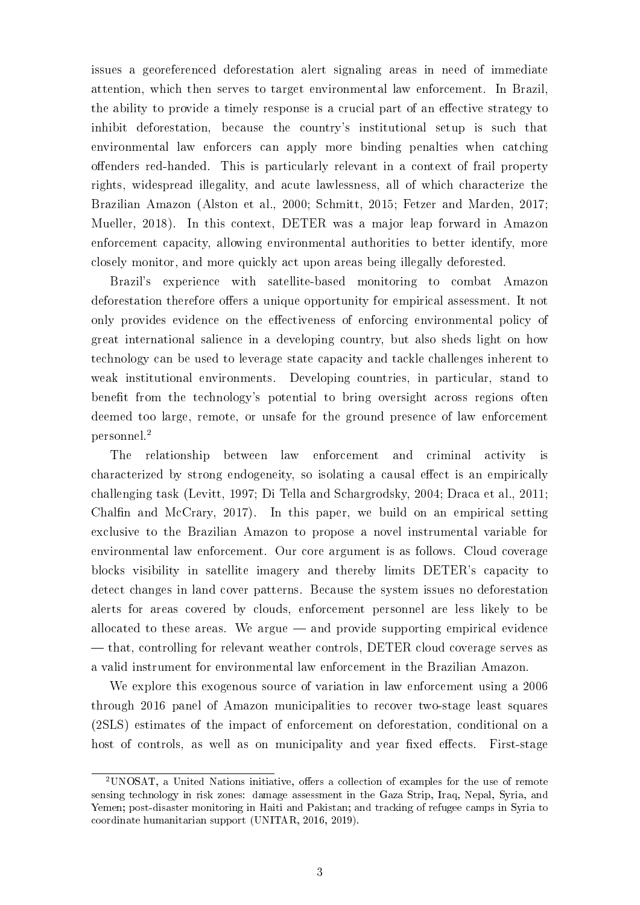issues a georeferenced deforestation alert signaling areas in need of immediate attention, which then serves to target environmental law enforcement. In Brazil, the ability to provide a timely response is a crucial part of an effective strategy to inhibit deforestation, because the country's institutional setup is such that environmental law enforcers can apply more binding penalties when catching offenders red-handed. This is particularly relevant in a context of frail property rights, widespread illegality, and acute lawlessness, all of which characterize the Brazilian Amazon (Alston et al., 2000; Schmitt, 2015; Fetzer and Marden, 2017; Mueller, 2018). In this context, DETER was a major leap forward in Amazon enforcement capacity, allowing environmental authorities to better identify, more closely monitor, and more quickly act upon areas being illegally deforested.

Brazil's experience with satellite-based monitoring to combat Amazon deforestation therefore offers a unique opportunity for empirical assessment. It not only provides evidence on the effectiveness of enforcing environmental policy of great international salience in a developing country, but also sheds light on how technology can be used to leverage state capacity and tackle challenges inherent to weak institutional environments. Developing countries, in particular, stand to benefit from the technology's potential to bring oversight across regions often deemed too large, remote, or unsafe for the ground presence of law enforcement personnel.[2]

The relationship between law enforcement and criminal activity is characterized by strong endogeneity, so isolating a causal effect is an empirically challenging task (Levitt, 1997; Di Tella and Schargrodsky, 2004; Draca et al., 2011; Chalfin and McCrary, 2017). In this paper, we build on an empirical setting exclusive to the Brazilian Amazon to propose a novel instrumental variable for environmental law enforcement. Our core argument is as follows. Cloud coverage blocks visibility in satellite imagery and thereby limits DETER's capacity to detect changes in land cover patterns. Because the system issues no deforestation alerts for areas covered by clouds, enforcement personnel are less likely to be allocated to these areas. We argue — and provide supporting empirical evidence — that, controlling for relevant weather controls, DETER cloud coverage serves as a valid instrument for environmental law enforcement in the Brazilian Amazon.

We explore this exogenous source of variation in law enforcement using a 2006 through 2016 panel of Amazon municipalities to recover two-stage least squares (2SLS) estimates of the impact of enforcement on deforestation, conditional on a host of controls, as well as on municipality and year fixed effects. First-stage

[2]UNOSAT, a United Nations initiative, offers a collection of examples for the use of remote sensing technology in risk zones: damage assessment in the Gaza Strip, Iraq, Nepal, Syria, and Yemen; post-disaster monitoring in Haiti and Pakistan; and tracking of refugee camps in Syria to coordinate humanitarian support (UNITAR, 2016, 2019).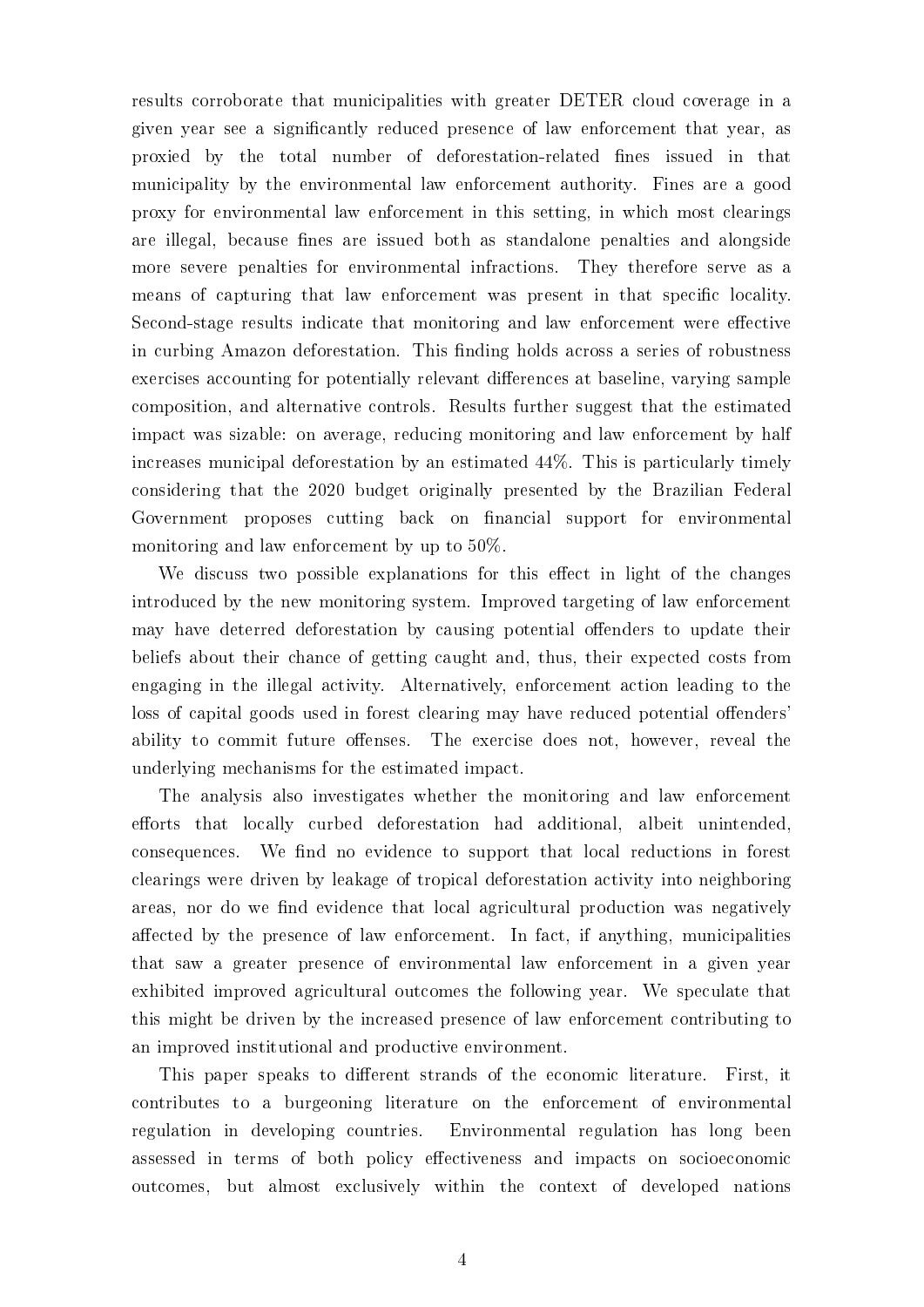results corroborate that municipalities with greater DETER cloud coverage in a given year see a significantly reduced presence of law enforcement that year, as proxied by the total number of deforestation-related fines issued in that municipality by the environmental law enforcement authority. Fines are a good proxy for environmental law enforcement in this setting, in which most clearings are illegal, because fines are issued both as standalone penalties and alongside more severe penalties for environmental infractions. They therefore serve as a means of capturing that law enforcement was present in that specific locality. Second-stage results indicate that monitoring and law enforcement were effective in curbing Amazon deforestation. This finding holds across a series of robustness exercises accounting for potentially relevant differences at baseline, varying sample composition, and alternative controls. Results further suggest that the estimated impact was sizable: on average, reducing monitoring and law enforcement by half increases municipal deforestation by an estimated 44%. This is particularly timely considering that the 2020 budget originally presented by the Brazilian Federal Government proposes cutting back on financial support for environmental monitoring and law enforcement by up to 50%.

We discuss two possible explanations for this effect in light of the changes introduced by the new monitoring system. Improved targeting of law enforcement may have deterred deforestation by causing potential offenders to update their beliefs about their chance of getting caught and, thus, their expected costs from engaging in the illegal activity. Alternatively, enforcement action leading to the loss of capital goods used in forest clearing may have reduced potential offenders' ability to commit future offenses. The exercise does not, however, reveal the underlying mechanisms for the estimated impact.

The analysis also investigates whether the monitoring and law enforcement efforts that locally curbed deforestation had additional, albeit unintended, consequences. We find no evidence to support that local reductions in forest clearings were driven by leakage of tropical deforestation activity into neighboring areas, nor do we find evidence that local agricultural production was negatively affected by the presence of law enforcement. In fact, if anything, municipalities that saw a greater presence of environmental law enforcement in a given year exhibited improved agricultural outcomes the following year. We speculate that this might be driven by the increased presence of law enforcement contributing to an improved institutional and productive environment.

This paper speaks to different strands of the economic literature. First, it contributes to a burgeoning literature on the enforcement of environmental regulation in developing countries. Environmental regulation has long been assessed in terms of both policy effectiveness and impacts on socioeconomic outcomes, but almost exclusively within the context of developed nations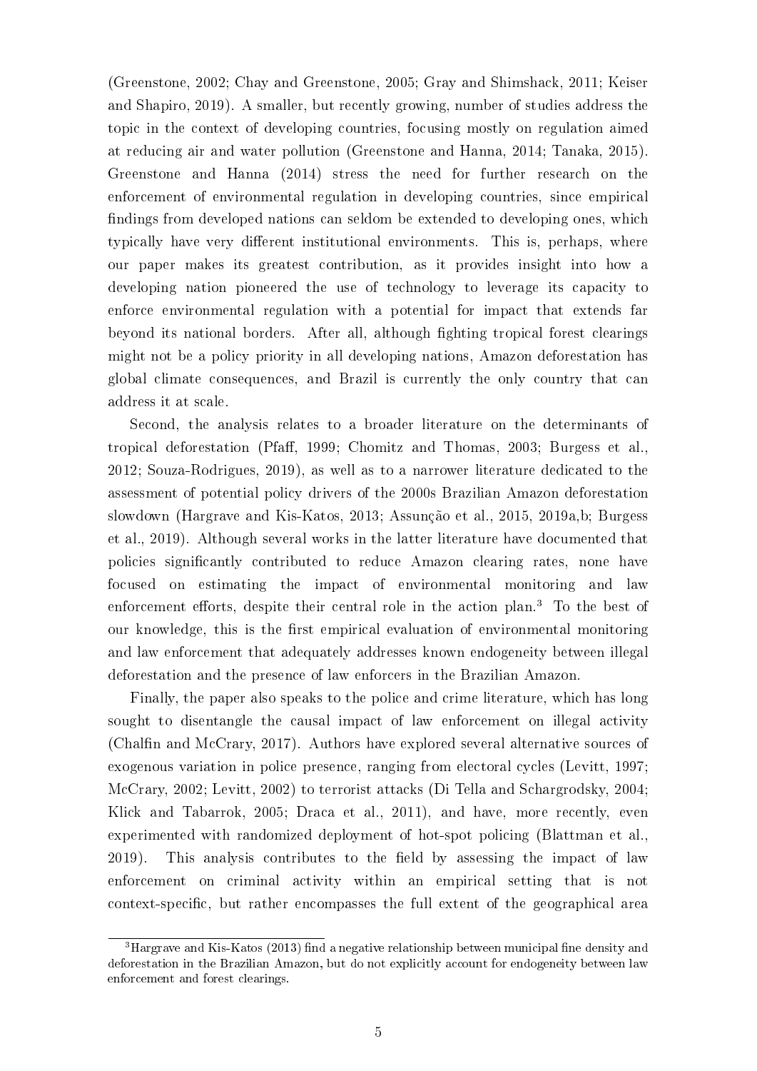(Greenstone, 2002; Chay and Greenstone, 2005; Gray and Shimshack, 2011; Keiser and Shapiro, 2019). A smaller, but recently growing, number of studies address the topic in the context of developing countries, focusing mostly on regulation aimed at reducing air and water pollution (Greenstone and Hanna, 2014; Tanaka, 2015). Greenstone and Hanna (2014) stress the need for further research on the enforcement of environmental regulation in developing countries, since empirical findings from developed nations can seldom be extended to developing ones, which typically have very different institutional environments. This is, perhaps, where our paper makes its greatest contribution, as it provides insight into how a developing nation pioneered the use of technology to leverage its capacity to enforce environmental regulation with a potential for impact that extends far beyond its national borders. After all, although fighting tropical forest clearings might not be a policy priority in all developing nations, Amazon deforestation has global climate consequences, and Brazil is currently the only country that can address it at scale.

Second, the analysis relates to a broader literature on the determinants of tropical deforestation (Pfaff, 1999; Chomitz and Thomas, 2003; Burgess et al., 2012; Souza-Rodrigues, 2019), as well as to a narrower literature dedicated to the assessment of potential policy drivers of the 2000s Brazilian Amazon deforestation slowdown (Hargrave and Kis-Katos, 2013; Assunção et al., 2015, 2019a,b; Burgess et al., 2019). Although several works in the latter literature have documented that policies significantly contributed to reduce Amazon clearing rates, none have focused on estimating the impact of environmental monitoring and law enforcement efforts, despite their central role in the action plan.[3] To the best of our knowledge, this is the first empirical evaluation of environmental monitoring and law enforcement that adequately addresses known endogeneity between illegal deforestation and the presence of law enforcers in the Brazilian Amazon.

Finally, the paper also speaks to the police and crime literature, which has long sought to disentangle the causal impact of law enforcement on illegal activity (Chalfin and McCrary, 2017). Authors have explored several alternative sources of exogenous variation in police presence, ranging from electoral cycles (Levitt, 1997; McCrary, 2002; Levitt, 2002) to terrorist attacks (Di Tella and Schargrodsky, 2004; Klick and Tabarrok, 2005; Draca et al., 2011), and have, more recently, even experimented with randomized deployment of hot-spot policing (Blattman et al., 2019). This analysis contributes to the field by assessing the impact of law enforcement on criminal activity within an empirical setting that is not context-specific, but rather encompasses the full extent of the geographical area

[3] Hargrave and Kis-Katos (2013) find a negative relationship between municipal fine density and deforestation in the Brazilian Amazon, but do not explicitly account for endogeneity between law enforcement and forest clearings.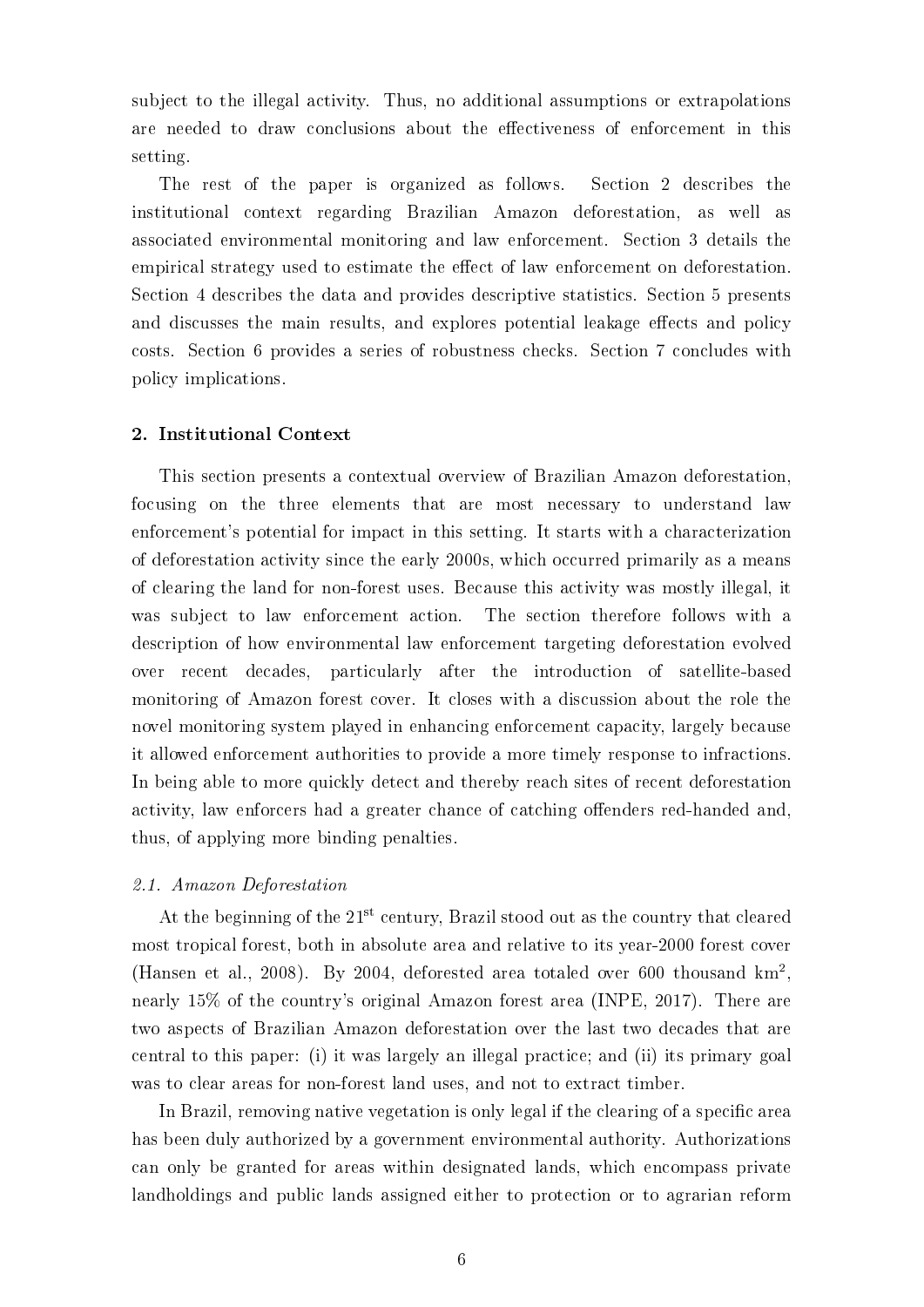subject to the illegal activity. Thus, no additional assumptions or extrapolations are needed to draw conclusions about the effectiveness of enforcement in this setting.

The rest of the paper is organized as follows. Section 2 describes the institutional context regarding Brazilian Amazon deforestation, as well as associated environmental monitoring and law enforcement. Section 3 details the empirical strategy used to estimate the effect of law enforcement on deforestation. Section 4 describes the data and provides descriptive statistics. Section 5 presents and discusses the main results, and explores potential leakage effects and policy costs. Section 6 provides a series of robustness checks. Section 7 concludes with policy implications.

## 2. Institutional Context

This section presents a contextual overview of Brazilian Amazon deforestation, focusing on the three elements that are most necessary to understand law enforcement's potential for impact in this setting. It starts with a characterization of deforestation activity since the early 2000s, which occurred primarily as a means of clearing the land for non-forest uses. Because this activity was mostly illegal, it was subject to law enforcement action. The section therefore follows with a description of how environmental law enforcement targeting deforestation evolved over recent decades, particularly after the introduction of satellite-based monitoring of Amazon forest cover. It closes with a discussion about the role the novel monitoring system played in enhancing enforcement capacity, largely because it allowed enforcement authorities to provide a more timely response to infractions. In being able to more quickly detect and thereby reach sites of recent deforestation activity, law enforcers had a greater chance of catching offenders red-handed and, thus, of applying more binding penalties.

### *2.1. Amazon Deforestation*

At the beginning of the 21st century, Brazil stood out as the country that cleared most tropical forest, both in absolute area and relative to its year-2000 forest cover (Hansen et al., 2008). By 2004, deforested area totaled over 600 thousand km$^2$, nearly 15% of the country's original Amazon forest area (INPE, 2017). There are two aspects of Brazilian Amazon deforestation over the last two decades that are central to this paper: (i) it was largely an illegal practice; and (ii) its primary goal was to clear areas for non-forest land uses, and not to extract timber.

In Brazil, removing native vegetation is only legal if the clearing of a specific area has been duly authorized by a government environmental authority. Authorizations can only be granted for areas within designated lands, which encompass private landholdings and public lands assigned either to protection or to agrarian reform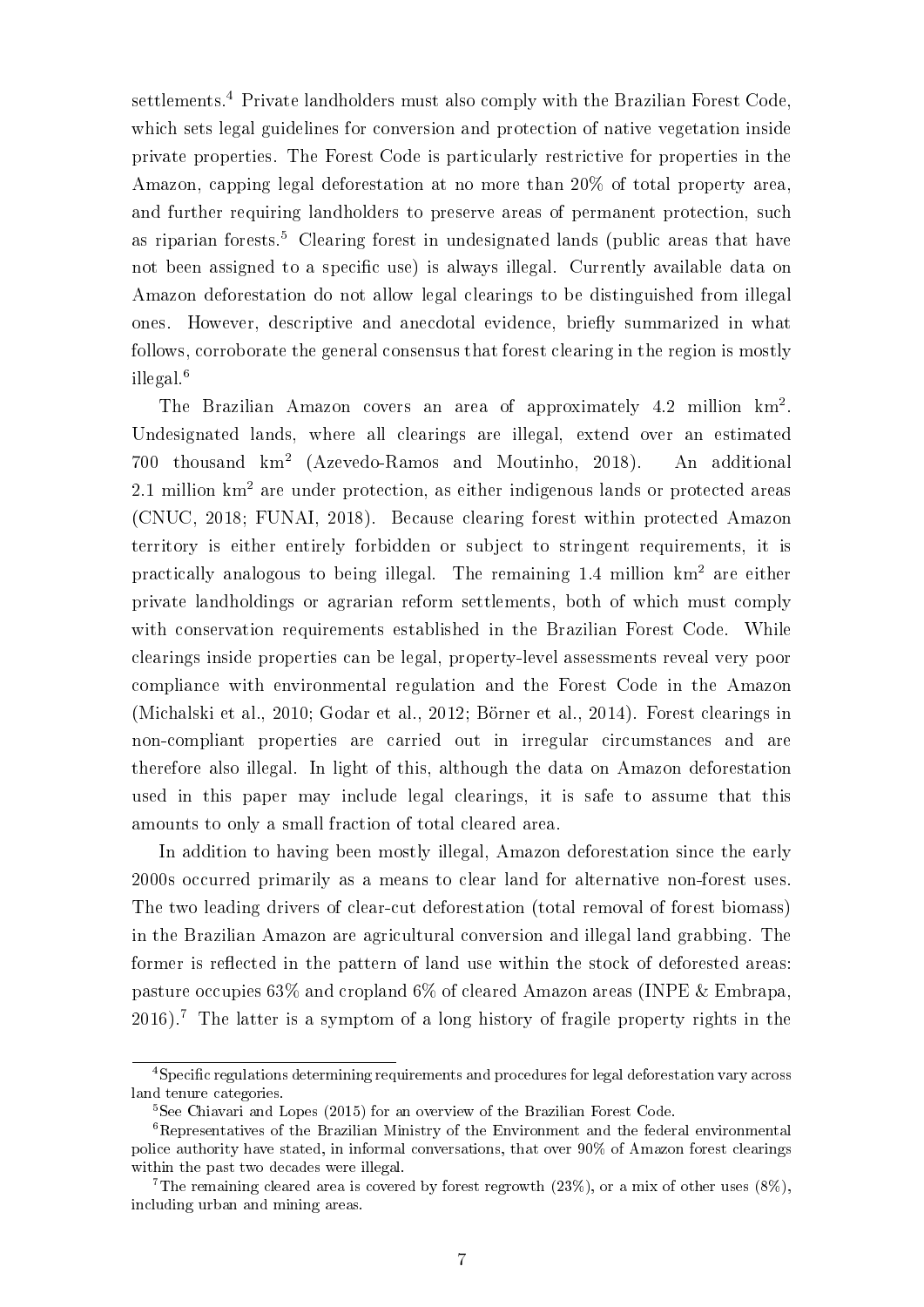settlements.[4] Private landholders must also comply with the Brazilian Forest Code, which sets legal guidelines for conversion and protection of native vegetation inside private properties. The Forest Code is particularly restrictive for properties in the Amazon, capping legal deforestation at no more than 20% of total property area, and further requiring landholders to preserve areas of permanent protection, such as riparian forests.[5] Clearing forest in undesignated lands (public areas that have not been assigned to a specific use) is always illegal. Currently available data on Amazon deforestation do not allow legal clearings to be distinguished from illegal ones. However, descriptive and anecdotal evidence, briefly summarized in what follows, corroborate the general consensus that forest clearing in the region is mostly illegal.[6]

The Brazilian Amazon covers an area of approximately 4.2 million km$^2$. Undesignated lands, where all clearings are illegal, extend over an estimated 700 thousand km$^2$ (Azevedo-Ramos and Moutinho, 2018). An additional 2.1 million km$^2$ are under protection, as either indigenous lands or protected areas (CNUC, 2018; FUNAI, 2018). Because clearing forest within protected Amazon territory is either entirely forbidden or subject to stringent requirements, it is practically analogous to being illegal. The remaining 1.4 million km$^2$ are either private landholdings or agrarian reform settlements, both of which must comply with conservation requirements established in the Brazilian Forest Code. While clearings inside properties can be legal, property-level assessments reveal very poor compliance with environmental regulation and the Forest Code in the Amazon (Michalski et al., 2010; Godar et al., 2012; Börner et al., 2014). Forest clearings in non-compliant properties are carried out in irregular circumstances and are therefore also illegal. In light of this, although the data on Amazon deforestation used in this paper may include legal clearings, it is safe to assume that this amounts to only a small fraction of total cleared area.

In addition to having been mostly illegal, Amazon deforestation since the early 2000s occurred primarily as a means to clear land for alternative non-forest uses. The two leading drivers of clear-cut deforestation (total removal of forest biomass) in the Brazilian Amazon are agricultural conversion and illegal land grabbing. The former is reflected in the pattern of land use within the stock of deforested areas: pasture occupies 63% and cropland 6% of cleared Amazon areas (INPE & Embrapa, 2016).[7] The latter is a symptom of a long history of fragile property rights in the

---

[4] Specific regulations determining requirements and procedures for legal deforestation vary across land tenure categories.

[5] See Chiavari and Lopes (2015) for an overview of the Brazilian Forest Code.

[6] Representatives of the Brazilian Ministry of the Environment and the federal environmental police authority have stated, in informal conversations, that over 90% of Amazon forest clearings within the past two decades were illegal.

[7] The remaining cleared area is covered by forest regrowth (23%), or a mix of other uses (8%), including urban and mining areas.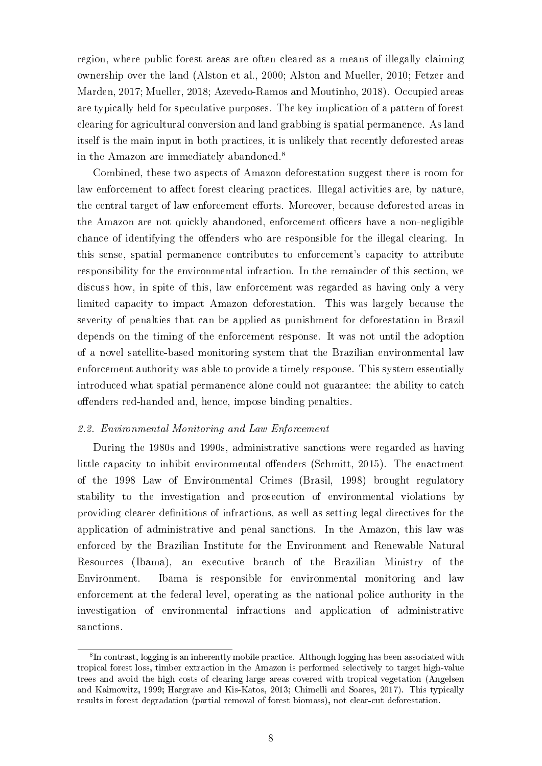region, where public forest areas are often cleared as a means of illegally claiming ownership over the land (Alston et al., 2000; Alston and Mueller, 2010; Fetzer and Marden, 2017; Mueller, 2018; Azevedo-Ramos and Moutinho, 2018). Occupied areas are typically held for speculative purposes. The key implication of a pattern of forest clearing for agricultural conversion and land grabbing is spatial permanence. As land itself is the main input in both practices, it is unlikely that recently deforested areas in the Amazon are immediately abandoned.[8]

Combined, these two aspects of Amazon deforestation suggest there is room for law enforcement to affect forest clearing practices. Illegal activities are, by nature, the central target of law enforcement efforts. Moreover, because deforested areas in the Amazon are not quickly abandoned, enforcement officers have a non-negligible chance of identifying the offenders who are responsible for the illegal clearing. In this sense, spatial permanence contributes to enforcement's capacity to attribute responsibility for the environmental infraction. In the remainder of this section, we discuss how, in spite of this, law enforcement was regarded as having only a very limited capacity to impact Amazon deforestation. This was largely because the severity of penalties that can be applied as punishment for deforestation in Brazil depends on the timing of the enforcement response. It was not until the adoption of a novel satellite-based monitoring system that the Brazilian environmental law enforcement authority was able to provide a timely response. This system essentially introduced what spatial permanence alone could not guarantee: the ability to catch offenders red-handed and, hence, impose binding penalties.

### *2.2. Environmental Monitoring and Law Enforcement*

During the 1980s and 1990s, administrative sanctions were regarded as having little capacity to inhibit environmental offenders (Schmitt, 2015). The enactment of the 1998 Law of Environmental Crimes (Brasil, 1998) brought regulatory stability to the investigation and prosecution of environmental violations by providing clearer definitions of infractions, as well as setting legal directives for the application of administrative and penal sanctions. In the Amazon, this law was enforced by the Brazilian Institute for the Environment and Renewable Natural Resources (Ibama), an executive branch of the Brazilian Ministry of the Environment. Ibama is responsible for environmental monitoring and law enforcement at the federal level, operating as the national police authority in the investigation of environmental infractions and application of administrative sanctions.

[8] In contrast, logging is an inherently mobile practice. Although logging has been associated with tropical forest loss, timber extraction in the Amazon is performed selectively to target high-value trees and avoid the high costs of clearing large areas covered with tropical vegetation (Angelsen and Kaimowitz, 1999; Hargrave and Kis-Katos, 2013; Chimelli and Soares, 2017). This typically results in forest degradation (partial removal of forest biomass), not clear-cut deforestation.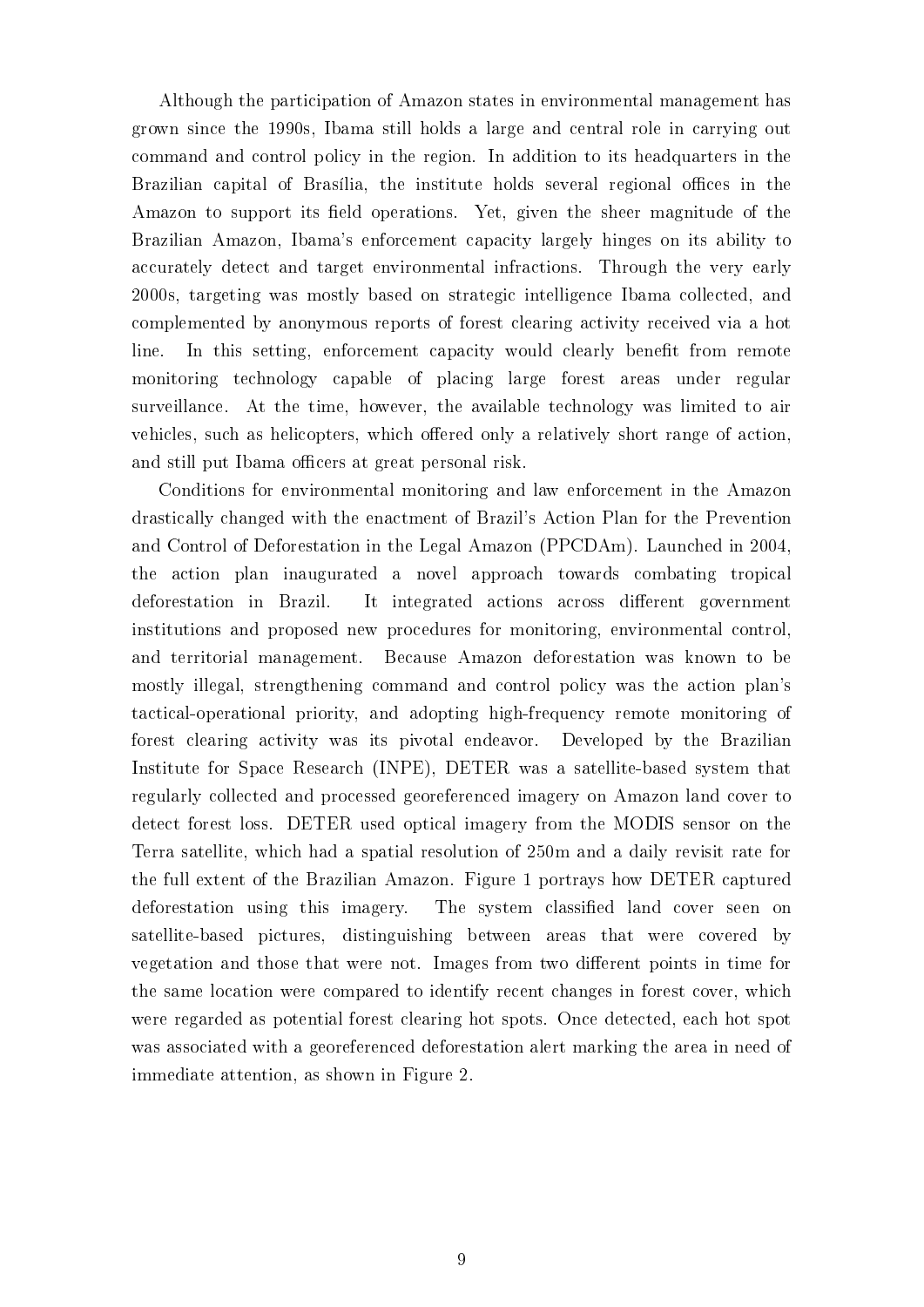Although the participation of Amazon states in environmental management has grown since the 1990s, Ibama still holds a large and central role in carrying out command and control policy in the region. In addition to its headquarters in the Brazilian capital of Brasília, the institute holds several regional offices in the Amazon to support its field operations. Yet, given the sheer magnitude of the Brazilian Amazon, Ibama's enforcement capacity largely hinges on its ability to accurately detect and target environmental infractions. Through the very early 2000s, targeting was mostly based on strategic intelligence Ibama collected, and complemented by anonymous reports of forest clearing activity received via a hot line. In this setting, enforcement capacity would clearly benefit from remote monitoring technology capable of placing large forest areas under regular surveillance. At the time, however, the available technology was limited to air vehicles, such as helicopters, which offered only a relatively short range of action, and still put Ibama officers at great personal risk.

Conditions for environmental monitoring and law enforcement in the Amazon drastically changed with the enactment of Brazil's Action Plan for the Prevention and Control of Deforestation in the Legal Amazon (PPCDAm). Launched in 2004, the action plan inaugurated a novel approach towards combating tropical deforestation in Brazil. It integrated actions across different government institutions and proposed new procedures for monitoring, environmental control, and territorial management. Because Amazon deforestation was known to be mostly illegal, strengthening command and control policy was the action plan's tactical-operational priority, and adopting high-frequency remote monitoring of forest clearing activity was its pivotal endeavor. Developed by the Brazilian Institute for Space Research (INPE), DETER was a satellite-based system that regularly collected and processed georeferenced imagery on Amazon land cover to detect forest loss. DETER used optical imagery from the MODIS sensor on the Terra satellite, which had a spatial resolution of 250m and a daily revisit rate for the full extent of the Brazilian Amazon. Figure 1 portrays how DETER captured deforestation using this imagery. The system classified land cover seen on satellite-based pictures, distinguishing between areas that were covered by vegetation and those that were not. Images from two different points in time for the same location were compared to identify recent changes in forest cover, which were regarded as potential forest clearing hot spots. Once detected, each hot spot was associated with a georeferenced deforestation alert marking the area in need of immediate attention, as shown in Figure 2.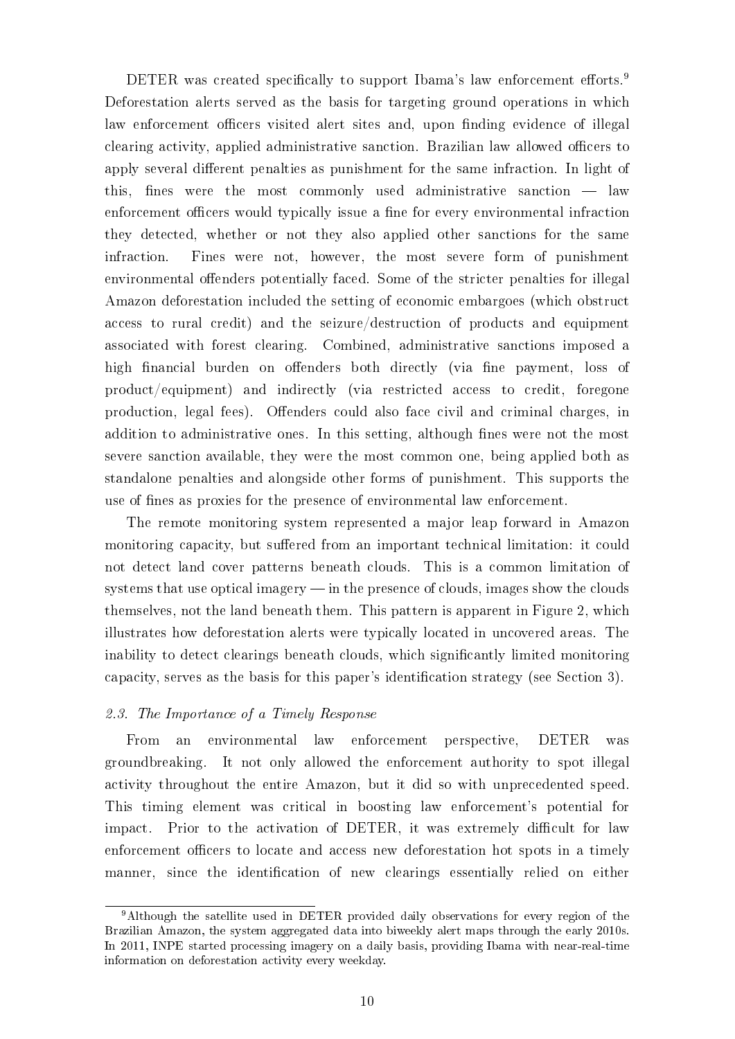DETER was created specifically to support Ibama's law enforcement efforts.[9] Deforestation alerts served as the basis for targeting ground operations in which law enforcement officers visited alert sites and, upon finding evidence of illegal clearing activity, applied administrative sanction. Brazilian law allowed officers to apply several different penalties as punishment for the same infraction. In light of this, fines were the most commonly used administrative sanction — law enforcement officers would typically issue a fine for every environmental infraction they detected, whether or not they also applied other sanctions for the same infraction. Fines were not, however, the most severe form of punishment environmental offenders potentially faced. Some of the stricter penalties for illegal Amazon deforestation included the setting of economic embargoes (which obstruct access to rural credit) and the seizure/destruction of products and equipment associated with forest clearing. Combined, administrative sanctions imposed a high financial burden on offenders both directly (via fine payment, loss of product/equipment) and indirectly (via restricted access to credit, foregone production, legal fees). Offenders could also face civil and criminal charges, in addition to administrative ones. In this setting, although fines were not the most severe sanction available, they were the most common one, being applied both as standalone penalties and alongside other forms of punishment. This supports the use of fines as proxies for the presence of environmental law enforcement.

The remote monitoring system represented a major leap forward in Amazon monitoring capacity, but suffered from an important technical limitation: it could not detect land cover patterns beneath clouds. This is a common limitation of systems that use optical imagery — in the presence of clouds, images show the clouds themselves, not the land beneath them. This pattern is apparent in Figure 2, which illustrates how deforestation alerts were typically located in uncovered areas. The inability to detect clearings beneath clouds, which significantly limited monitoring capacity, serves as the basis for this paper's identification strategy (see Section 3).

### *2.3. The Importance of a Timely Response*

From an environmental law enforcement perspective, DETER was groundbreaking. It not only allowed the enforcement authority to spot illegal activity throughout the entire Amazon, but it did so with unprecedented speed. This timing element was critical in boosting law enforcement's potential for impact. Prior to the activation of DETER, it was extremely difficult for law enforcement officers to locate and access new deforestation hot spots in a timely manner, since the identification of new clearings essentially relied on either

[9] Although the satellite used in DETER provided daily observations for every region of the Brazilian Amazon, the system aggregated data into biweekly alert maps through the early 2010s. In 2011, INPE started processing imagery on a daily basis, providing Ibama with near-real-time information on deforestation activity every weekday.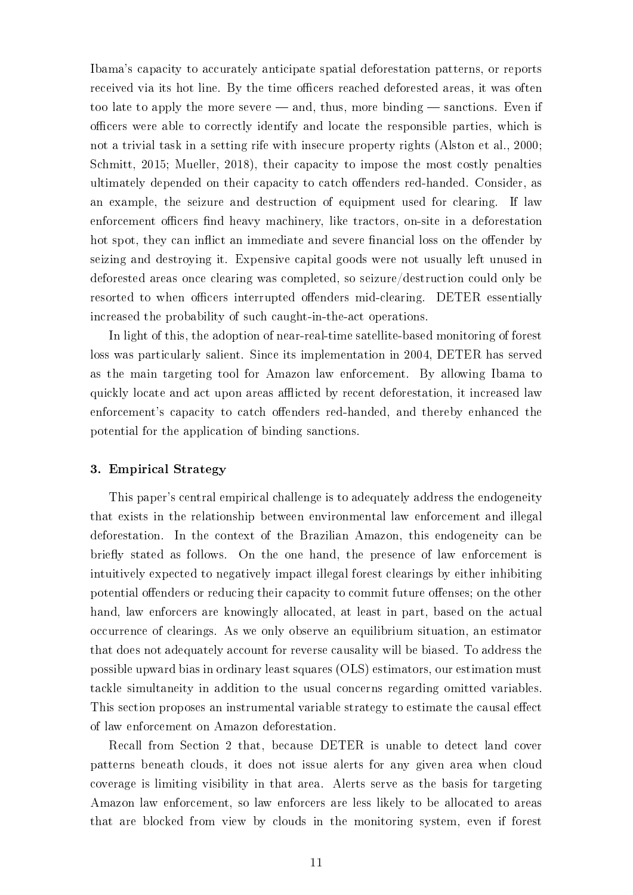Ibama's capacity to accurately anticipate spatial deforestation patterns, or reports received via its hot line. By the time officers reached deforested areas, it was often too late to apply the more severe — and, thus, more binding — sanctions. Even if officers were able to correctly identify and locate the responsible parties, which is not a trivial task in a setting rife with insecure property rights (Alston et al., 2000; Schmitt, 2015; Mueller, 2018), their capacity to impose the most costly penalties ultimately depended on their capacity to catch offenders red-handed. Consider, as an example, the seizure and destruction of equipment used for clearing. If law enforcement officers find heavy machinery, like tractors, on-site in a deforestation hot spot, they can inflict an immediate and severe financial loss on the offender by seizing and destroying it. Expensive capital goods were not usually left unused in deforested areas once clearing was completed, so seizure/destruction could only be resorted to when officers interrupted offenders mid-clearing. DETER essentially increased the probability of such caught-in-the-act operations.

In light of this, the adoption of near-real-time satellite-based monitoring of forest loss was particularly salient. Since its implementation in 2004, DETER has served as the main targeting tool for Amazon law enforcement. By allowing Ibama to quickly locate and act upon areas afflicted by recent deforestation, it increased law enforcement's capacity to catch offenders red-handed, and thereby enhanced the potential for the application of binding sanctions.

### 3. Empirical Strategy

This paper's central empirical challenge is to adequately address the endogeneity that exists in the relationship between environmental law enforcement and illegal deforestation. In the context of the Brazilian Amazon, this endogeneity can be briefly stated as follows. On the one hand, the presence of law enforcement is intuitively expected to negatively impact illegal forest clearings by either inhibiting potential offenders or reducing their capacity to commit future offenses; on the other hand, law enforcers are knowingly allocated, at least in part, based on the actual occurrence of clearings. As we only observe an equilibrium situation, an estimator that does not adequately account for reverse causality will be biased. To address the possible upward bias in ordinary least squares (OLS) estimators, our estimation must tackle simultaneity in addition to the usual concerns regarding omitted variables. This section proposes an instrumental variable strategy to estimate the causal effect of law enforcement on Amazon deforestation.

Recall from Section 2 that, because DETER is unable to detect land cover patterns beneath clouds, it does not issue alerts for any given area when cloud coverage is limiting visibility in that area. Alerts serve as the basis for targeting Amazon law enforcement, so law enforcers are less likely to be allocated to areas that are blocked from view by clouds in the monitoring system, even if forest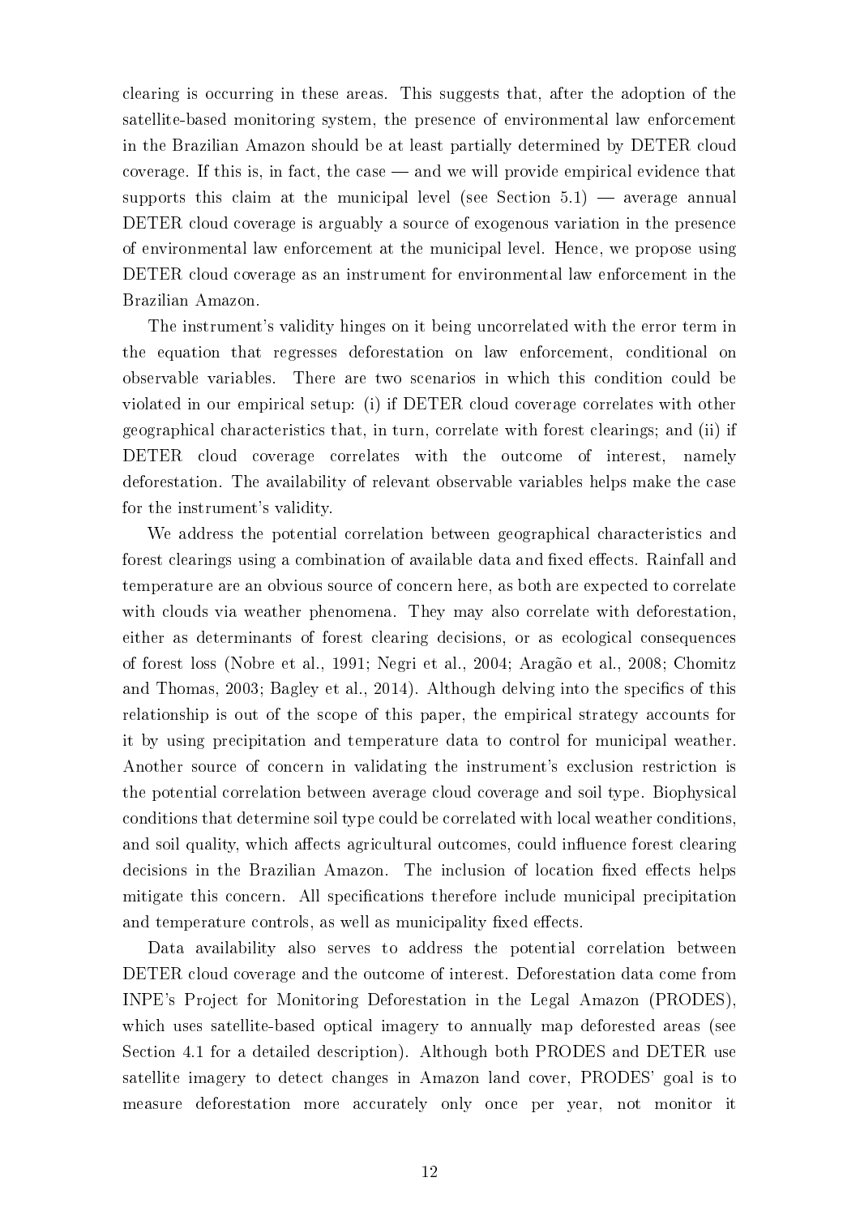clearing is occurring in these areas. This suggests that, after the adoption of the satellite-based monitoring system, the presence of environmental law enforcement in the Brazilian Amazon should be at least partially determined by DETER cloud coverage. If this is, in fact, the case — and we will provide empirical evidence that supports this claim at the municipal level (see Section 5.1) — average annual DETER cloud coverage is arguably a source of exogenous variation in the presence of environmental law enforcement at the municipal level. Hence, we propose using DETER cloud coverage as an instrument for environmental law enforcement in the Brazilian Amazon.

The instrument's validity hinges on it being uncorrelated with the error term in the equation that regresses deforestation on law enforcement, conditional on observable variables. There are two scenarios in which this condition could be violated in our empirical setup: (i) if DETER cloud coverage correlates with other geographical characteristics that, in turn, correlate with forest clearings; and (ii) if DETER cloud coverage correlates with the outcome of interest, namely deforestation. The availability of relevant observable variables helps make the case for the instrument's validity.

We address the potential correlation between geographical characteristics and forest clearings using a combination of available data and fixed effects. Rainfall and temperature are an obvious source of concern here, as both are expected to correlate with clouds via weather phenomena. They may also correlate with deforestation, either as determinants of forest clearing decisions, or as ecological consequences of forest loss (Nobre et al., 1991; Negri et al., 2004; Aragão et al., 2008; Chomitz and Thomas, 2003; Bagley et al., 2014). Although delving into the specifics of this relationship is out of the scope of this paper, the empirical strategy accounts for it by using precipitation and temperature data to control for municipal weather. Another source of concern in validating the instrument's exclusion restriction is the potential correlation between average cloud coverage and soil type. Biophysical conditions that determine soil type could be correlated with local weather conditions, and soil quality, which affects agricultural outcomes, could influence forest clearing decisions in the Brazilian Amazon. The inclusion of location fixed effects helps mitigate this concern. All specifications therefore include municipal precipitation and temperature controls, as well as municipality fixed effects.

Data availability also serves to address the potential correlation between DETER cloud coverage and the outcome of interest. Deforestation data come from INPE's Project for Monitoring Deforestation in the Legal Amazon (PRODES), which uses satellite-based optical imagery to annually map deforested areas (see Section 4.1 for a detailed description). Although both PRODES and DETER use satellite imagery to detect changes in Amazon land cover, PRODES' goal is to measure deforestation more accurately only once per year, not monitor it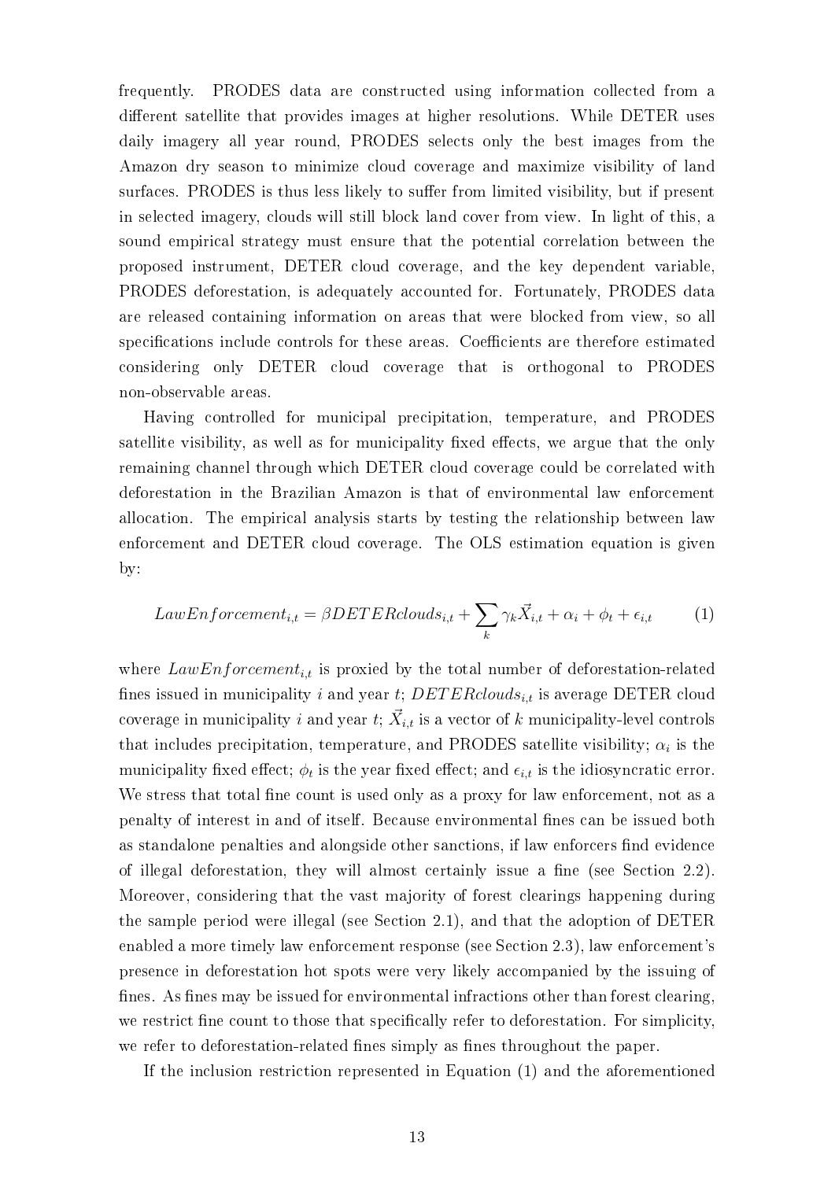frequently. PRODES data are constructed using information collected from a different satellite that provides images at higher resolutions. While DETER uses daily imagery all year round, PRODES selects only the best images from the Amazon dry season to minimize cloud coverage and maximize visibility of land surfaces. PRODES is thus less likely to suffer from limited visibility, but if present in selected imagery, clouds will still block land cover from view. In light of this, a sound empirical strategy must ensure that the potential correlation between the proposed instrument, DETER cloud coverage, and the key dependent variable, PRODES deforestation, is adequately accounted for. Fortunately, PRODES data are released containing information on areas that were blocked from view, so all specifications include controls for these areas. Coefficients are therefore estimated considering only DETER cloud coverage that is orthogonal to PRODES non-observable areas.

Having controlled for municipal precipitation, temperature, and PRODES satellite visibility, as well as for municipality fixed effects, we argue that the only remaining channel through which DETER cloud coverage could be correlated with deforestation in the Brazilian Amazon is that of environmental law enforcement allocation. The empirical analysis starts by testing the relationship between law enforcement and DETER cloud coverage. The OLS estimation equation is given by:

$$LawEnforcement_{i,t} = \beta DETERclouds_{i,t} + \sum_{k} \gamma_k \vec{X}_{i,t} + \alpha_i + \phi_t + \epsilon_{i,t} \tag{1}$$

where $LawEnforcement_{i,t}$ is proxied by the total number of deforestation-related fines issued in municipality $i$ and year $t$; $DETERclouds_{i,t}$ is average DETER cloud coverage in municipality $i$ and year $t$; $\vec{X}_{i,t}$ is a vector of $k$ municipality-level controls that includes precipitation, temperature, and PRODES satellite visibility; $\alpha_i$ is the municipality fixed effect; $\phi_t$ is the year fixed effect; and $\epsilon_{i,t}$ is the idiosyncratic error. We stress that total fine count is used only as a proxy for law enforcement, not as a penalty of interest in and of itself. Because environmental fines can be issued both as standalone penalties and alongside other sanctions, if law enforcers find evidence of illegal deforestation, they will almost certainly issue a fine (see Section 2.2). Moreover, considering that the vast majority of forest clearings happening during the sample period were illegal (see Section 2.1), and that the adoption of DETER enabled a more timely law enforcement response (see Section 2.3), law enforcement's presence in deforestation hot spots were very likely accompanied by the issuing of fines. As fines may be issued for environmental infractions other than forest clearing, we restrict fine count to those that specifically refer to deforestation. For simplicity, we refer to deforestation-related fines simply as fines throughout the paper.

If the inclusion restriction represented in Equation (1) and the aforementioned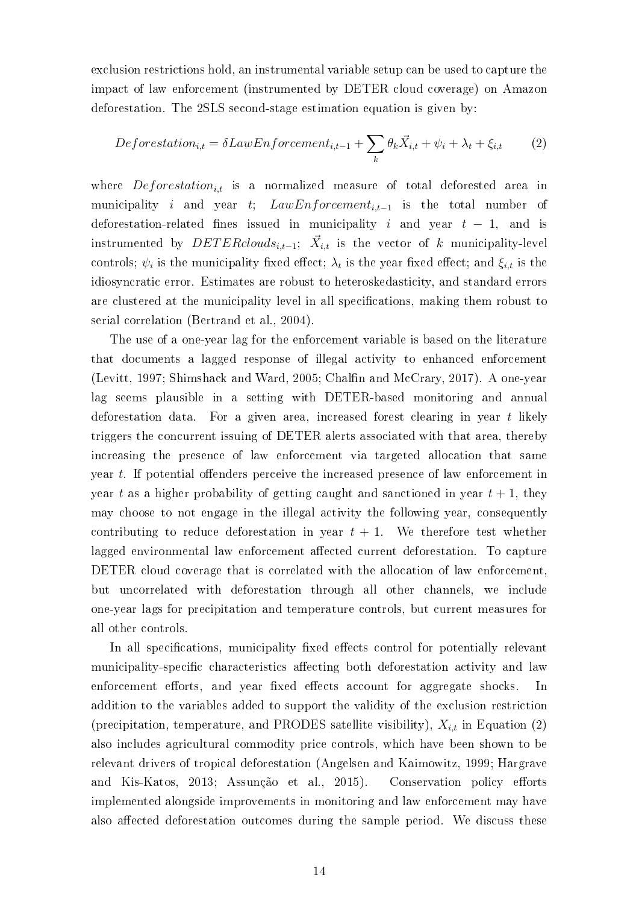exclusion restrictions hold, an instrumental variable setup can be used to capture the impact of law enforcement (instrumented by DETER cloud coverage) on Amazon deforestation. The 2SLS second-stage estimation equation is given by:

$$Deforestation_{i,t} = \delta LawEnforcement_{i,t-1} + \sum_{k} \theta_k \vec{X}_{i,t} + \psi_i + \lambda_t + \xi_{i,t} \tag{2}$$

where $Deforestation_{i,t}$ is a normalized measure of total deforested area in municipality $i$ and year $t$; $LawEnforcement_{i,t-1}$ is the total number of deforestation-related fines issued in municipality $i$ and year $t-1$, and is instrumented by $DETERclouds_{i,t-1}$; $\vec{X}_{i,t}$ is the vector of $k$ municipality-level controls; $\psi_i$ is the municipality fixed effect; $\lambda_t$ is the year fixed effect; and $\xi_{i,t}$ is the idiosyncratic error. Estimates are robust to heteroskedasticity, and standard errors are clustered at the municipality level in all specifications, making them robust to serial correlation (Bertrand et al., 2004).

The use of a one-year lag for the enforcement variable is based on the literature that documents a lagged response of illegal activity to enhanced enforcement (Levitt, 1997; Shimshack and Ward, 2005; Chalfin and McCrary, 2017). A one-year lag seems plausible in a setting with DETER-based monitoring and annual deforestation data. For a given area, increased forest clearing in year $t$ likely triggers the concurrent issuing of DETER alerts associated with that area, thereby increasing the presence of law enforcement via targeted allocation that same year $t$. If potential offenders perceive the increased presence of law enforcement in year $t$ as a higher probability of getting caught and sanctioned in year $t+1$, they may choose to not engage in the illegal activity the following year, consequently contributing to reduce deforestation in year $t+1$. We therefore test whether lagged environmental law enforcement affected current deforestation. To capture DETER cloud coverage that is correlated with the allocation of law enforcement, but uncorrelated with deforestation through all other channels, we include one-year lags for precipitation and temperature controls, but current measures for all other controls.

In all specifications, municipality fixed effects control for potentially relevant municipality-specific characteristics affecting both deforestation activity and law enforcement efforts, and year fixed effects account for aggregate shocks. In addition to the variables added to support the validity of the exclusion restriction (precipitation, temperature, and PRODES satellite visibility), $X_{i,t}$ in Equation (2) also includes agricultural commodity price controls, which have been shown to be relevant drivers of tropical deforestation (Angelsen and Kaimowitz, 1999; Hargrave and Kis-Katos, 2013; Assunção et al., 2015). Conservation policy efforts implemented alongside improvements in monitoring and law enforcement may have also affected deforestation outcomes during the sample period. We discuss these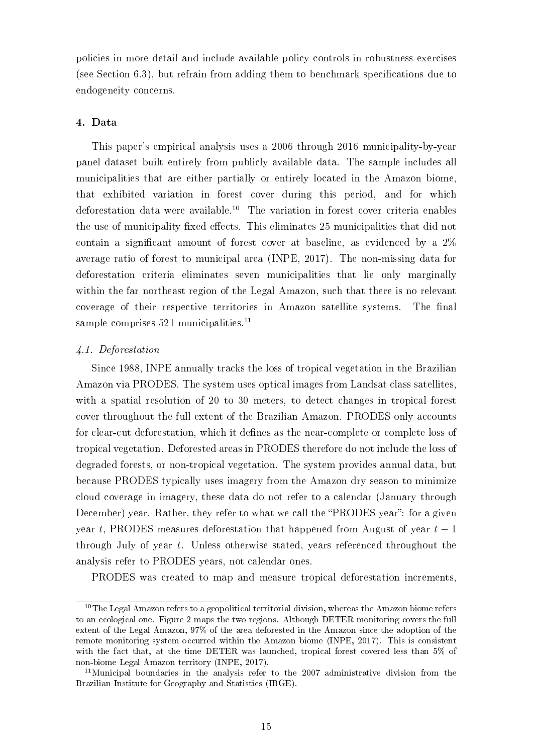policies in more detail and include available policy controls in robustness exercises (see Section 6.3), but refrain from adding them to benchmark specifications due to endogeneity concerns.

## 4. Data

This paper's empirical analysis uses a 2006 through 2016 municipality-by-year panel dataset built entirely from publicly available data. The sample includes all municipalities that are either partially or entirely located in the Amazon biome, that exhibited variation in forest cover during this period, and for which deforestation data were available.[10] The variation in forest cover criteria enables the use of municipality fixed effects. This eliminates 25 municipalities that did not contain a significant amount of forest cover at baseline, as evidenced by a 2% average ratio of forest to municipal area (INPE, 2017). The non-missing data for deforestation criteria eliminates seven municipalities that lie only marginally within the far northeast region of the Legal Amazon, such that there is no relevant coverage of their respective territories in Amazon satellite systems. The final sample comprises 521 municipalities.[11]

### *4.1. Deforestation*

Since 1988, INPE annually tracks the loss of tropical vegetation in the Brazilian Amazon via PRODES. The system uses optical images from Landsat class satellites, with a spatial resolution of 20 to 30 meters, to detect changes in tropical forest cover throughout the full extent of the Brazilian Amazon. PRODES only accounts for clear-cut deforestation, which it defines as the near-complete or complete loss of tropical vegetation. Deforested areas in PRODES therefore do not include the loss of degraded forests, or non-tropical vegetation. The system provides annual data, but because PRODES typically uses imagery from the Amazon dry season to minimize cloud coverage in imagery, these data do not refer to a calendar (January through December) year. Rather, they refer to what we call the "PRODES year": for a given year $t$, PRODES measures deforestation that happened from August of year $t-1$ through July of year $t$. Unless otherwise stated, years referenced throughout the analysis refer to PRODES years, not calendar ones.

PRODES was created to map and measure tropical deforestation increments,

[10] The Legal Amazon refers to a geopolitical territorial division, whereas the Amazon biome refers to an ecological one. Figure 2 maps the two regions. Although DETER monitoring covers the full extent of the Legal Amazon, 97% of the area deforested in the Amazon since the adoption of the remote monitoring system occurred within the Amazon biome (INPE, 2017). This is consistent with the fact that, at the time DETER was launched, tropical forest covered less than 5% of non-biome Legal Amazon territory (INPE, 2017).

[11] Municipal boundaries in the analysis refer to the 2007 administrative division from the Brazilian Institute for Geography and Statistics (IBGE).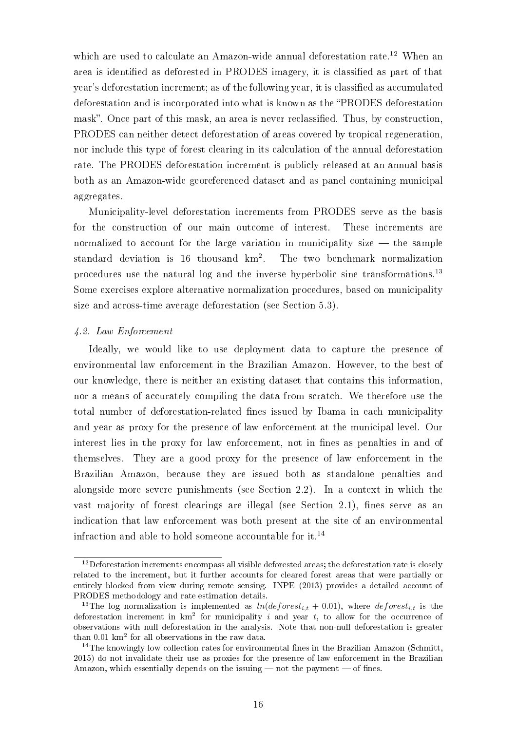which are used to calculate an Amazon-wide annual deforestation rate.[12] When an area is identified as deforested in PRODES imagery, it is classified as part of that year's deforestation increment; as of the following year, it is classified as accumulated deforestation and is incorporated into what is known as the "PRODES deforestation mask". Once part of this mask, an area is never reclassified. Thus, by construction, PRODES can neither detect deforestation of areas covered by tropical regeneration, nor include this type of forest clearing in its calculation of the annual deforestation rate. The PRODES deforestation increment is publicly released at an annual basis both as an Amazon-wide georeferenced dataset and as panel containing municipal aggregates.

Municipality-level deforestation increments from PRODES serve as the basis for the construction of our main outcome of interest. These increments are normalized to account for the large variation in municipality size — the sample standard deviation is 16 thousand km$^2$. The two benchmark normalization procedures use the natural log and the inverse hyperbolic sine transformations.[13] Some exercises explore alternative normalization procedures, based on municipality size and across-time average deforestation (see Section 5.3).

### *4.2. Law Enforcement*

Ideally, we would like to use deployment data to capture the presence of environmental law enforcement in the Brazilian Amazon. However, to the best of our knowledge, there is neither an existing dataset that contains this information, nor a means of accurately compiling the data from scratch. We therefore use the total number of deforestation-related fines issued by Ibama in each municipality and year as proxy for the presence of law enforcement at the municipal level. Our interest lies in the proxy for law enforcement, not in fines as penalties in and of themselves. They are a good proxy for the presence of law enforcement in the Brazilian Amazon, because they are issued both as standalone penalties and alongside more severe punishments (see Section 2.2). In a context in which the vast majority of forest clearings are illegal (see Section 2.1), fines serve as an indication that law enforcement was both present at the site of an environmental infraction and able to hold someone accountable for it.[14]

---

[12] Deforestation increments encompass all visible deforested areas; the deforestation rate is closely related to the increment, but it further accounts for cleared forest areas that were partially or entirely blocked from view during remote sensing. INPE (2013) provides a detailed account of PRODES methodology and rate estimation details.

[13] The log normalization is implemented as $ln(deforest_{i,t} + 0.01)$, where $deforest_{i,t}$ is the deforestation increment in km$^2$ for municipality $i$ and year $t$, to allow for the occurrence of observations with null deforestation in the analysis. Note that non-null deforestation is greater than 0.01 km$^2$ for all observations in the raw data.

[14] The knowingly low collection rates for environmental fines in the Brazilian Amazon (Schmitt, 2015) do not invalidate their use as proxies for the presence of law enforcement in the Brazilian Amazon, which essentially depends on the issuing — not the payment — of fines.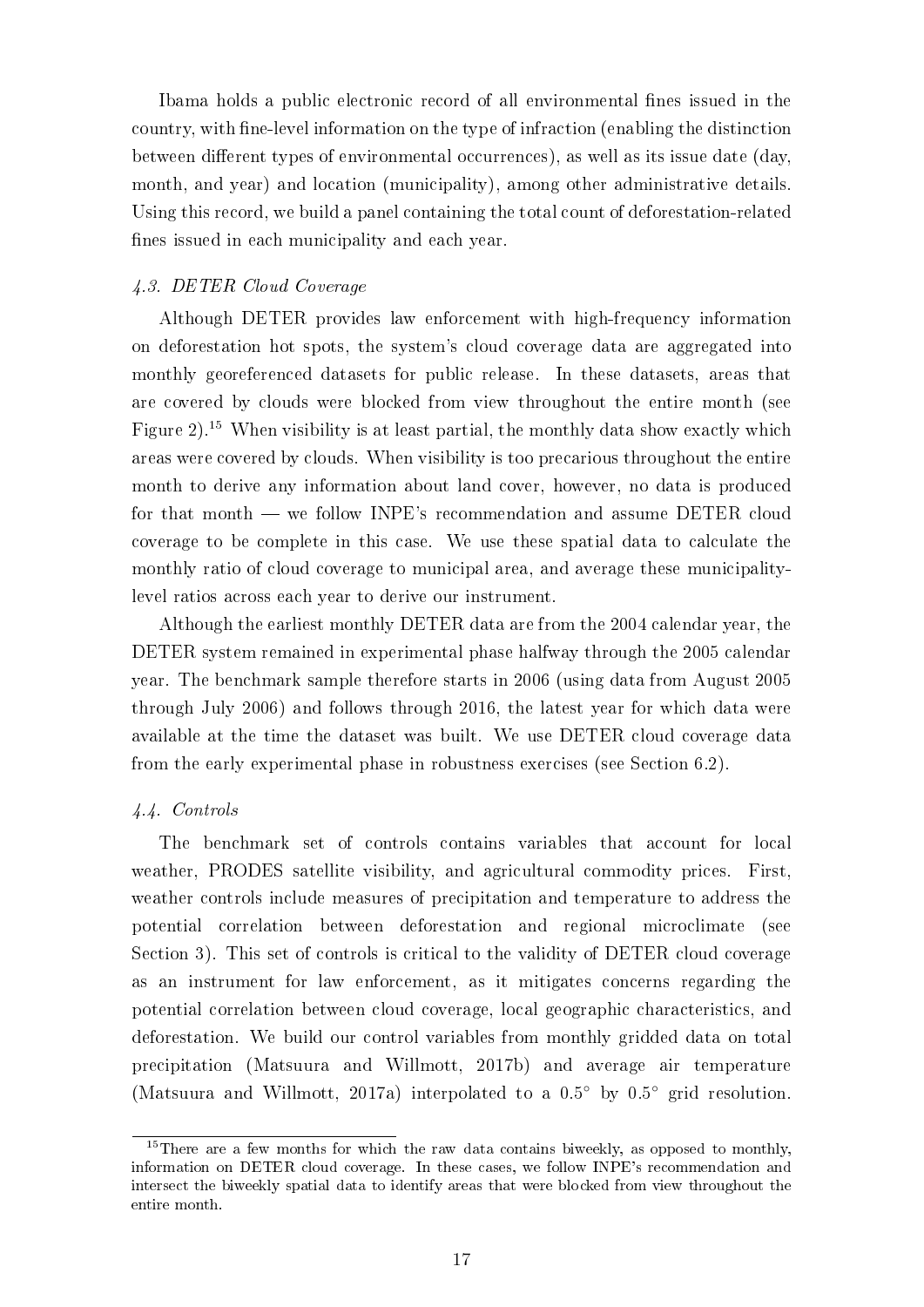Ibama holds a public electronic record of all environmental fines issued in the country, with fine-level information on the type of infraction (enabling the distinction between different types of environmental occurrences), as well as its issue date (day, month, and year) and location (municipality), among other administrative details. Using this record, we build a panel containing the total count of deforestation-related fines issued in each municipality and each year.

### *4.3. DETER Cloud Coverage*

Although DETER provides law enforcement with high-frequency information on deforestation hot spots, the system's cloud coverage data are aggregated into monthly georeferenced datasets for public release. In these datasets, areas that are covered by clouds were blocked from view throughout the entire month (see Figure 2).[15] When visibility is at least partial, the monthly data show exactly which areas were covered by clouds. When visibility is too precarious throughout the entire month to derive any information about land cover, however, no data is produced for that month — we follow INPE's recommendation and assume DETER cloud coverage to be complete in this case. We use these spatial data to calculate the monthly ratio of cloud coverage to municipal area, and average these municipality-level ratios across each year to derive our instrument.

Although the earliest monthly DETER data are from the 2004 calendar year, the DETER system remained in experimental phase halfway through the 2005 calendar year. The benchmark sample therefore starts in 2006 (using data from August 2005 through July 2006) and follows through 2016, the latest year for which data were available at the time the dataset was built. We use DETER cloud coverage data from the early experimental phase in robustness exercises (see Section 6.2).

### *4.4. Controls*

The benchmark set of controls contains variables that account for local weather, PRODES satellite visibility, and agricultural commodity prices. First, weather controls include measures of precipitation and temperature to address the potential correlation between deforestation and regional microclimate (see Section 3). This set of controls is critical to the validity of DETER cloud coverage as an instrument for law enforcement, as it mitigates concerns regarding the potential correlation between cloud coverage, local geographic characteristics, and deforestation. We build our control variables from monthly gridded data on total precipitation (Matsuura and Willmott, 2017b) and average air temperature (Matsuura and Willmott, 2017a) interpolated to a $0.5°$ by $0.5°$ grid resolution.

[15] There are a few months for which the raw data contains biweekly, as opposed to monthly, information on DETER cloud coverage. In these cases, we follow INPE's recommendation and intersect the biweekly spatial data to identify areas that were blocked from view throughout the entire month.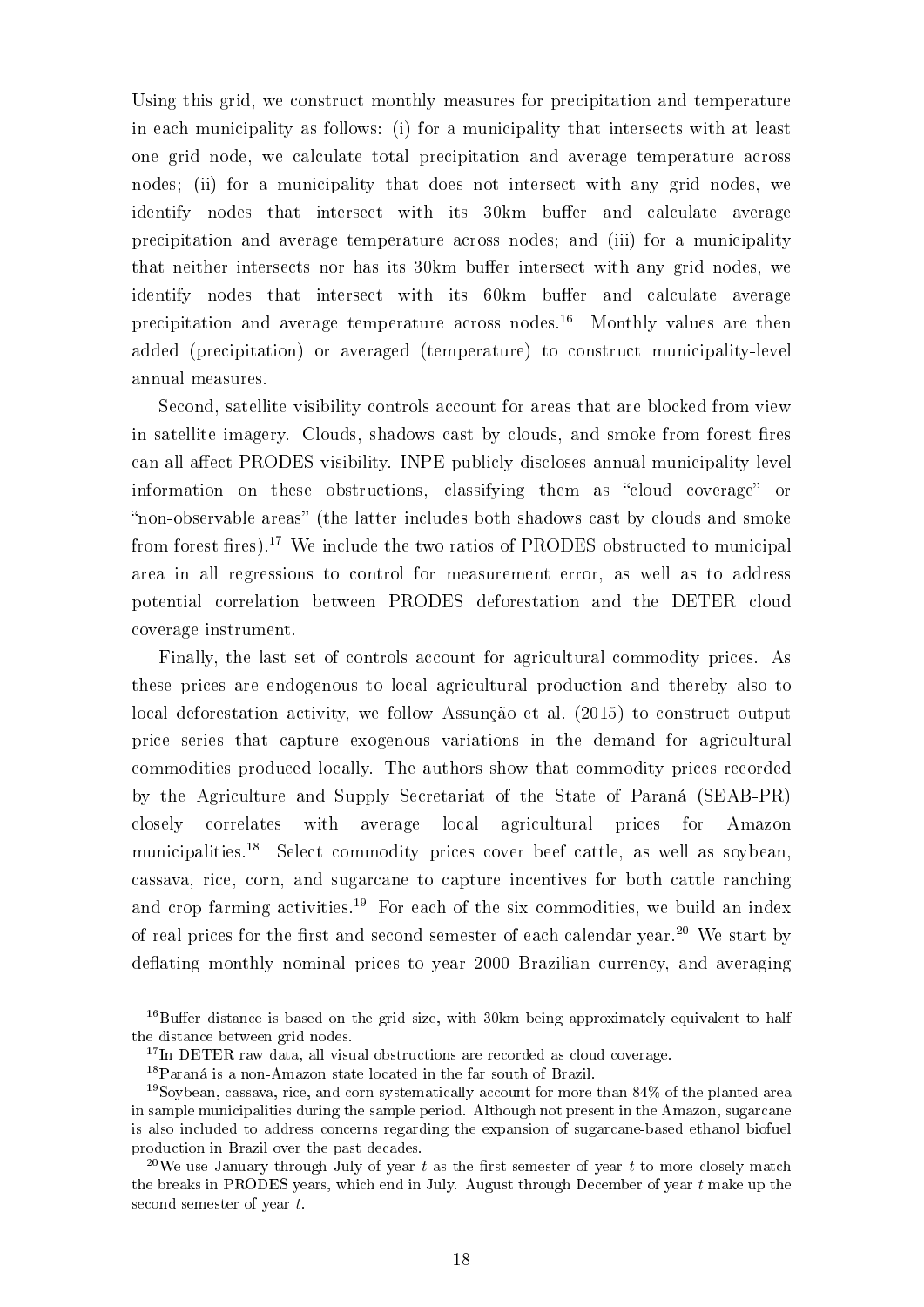Using this grid, we construct monthly measures for precipitation and temperature in each municipality as follows: (i) for a municipality that intersects with at least one grid node, we calculate total precipitation and average temperature across nodes; (ii) for a municipality that does not intersect with any grid nodes, we identify nodes that intersect with its 30km buffer and calculate average precipitation and average temperature across nodes; and (iii) for a municipality that neither intersects nor has its 30km buffer intersect with any grid nodes, we identify nodes that intersect with its 60km buffer and calculate average precipitation and average temperature across nodes.[16] Monthly values are then added (precipitation) or averaged (temperature) to construct municipality-level annual measures.

Second, satellite visibility controls account for areas that are blocked from view in satellite imagery. Clouds, shadows cast by clouds, and smoke from forest fires can all affect PRODES visibility. INPE publicly discloses annual municipality-level information on these obstructions, classifying them as "cloud coverage" or "non-observable areas" (the latter includes both shadows cast by clouds and smoke from forest fires).[17] We include the two ratios of PRODES obstructed to municipal area in all regressions to control for measurement error, as well as to address potential correlation between PRODES deforestation and the DETER cloud coverage instrument.

Finally, the last set of controls account for agricultural commodity prices. As these prices are endogenous to local agricultural production and thereby also to local deforestation activity, we follow Assunção et al. (2015) to construct output price series that capture exogenous variations in the demand for agricultural commodities produced locally. The authors show that commodity prices recorded by the Agriculture and Supply Secretariat of the State of Paraná (SEAB-PR) closely correlates with average local agricultural prices for Amazon municipalities.[18] Select commodity prices cover beef cattle, as well as soybean, cassava, rice, corn, and sugarcane to capture incentives for both cattle ranching and crop farming activities.[19] For each of the six commodities, we build an index of real prices for the first and second semester of each calendar year.[20] We start by deflating monthly nominal prices to year 2000 Brazilian currency, and averaging

---

[16] Buffer distance is based on the grid size, with 30km being approximately equivalent to half the distance between grid nodes.

[17] In DETER raw data, all visual obstructions are recorded as cloud coverage.

[18] Paraná is a non-Amazon state located in the far south of Brazil.

[19] Soybean, cassava, rice, and corn systematically account for more than 84% of the planted area in sample municipalities during the sample period. Although not present in the Amazon, sugarcane is also included to address concerns regarding the expansion of sugarcane-based ethanol biofuel production in Brazil over the past decades.

[20] We use January through July of year $t$ as the first semester of year $t$ to more closely match the breaks in PRODES years, which end in July. August through December of year $t$ make up the second semester of year $t$.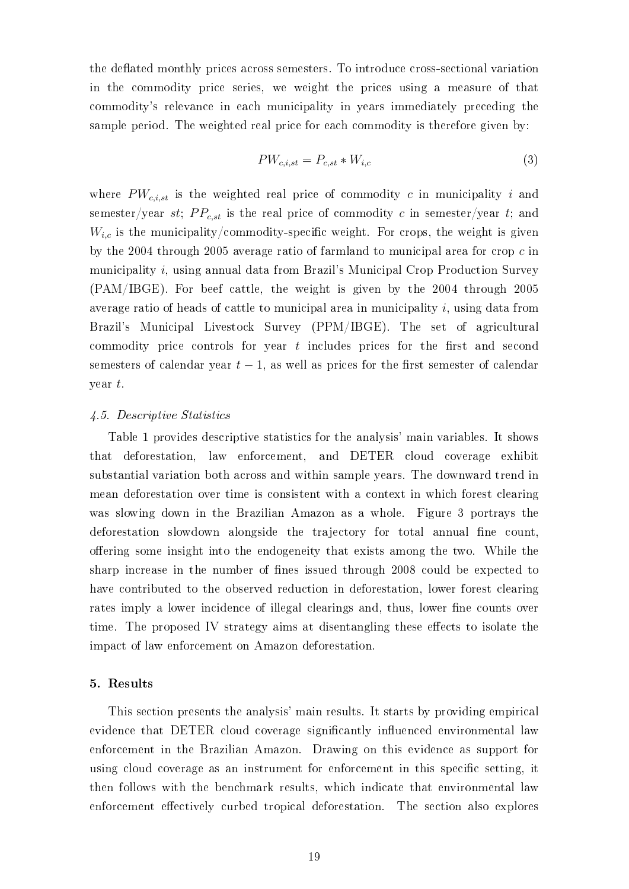the deflated monthly prices across semesters. To introduce cross-sectional variation in the commodity price series, we weight the prices using a measure of that commodity's relevance in each municipality in years immediately preceding the sample period. The weighted real price for each commodity is therefore given by:

$$PW_{c,i,st} = P_{c,st} * W_{i,c} \tag{3}$$

where $PW_{c,i,st}$ is the weighted real price of commodity $c$ in municipality $i$ and semester/year $st$; $PP_{c,st}$ is the real price of commodity $c$ in semester/year $t$; and $W_{i,c}$ is the municipality/commodity-specific weight. For crops, the weight is given by the 2004 through 2005 average ratio of farmland to municipal area for crop $c$ in municipality $i$, using annual data from Brazil's Municipal Crop Production Survey (PAM/IBGE). For beef cattle, the weight is given by the 2004 through 2005 average ratio of heads of cattle to municipal area in municipality $i$, using data from Brazil's Municipal Livestock Survey (PPM/IBGE). The set of agricultural commodity price controls for year $t$ includes prices for the first and second semesters of calendar year $t-1$, as well as prices for the first semester of calendar year $t$.

*4.5. Descriptive Statistics*

Table 1 provides descriptive statistics for the analysis' main variables. It shows that deforestation, law enforcement, and DETER cloud coverage exhibit substantial variation both across and within sample years. The downward trend in mean deforestation over time is consistent with a context in which forest clearing was slowing down in the Brazilian Amazon as a whole. Figure 3 portrays the deforestation slowdown alongside the trajectory for total annual fine count, offering some insight into the endogeneity that exists among the two. While the sharp increase in the number of fines issued through 2008 could be expected to have contributed to the observed reduction in deforestation, lower forest clearing rates imply a lower incidence of illegal clearings and, thus, lower fine counts over time. The proposed IV strategy aims at disentangling these effects to isolate the impact of law enforcement on Amazon deforestation.

## 5. Results

This section presents the analysis' main results. It starts by providing empirical evidence that DETER cloud coverage significantly influenced environmental law enforcement in the Brazilian Amazon. Drawing on this evidence as support for using cloud coverage as an instrument for enforcement in this specific setting, it then follows with the benchmark results, which indicate that environmental law enforcement effectively curbed tropical deforestation. The section also explores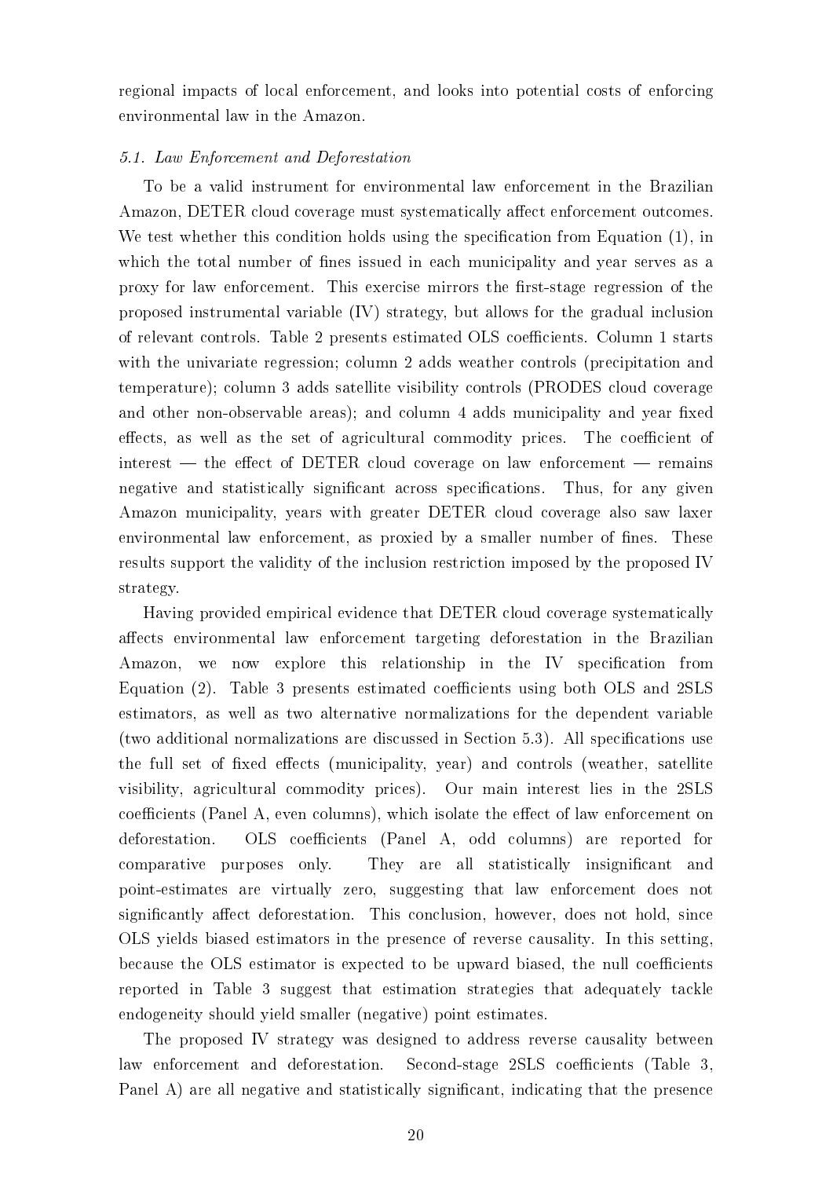regional impacts of local enforcement, and looks into potential costs of enforcing environmental law in the Amazon.

### *5.1. Law Enforcement and Deforestation*

To be a valid instrument for environmental law enforcement in the Brazilian Amazon, DETER cloud coverage must systematically affect enforcement outcomes. We test whether this condition holds using the specification from Equation (1), in which the total number of fines issued in each municipality and year serves as a proxy for law enforcement. This exercise mirrors the first-stage regression of the proposed instrumental variable (IV) strategy, but allows for the gradual inclusion of relevant controls. Table 2 presents estimated OLS coefficients. Column 1 starts with the univariate regression; column 2 adds weather controls (precipitation and temperature); column 3 adds satellite visibility controls (PRODES cloud coverage and other non-observable areas); and column 4 adds municipality and year fixed effects, as well as the set of agricultural commodity prices. The coefficient of interest — the effect of DETER cloud coverage on law enforcement — remains negative and statistically significant across specifications. Thus, for any given Amazon municipality, years with greater DETER cloud coverage also saw laxer environmental law enforcement, as proxied by a smaller number of fines. These results support the validity of the inclusion restriction imposed by the proposed IV strategy.

Having provided empirical evidence that DETER cloud coverage systematically affects environmental law enforcement targeting deforestation in the Brazilian Amazon, we now explore this relationship in the IV specification from Equation (2). Table 3 presents estimated coefficients using both OLS and 2SLS estimators, as well as two alternative normalizations for the dependent variable (two additional normalizations are discussed in Section 5.3). All specifications use the full set of fixed effects (municipality, year) and controls (weather, satellite visibility, agricultural commodity prices). Our main interest lies in the 2SLS coefficients (Panel A, even columns), which isolate the effect of law enforcement on deforestation. OLS coefficients (Panel A, odd columns) are reported for comparative purposes only. They are all statistically insignificant and point-estimates are virtually zero, suggesting that law enforcement does not significantly affect deforestation. This conclusion, however, does not hold, since OLS yields biased estimators in the presence of reverse causality. In this setting, because the OLS estimator is expected to be upward biased, the null coefficients reported in Table 3 suggest that estimation strategies that adequately tackle endogeneity should yield smaller (negative) point estimates.

The proposed IV strategy was designed to address reverse causality between law enforcement and deforestation. Second-stage 2SLS coefficients (Table 3, Panel A) are all negative and statistically significant, indicating that the presence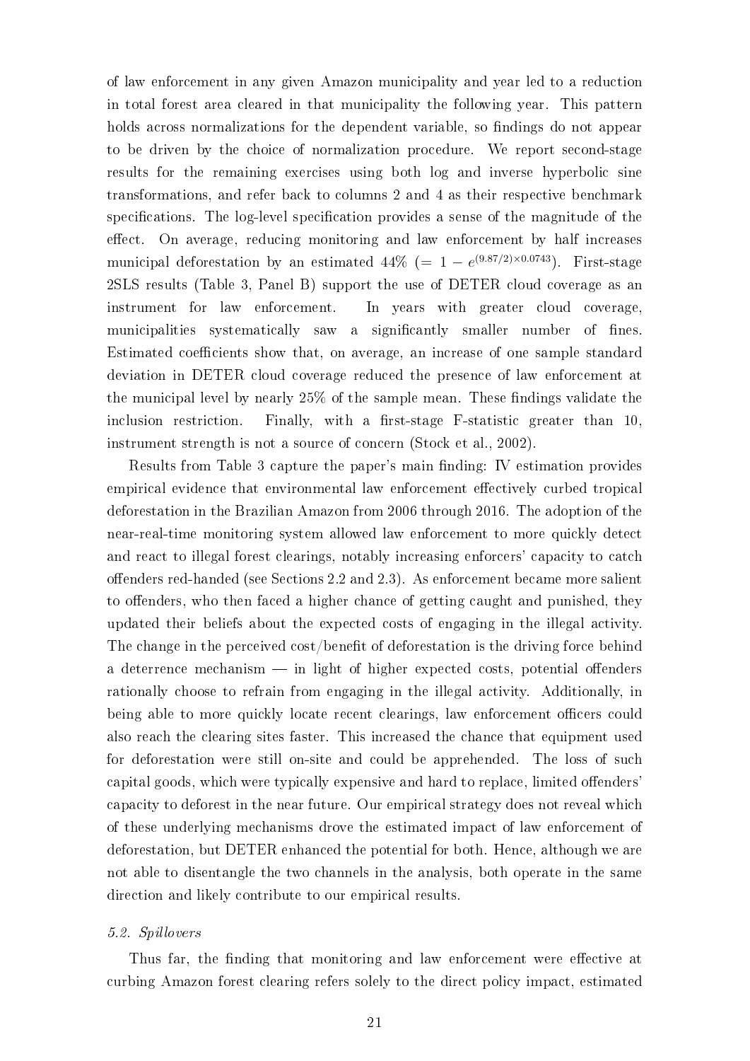of law enforcement in any given Amazon municipality and year led to a reduction in total forest area cleared in that municipality the following year. This pattern holds across normalizations for the dependent variable, so findings do not appear to be driven by the choice of normalization procedure. We report second-stage results for the remaining exercises using both log and inverse hyperbolic sine transformations, and refer back to columns 2 and 4 as their respective benchmark specifications. The log-level specification provides a sense of the magnitude of the effect. On average, reducing monitoring and law enforcement by half increases municipal deforestation by an estimated 44% ($= 1 - e^{(9.87/2)\times 0.0743}$). First-stage 2SLS results (Table 3, Panel B) support the use of DETER cloud coverage as an instrument for law enforcement. In years with greater cloud coverage, municipalities systematically saw a significantly smaller number of fines. Estimated coefficients show that, on average, an increase of one sample standard deviation in DETER cloud coverage reduced the presence of law enforcement at the municipal level by nearly 25% of the sample mean. These findings validate the inclusion restriction. Finally, with a first-stage F-statistic greater than 10, instrument strength is not a source of concern (Stock et al., 2002).

Results from Table 3 capture the paper's main finding: IV estimation provides empirical evidence that environmental law enforcement effectively curbed tropical deforestation in the Brazilian Amazon from 2006 through 2016. The adoption of the near-real-time monitoring system allowed law enforcement to more quickly detect and react to illegal forest clearings, notably increasing enforcers' capacity to catch offenders red-handed (see Sections 2.2 and 2.3). As enforcement became more salient to offenders, who then faced a higher chance of getting caught and punished, they updated their beliefs about the expected costs of engaging in the illegal activity. The change in the perceived cost/benefit of deforestation is the driving force behind a deterrence mechanism — in light of higher expected costs, potential offenders rationally choose to refrain from engaging in the illegal activity. Additionally, in being able to more quickly locate recent clearings, law enforcement officers could also reach the clearing sites faster. This increased the chance that equipment used for deforestation were still on-site and could be apprehended. The loss of such capital goods, which were typically expensive and hard to replace, limited offenders' capacity to deforest in the near future. Our empirical strategy does not reveal which of these underlying mechanisms drove the estimated impact of law enforcement of deforestation, but DETER enhanced the potential for both. Hence, although we are not able to disentangle the two channels in the analysis, both operate in the same direction and likely contribute to our empirical results.

### 5.2. Spillovers

Thus far, the finding that monitoring and law enforcement were effective at curbing Amazon forest clearing refers solely to the direct policy impact, estimated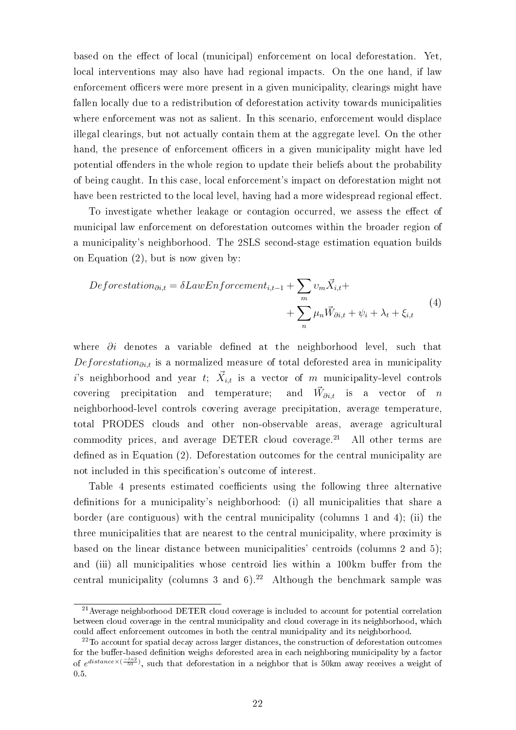based on the effect of local (municipal) enforcement on local deforestation. Yet, local interventions may also have had regional impacts. On the one hand, if law enforcement officers were more present in a given municipality, clearings might have fallen locally due to a redistribution of deforestation activity towards municipalities where enforcement was not as salient. In this scenario, enforcement would displace illegal clearings, but not actually contain them at the aggregate level. On the other hand, the presence of enforcement officers in a given municipality might have led potential offenders in the whole region to update their beliefs about the probability of being caught. In this case, local enforcement's impact on deforestation might not have been restricted to the local level, having had a more widespread regional effect.

To investigate whether leakage or contagion occurred, we assess the effect of municipal law enforcement on deforestation outcomes within the broader region of a municipality's neighborhood. The 2SLS second-stage estimation equation builds on Equation (2), but is now given by:

$$Deforestation_{\partial i,t} = \delta LawEnforcement_{i,t-1} + \sum_{m} \upsilon_m \vec{X}_{i,t} + \sum_{n} \mu_n \vec{W}_{\partial i,t} + \psi_i + \lambda_t + \xi_{i,t} \tag{4}$$

where $\partial i$ denotes a variable defined at the neighborhood level, such that $Deforestation_{\partial i,t}$ is a normalized measure of total deforested area in municipality $i$'s neighborhood and year $t$; $\vec{X}_{i,t}$ is a vector of $m$ municipality-level controls covering precipitation and temperature; and $\vec{W}_{\partial i,t}$ is a vector of $n$ neighborhood-level controls covering average precipitation, average temperature, total PRODES clouds and other non-observable areas, average agricultural commodity prices, and average DETER cloud coverage.[21] All other terms are defined as in Equation (2). Deforestation outcomes for the central municipality are not included in this specification's outcome of interest.

Table 4 presents estimated coefficients using the following three alternative definitions for a municipality's neighborhood: (i) all municipalities that share a border (are contiguous) with the central municipality (columns 1 and 4); (ii) the three municipalities that are nearest to the central municipality, where proximity is based on the linear distance between municipalities' centroids (columns 2 and 5); and (iii) all municipalities whose centroid lies within a 100km buffer from the central municipality (columns 3 and 6).[22] Although the benchmark sample was

[21] Average neighborhood DETER cloud coverage is included to account for potential correlation between cloud coverage in the central municipality and cloud coverage in its neighborhood, which could affect enforcement outcomes in both the central municipality and its neighborhood.

[22] To account for spatial decay across larger distances, the construction of deforestation outcomes for the buffer-based definition weighs deforested area in each neighboring municipality by a factor of $e^{distance \times (\frac{-ln2}{50})}$, such that deforestation in a neighbor that is 50km away receives a weight of 0.5.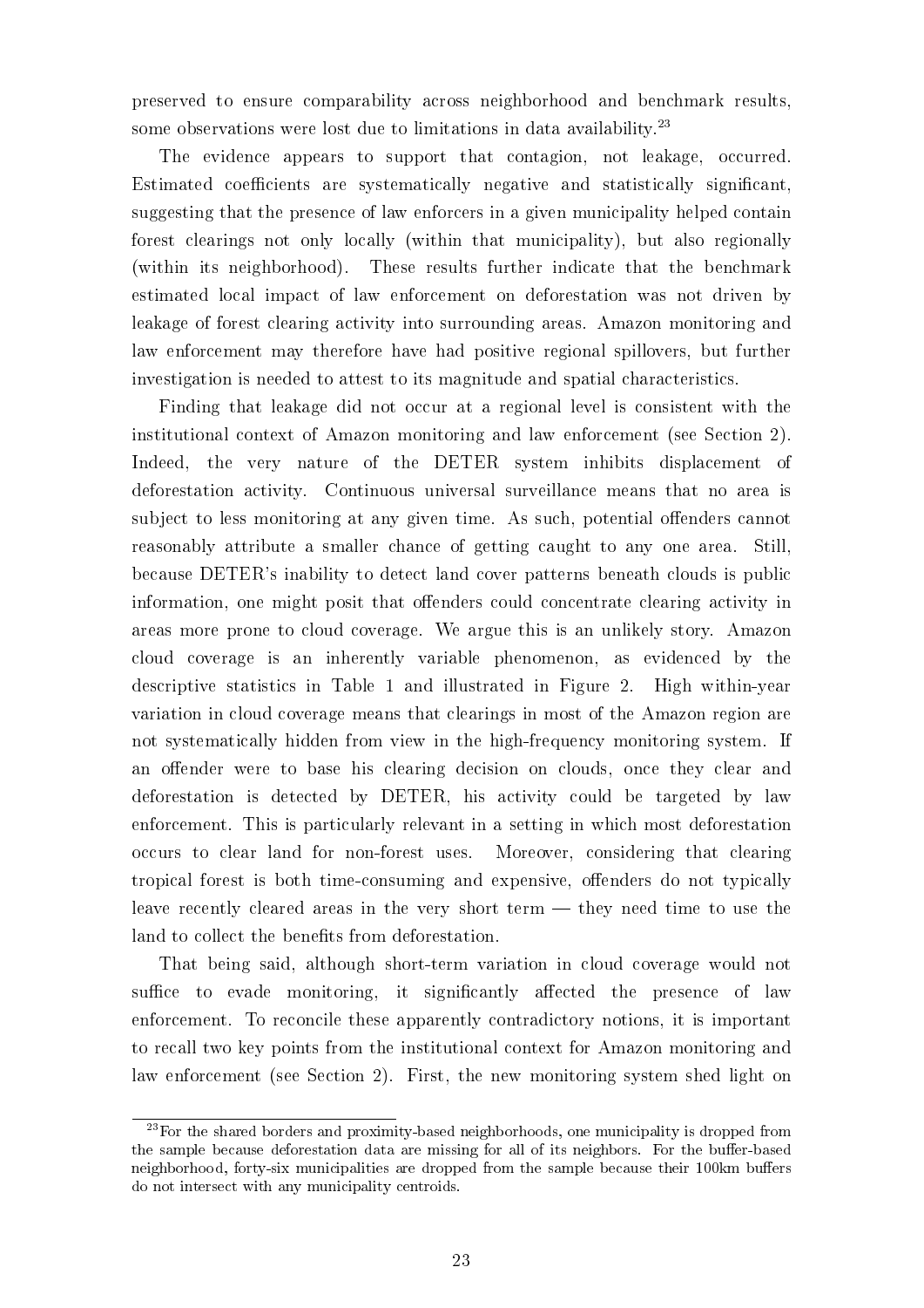preserved to ensure comparability across neighborhood and benchmark results, some observations were lost due to limitations in data availability.[23]

The evidence appears to support that contagion, not leakage, occurred. Estimated coefficients are systematically negative and statistically significant, suggesting that the presence of law enforcers in a given municipality helped contain forest clearings not only locally (within that municipality), but also regionally (within its neighborhood). These results further indicate that the benchmark estimated local impact of law enforcement on deforestation was not driven by leakage of forest clearing activity into surrounding areas. Amazon monitoring and law enforcement may therefore have had positive regional spillovers, but further investigation is needed to attest to its magnitude and spatial characteristics.

Finding that leakage did not occur at a regional level is consistent with the institutional context of Amazon monitoring and law enforcement (see Section 2). Indeed, the very nature of the DETER system inhibits displacement of deforestation activity. Continuous universal surveillance means that no area is subject to less monitoring at any given time. As such, potential offenders cannot reasonably attribute a smaller chance of getting caught to any one area. Still, because DETER's inability to detect land cover patterns beneath clouds is public information, one might posit that offenders could concentrate clearing activity in areas more prone to cloud coverage. We argue this is an unlikely story. Amazon cloud coverage is an inherently variable phenomenon, as evidenced by the descriptive statistics in Table 1 and illustrated in Figure 2. High within-year variation in cloud coverage means that clearings in most of the Amazon region are not systematically hidden from view in the high-frequency monitoring system. If an offender were to base his clearing decision on clouds, once they clear and deforestation is detected by DETER, his activity could be targeted by law enforcement. This is particularly relevant in a setting in which most deforestation occurs to clear land for non-forest uses. Moreover, considering that clearing tropical forest is both time-consuming and expensive, offenders do not typically leave recently cleared areas in the very short term — they need time to use the land to collect the benefits from deforestation.

That being said, although short-term variation in cloud coverage would not suffice to evade monitoring, it significantly affected the presence of law enforcement. To reconcile these apparently contradictory notions, it is important to recall two key points from the institutional context for Amazon monitoring and law enforcement (see Section 2). First, the new monitoring system shed light on

[23] For the shared borders and proximity-based neighborhoods, one municipality is dropped from the sample because deforestation data are missing for all of its neighbors. For the buffer-based neighborhood, forty-six municipalities are dropped from the sample because their 100km buffers do not intersect with any municipality centroids.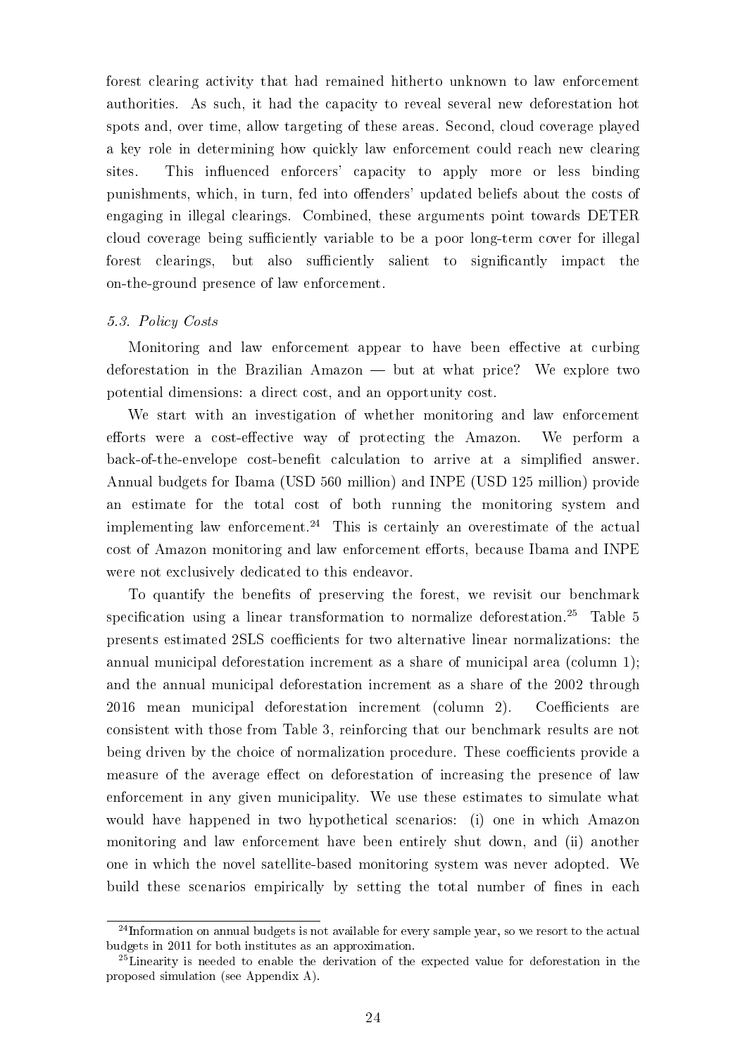forest clearing activity that had remained hitherto unknown to law enforcement authorities. As such, it had the capacity to reveal several new deforestation hot spots and, over time, allow targeting of these areas. Second, cloud coverage played a key role in determining how quickly law enforcement could reach new clearing sites. This influenced enforcers' capacity to apply more or less binding punishments, which, in turn, fed into offenders' updated beliefs about the costs of engaging in illegal clearings. Combined, these arguments point towards DETER cloud coverage being sufficiently variable to be a poor long-term cover for illegal forest clearings, but also sufficiently salient to significantly impact the on-the-ground presence of law enforcement.

### *5.3. Policy Costs*

Monitoring and law enforcement appear to have been effective at curbing deforestation in the Brazilian Amazon — but at what price? We explore two potential dimensions: a direct cost, and an opportunity cost.

We start with an investigation of whether monitoring and law enforcement efforts were a cost-effective way of protecting the Amazon. We perform a back-of-the-envelope cost-benefit calculation to arrive at a simplified answer. Annual budgets for Ibama (USD 560 million) and INPE (USD 125 million) provide an estimate for the total cost of both running the monitoring system and implementing law enforcement.[24] This is certainly an overestimate of the actual cost of Amazon monitoring and law enforcement efforts, because Ibama and INPE were not exclusively dedicated to this endeavor.

To quantify the benefits of preserving the forest, we revisit our benchmark specification using a linear transformation to normalize deforestation.[25] Table 5 presents estimated 2SLS coefficients for two alternative linear normalizations: the annual municipal deforestation increment as a share of municipal area (column 1); and the annual municipal deforestation increment as a share of the 2002 through 2016 mean municipal deforestation increment (column 2). Coefficients are consistent with those from Table 3, reinforcing that our benchmark results are not being driven by the choice of normalization procedure. These coefficients provide a measure of the average effect on deforestation of increasing the presence of law enforcement in any given municipality. We use these estimates to simulate what would have happened in two hypothetical scenarios: (i) one in which Amazon monitoring and law enforcement have been entirely shut down, and (ii) another one in which the novel satellite-based monitoring system was never adopted. We build these scenarios empirically by setting the total number of fines in each

[24] Information on annual budgets is not available for every sample year, so we resort to the actual budgets in 2011 for both institutes as an approximation.

[25] Linearity is needed to enable the derivation of the expected value for deforestation in the proposed simulation (see Appendix A).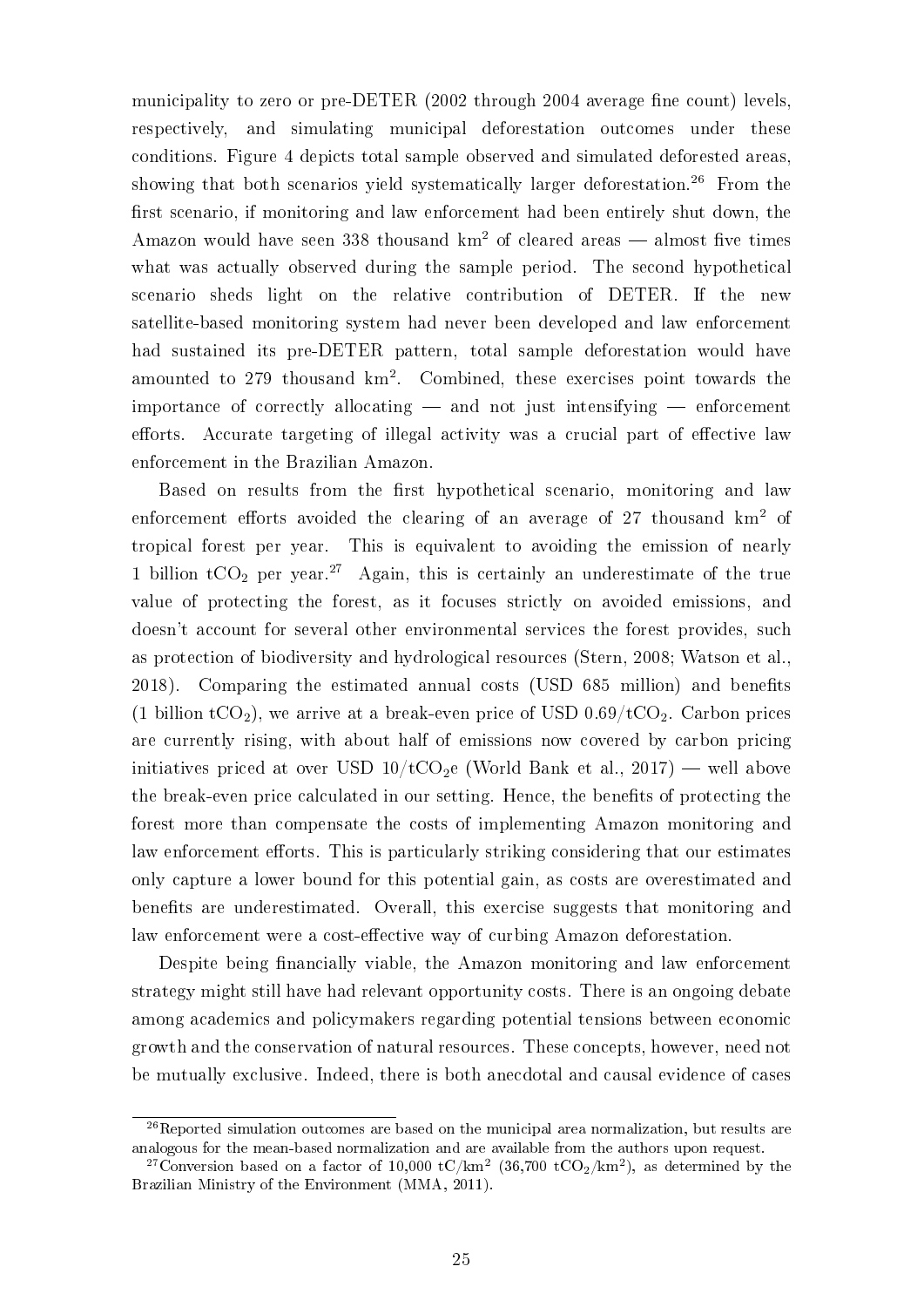municipality to zero or pre-DETER (2002 through 2004 average fine count) levels, respectively, and simulating municipal deforestation outcomes under these conditions. Figure 4 depicts total sample observed and simulated deforested areas, showing that both scenarios yield systematically larger deforestation.[26] From the first scenario, if monitoring and law enforcement had been entirely shut down, the Amazon would have seen 338 thousand $km^2$ of cleared areas — almost five times what was actually observed during the sample period. The second hypothetical scenario sheds light on the relative contribution of DETER. If the new satellite-based monitoring system had never been developed and law enforcement had sustained its pre-DETER pattern, total sample deforestation would have amounted to 279 thousand $km^2$. Combined, these exercises point towards the importance of correctly allocating — and not just intensifying — enforcement efforts. Accurate targeting of illegal activity was a crucial part of effective law enforcement in the Brazilian Amazon.

Based on results from the first hypothetical scenario, monitoring and law enforcement efforts avoided the clearing of an average of 27 thousand $km^2$ of tropical forest per year. This is equivalent to avoiding the emission of nearly 1 billion $tCO_2$ per year.[27] Again, this is certainly an underestimate of the true value of protecting the forest, as it focuses strictly on avoided emissions, and doesn't account for several other environmental services the forest provides, such as protection of biodiversity and hydrological resources (Stern, 2008; Watson et al., 2018). Comparing the estimated annual costs (USD 685 million) and benefits (1 billion $tCO_2$), we arrive at a break-even price of USD $0.69/tCO_2$. Carbon prices are currently rising, with about half of emissions now covered by carbon pricing initiatives priced at over USD $10/tCO_2e$ (World Bank et al., 2017) — well above the break-even price calculated in our setting. Hence, the benefits of protecting the forest more than compensate the costs of implementing Amazon monitoring and law enforcement efforts. This is particularly striking considering that our estimates only capture a lower bound for this potential gain, as costs are overestimated and benefits are underestimated. Overall, this exercise suggests that monitoring and law enforcement were a cost-effective way of curbing Amazon deforestation.

Despite being financially viable, the Amazon monitoring and law enforcement strategy might still have had relevant opportunity costs. There is an ongoing debate among academics and policymakers regarding potential tensions between economic growth and the conservation of natural resources. These concepts, however, need not be mutually exclusive. Indeed, there is both anecdotal and causal evidence of cases

[26] Reported simulation outcomes are based on the municipal area normalization, but results are analogous for the mean-based normalization and are available from the authors upon request.

[27] Conversion based on a factor of 10,000 $tC/km^2$ (36,700 $tCO_2/km^2$), as determined by the Brazilian Ministry of the Environment (MMA, 2011).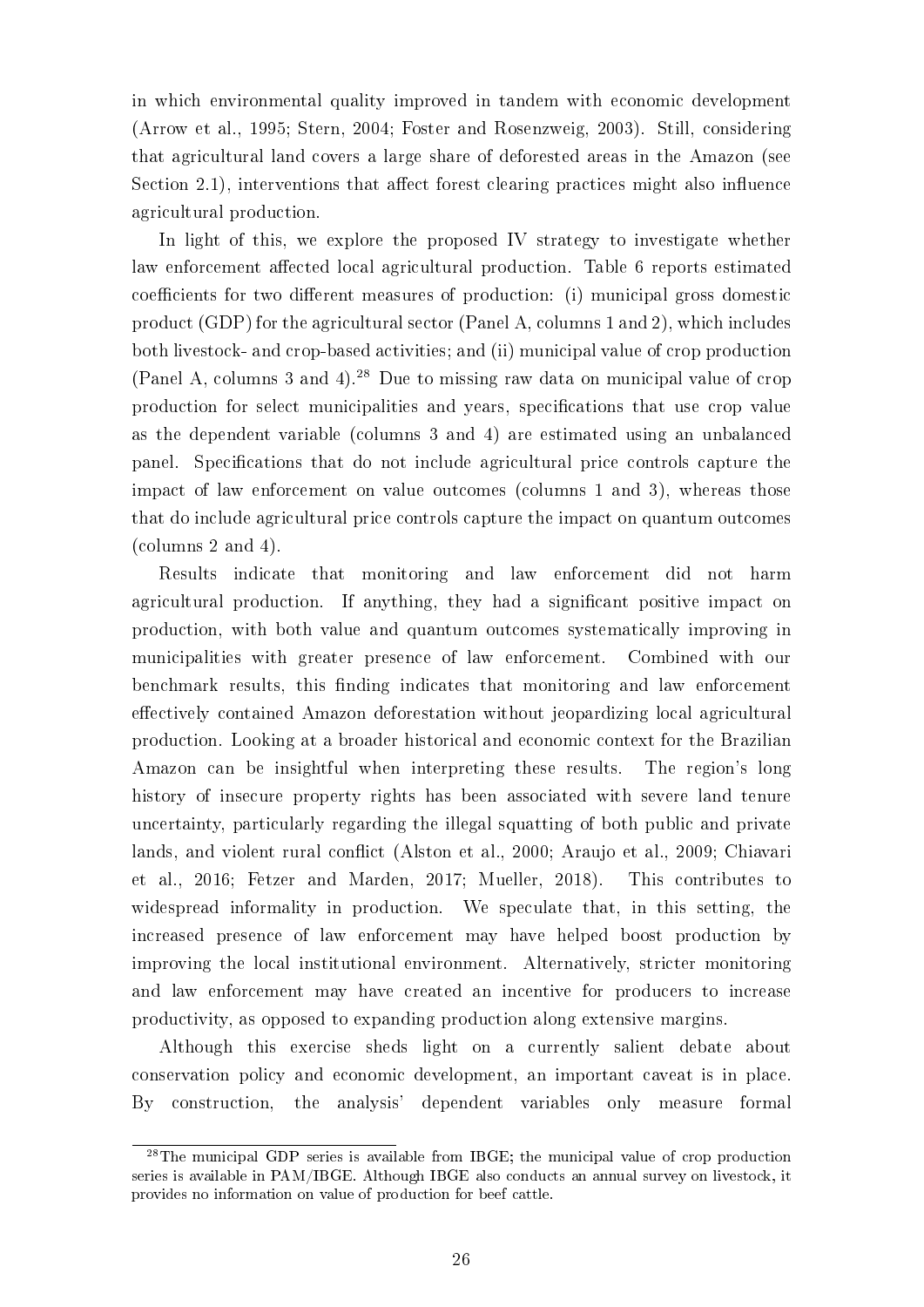in which environmental quality improved in tandem with economic development (Arrow et al., 1995; Stern, 2004; Foster and Rosenzweig, 2003). Still, considering that agricultural land covers a large share of deforested areas in the Amazon (see Section 2.1), interventions that affect forest clearing practices might also influence agricultural production.

In light of this, we explore the proposed IV strategy to investigate whether law enforcement affected local agricultural production. Table 6 reports estimated coefficients for two different measures of production: (i) municipal gross domestic product (GDP) for the agricultural sector (Panel A, columns 1 and 2), which includes both livestock- and crop-based activities; and (ii) municipal value of crop production (Panel A, columns 3 and 4).[28] Due to missing raw data on municipal value of crop production for select municipalities and years, specifications that use crop value as the dependent variable (columns 3 and 4) are estimated using an unbalanced panel. Specifications that do not include agricultural price controls capture the impact of law enforcement on value outcomes (columns 1 and 3), whereas those that do include agricultural price controls capture the impact on quantum outcomes (columns 2 and 4).

Results indicate that monitoring and law enforcement did not harm agricultural production. If anything, they had a significant positive impact on production, with both value and quantum outcomes systematically improving in municipalities with greater presence of law enforcement. Combined with our benchmark results, this finding indicates that monitoring and law enforcement effectively contained Amazon deforestation without jeopardizing local agricultural production. Looking at a broader historical and economic context for the Brazilian Amazon can be insightful when interpreting these results. The region's long history of insecure property rights has been associated with severe land tenure uncertainty, particularly regarding the illegal squatting of both public and private lands, and violent rural conflict (Alston et al., 2000; Araujo et al., 2009; Chiavari et al., 2016; Fetzer and Marden, 2017; Mueller, 2018). This contributes to widespread informality in production. We speculate that, in this setting, the increased presence of law enforcement may have helped boost production by improving the local institutional environment. Alternatively, stricter monitoring and law enforcement may have created an incentive for producers to increase productivity, as opposed to expanding production along extensive margins.

Although this exercise sheds light on a currently salient debate about conservation policy and economic development, an important caveat is in place. By construction, the analysis' dependent variables only measure formal

[28] The municipal GDP series is available from IBGE; the municipal value of crop production series is available in PAM/IBGE. Although IBGE also conducts an annual survey on livestock, it provides no information on value of production for beef cattle.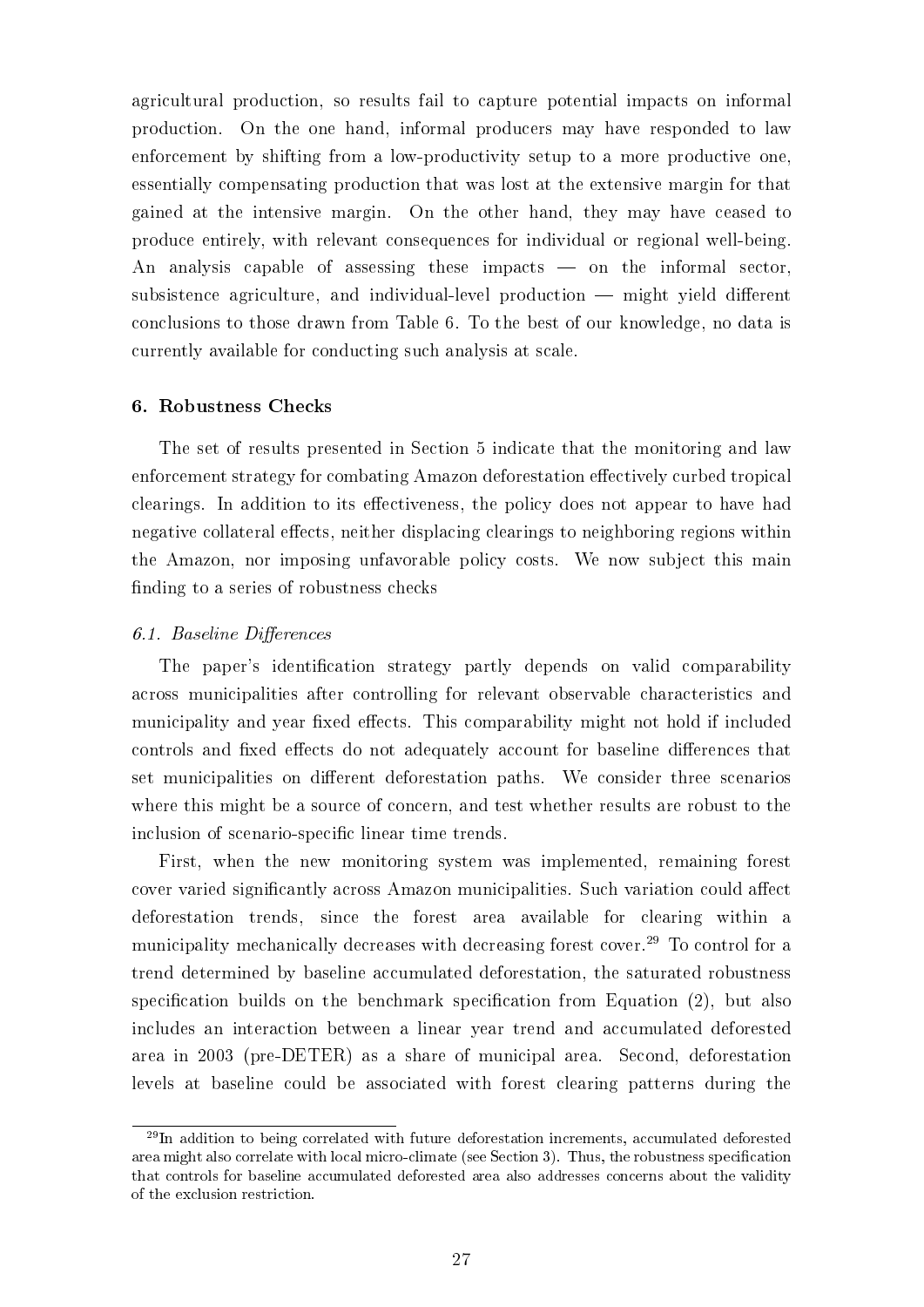agricultural production, so results fail to capture potential impacts on informal production. On the one hand, informal producers may have responded to law enforcement by shifting from a low-productivity setup to a more productive one, essentially compensating production that was lost at the extensive margin for that gained at the intensive margin. On the other hand, they may have ceased to produce entirely, with relevant consequences for individual or regional well-being. An analysis capable of assessing these impacts — on the informal sector, subsistence agriculture, and individual-level production — might yield different conclusions to those drawn from Table 6. To the best of our knowledge, no data is currently available for conducting such analysis at scale.

## 6. Robustness Checks

The set of results presented in Section 5 indicate that the monitoring and law enforcement strategy for combating Amazon deforestation effectively curbed tropical clearings. In addition to its effectiveness, the policy does not appear to have had negative collateral effects, neither displacing clearings to neighboring regions within the Amazon, nor imposing unfavorable policy costs. We now subject this main finding to a series of robustness checks

### *6.1. Baseline Differences*

The paper's identification strategy partly depends on valid comparability across municipalities after controlling for relevant observable characteristics and municipality and year fixed effects. This comparability might not hold if included controls and fixed effects do not adequately account for baseline differences that set municipalities on different deforestation paths. We consider three scenarios where this might be a source of concern, and test whether results are robust to the inclusion of scenario-specific linear time trends.

First, when the new monitoring system was implemented, remaining forest cover varied significantly across Amazon municipalities. Such variation could affect deforestation trends, since the forest area available for clearing within a municipality mechanically decreases with decreasing forest cover.[29] To control for a trend determined by baseline accumulated deforestation, the saturated robustness specification builds on the benchmark specification from Equation (2), but also includes an interaction between a linear year trend and accumulated deforested area in 2003 (pre-DETER) as a share of municipal area. Second, deforestation levels at baseline could be associated with forest clearing patterns during the

[29] In addition to being correlated with future deforestation increments, accumulated deforested area might also correlate with local micro-climate (see Section 3). Thus, the robustness specification that controls for baseline accumulated deforested area also addresses concerns about the validity of the exclusion restriction.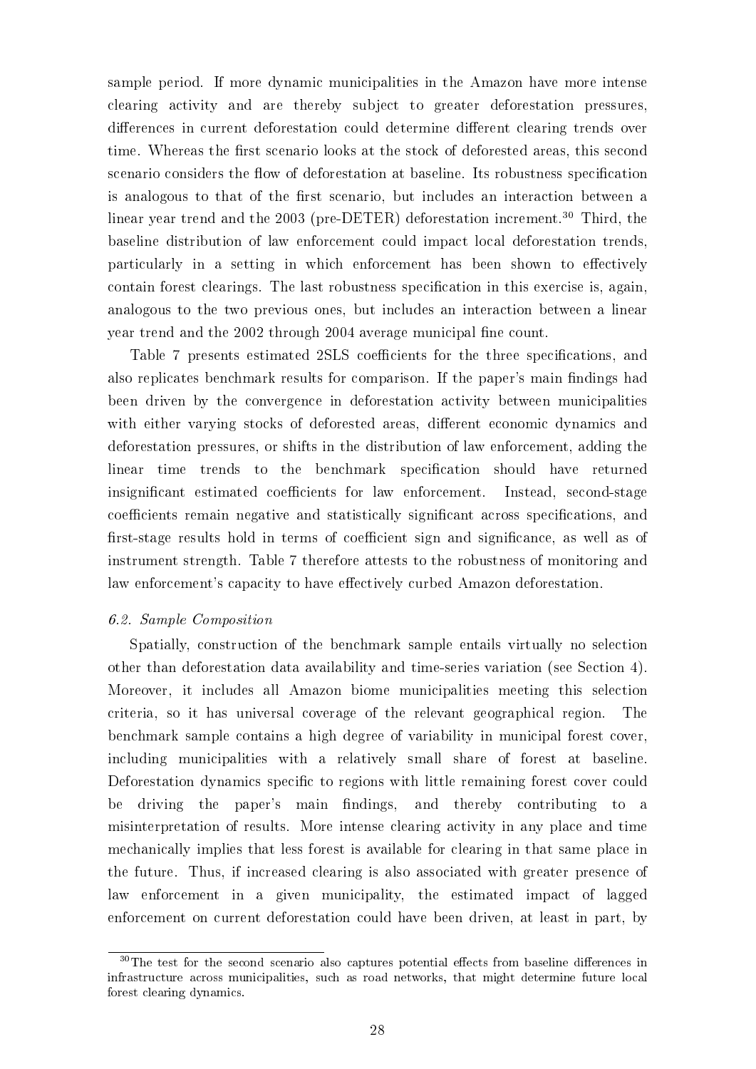sample period. If more dynamic municipalities in the Amazon have more intense clearing activity and are thereby subject to greater deforestation pressures, differences in current deforestation could determine different clearing trends over time. Whereas the first scenario looks at the stock of deforested areas, this second scenario considers the flow of deforestation at baseline. Its robustness specification is analogous to that of the first scenario, but includes an interaction between a linear year trend and the 2003 (pre-DETER) deforestation increment.[30] Third, the baseline distribution of law enforcement could impact local deforestation trends, particularly in a setting in which enforcement has been shown to effectively contain forest clearings. The last robustness specification in this exercise is, again, analogous to the two previous ones, but includes an interaction between a linear year trend and the 2002 through 2004 average municipal fine count.

Table 7 presents estimated 2SLS coefficients for the three specifications, and also replicates benchmark results for comparison. If the paper's main findings had been driven by the convergence in deforestation activity between municipalities with either varying stocks of deforested areas, different economic dynamics and deforestation pressures, or shifts in the distribution of law enforcement, adding the linear time trends to the benchmark specification should have returned insignificant estimated coefficients for law enforcement. Instead, second-stage coefficients remain negative and statistically significant across specifications, and first-stage results hold in terms of coefficient sign and significance, as well as of instrument strength. Table 7 therefore attests to the robustness of monitoring and law enforcement's capacity to have effectively curbed Amazon deforestation.

*6.2. Sample Composition*

Spatially, construction of the benchmark sample entails virtually no selection other than deforestation data availability and time-series variation (see Section 4). Moreover, it includes all Amazon biome municipalities meeting this selection criteria, so it has universal coverage of the relevant geographical region. The benchmark sample contains a high degree of variability in municipal forest cover, including municipalities with a relatively small share of forest at baseline. Deforestation dynamics specific to regions with little remaining forest cover could be driving the paper's main findings, and thereby contributing to a misinterpretation of results. More intense clearing activity in any place and time mechanically implies that less forest is available for clearing in that same place in the future. Thus, if increased clearing is also associated with greater presence of law enforcement in a given municipality, the estimated impact of lagged enforcement on current deforestation could have been driven, at least in part, by

[30] The test for the second scenario also captures potential effects from baseline differences in infrastructure across municipalities, such as road networks, that might determine future local forest clearing dynamics.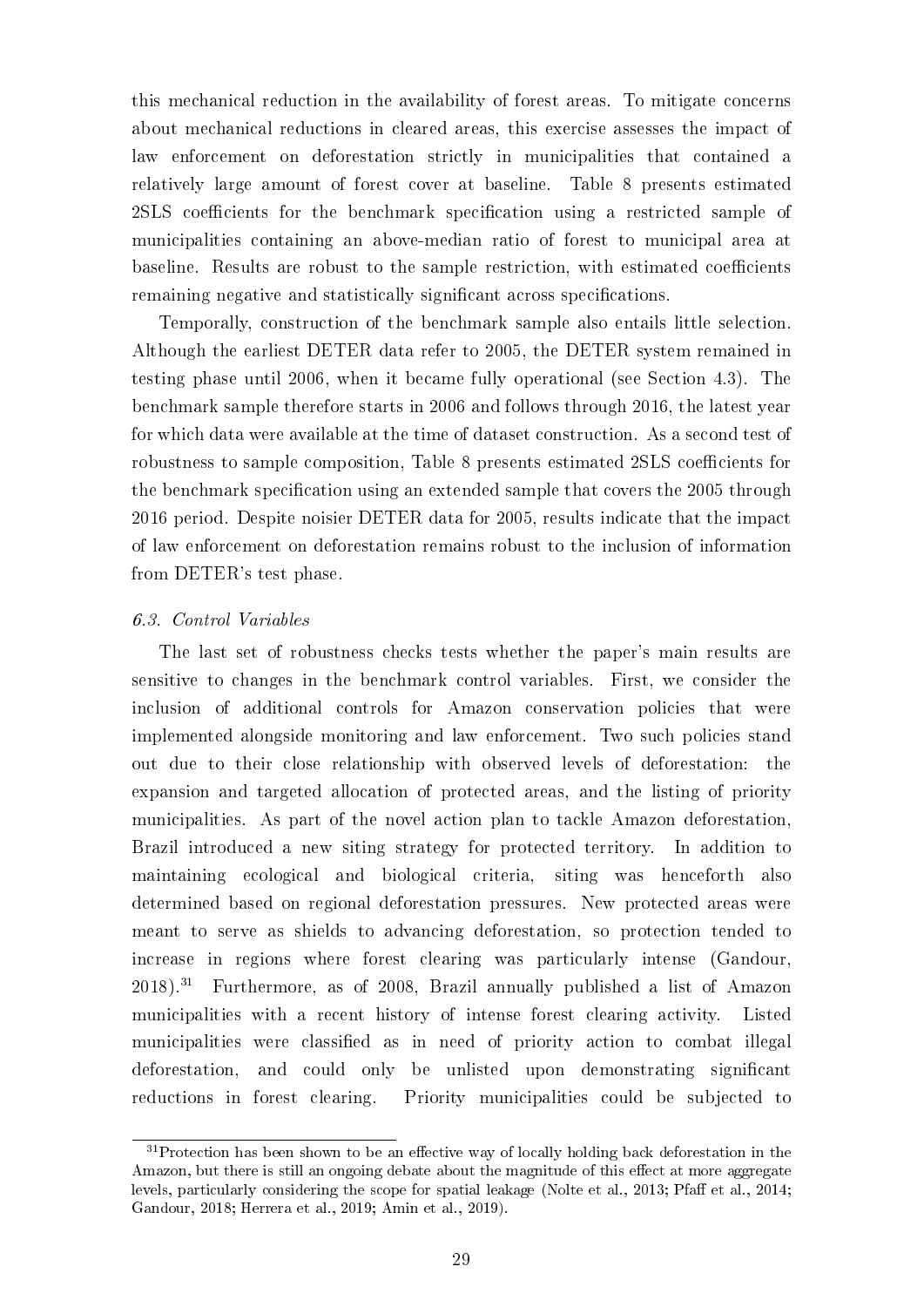this mechanical reduction in the availability of forest areas. To mitigate concerns about mechanical reductions in cleared areas, this exercise assesses the impact of law enforcement on deforestation strictly in municipalities that contained a relatively large amount of forest cover at baseline. Table 8 presents estimated 2SLS coefficients for the benchmark specification using a restricted sample of municipalities containing an above-median ratio of forest to municipal area at baseline. Results are robust to the sample restriction, with estimated coefficients remaining negative and statistically significant across specifications.

Temporally, construction of the benchmark sample also entails little selection. Although the earliest DETER data refer to 2005, the DETER system remained in testing phase until 2006, when it became fully operational (see Section 4.3). The benchmark sample therefore starts in 2006 and follows through 2016, the latest year for which data were available at the time of dataset construction. As a second test of robustness to sample composition, Table 8 presents estimated 2SLS coefficients for the benchmark specification using an extended sample that covers the 2005 through 2016 period. Despite noisier DETER data for 2005, results indicate that the impact of law enforcement on deforestation remains robust to the inclusion of information from DETER's test phase.

### *6.3. Control Variables*

The last set of robustness checks tests whether the paper's main results are sensitive to changes in the benchmark control variables. First, we consider the inclusion of additional controls for Amazon conservation policies that were implemented alongside monitoring and law enforcement. Two such policies stand out due to their close relationship with observed levels of deforestation: the expansion and targeted allocation of protected areas, and the listing of priority municipalities. As part of the novel action plan to tackle Amazon deforestation, Brazil introduced a new siting strategy for protected territory. In addition to maintaining ecological and biological criteria, siting was henceforth also determined based on regional deforestation pressures. New protected areas were meant to serve as shields to advancing deforestation, so protection tended to increase in regions where forest clearing was particularly intense (Gandour, 2018).[31] Furthermore, as of 2008, Brazil annually published a list of Amazon municipalities with a recent history of intense forest clearing activity. Listed municipalities were classified as in need of priority action to combat illegal deforestation, and could only be unlisted upon demonstrating significant reductions in forest clearing. Priority municipalities could be subjected to

[31] Protection has been shown to be an effective way of locally holding back deforestation in the Amazon, but there is still an ongoing debate about the magnitude of this effect at more aggregate levels, particularly considering the scope for spatial leakage (Nolte et al., 2013; Pfaff et al., 2014; Gandour, 2018; Herrera et al., 2019; Amin et al., 2019).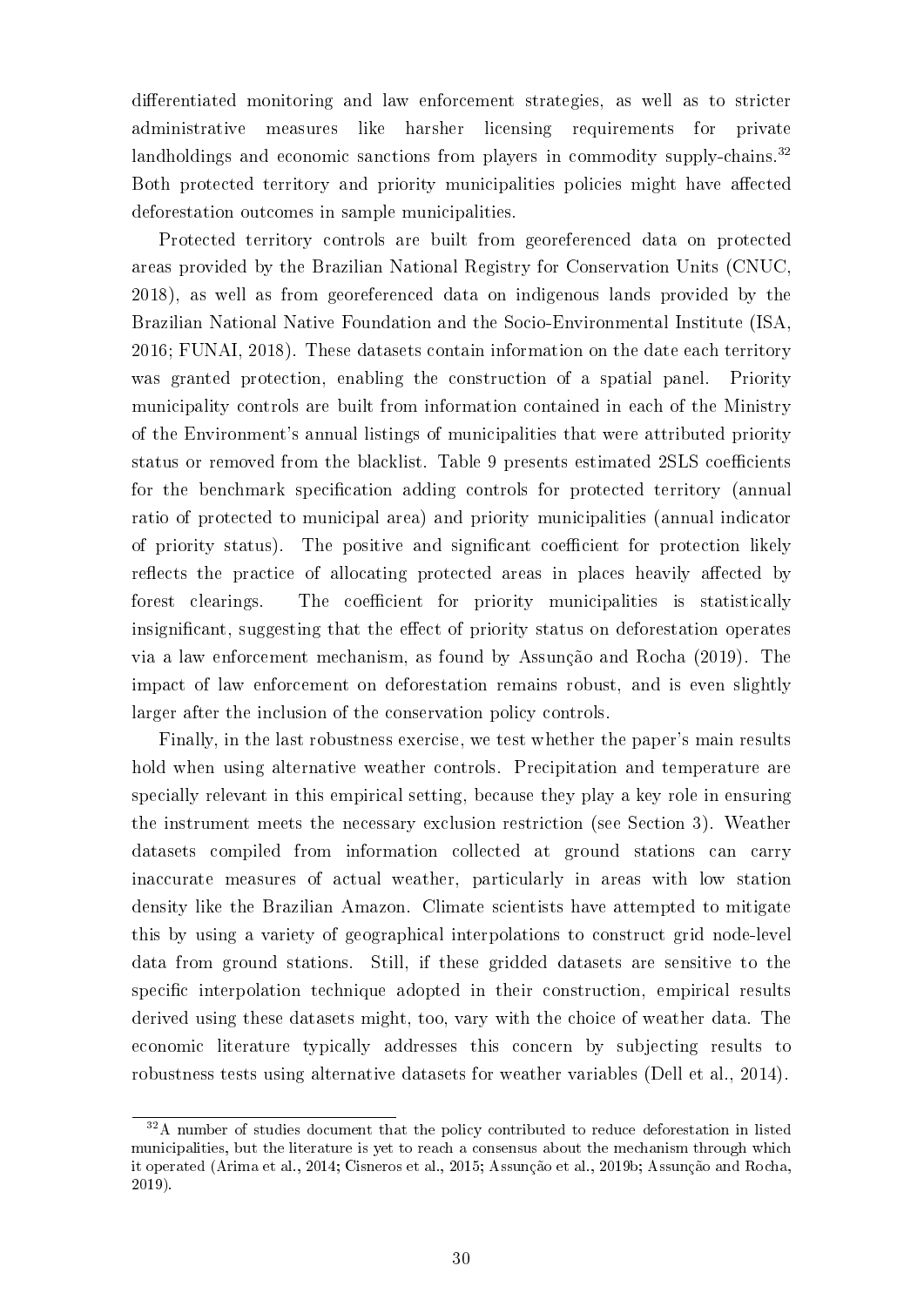differentiated monitoring and law enforcement strategies, as well as to stricter administrative measures like harsher licensing requirements for private landholdings and economic sanctions from players in commodity supply-chains.[32] Both protected territory and priority municipalities policies might have affected deforestation outcomes in sample municipalities.

Protected territory controls are built from georeferenced data on protected areas provided by the Brazilian National Registry for Conservation Units (CNUC, 2018), as well as from georeferenced data on indigenous lands provided by the Brazilian National Native Foundation and the Socio-Environmental Institute (ISA, 2016; FUNAI, 2018). These datasets contain information on the date each territory was granted protection, enabling the construction of a spatial panel. Priority municipality controls are built from information contained in each of the Ministry of the Environment's annual listings of municipalities that were attributed priority status or removed from the blacklist. Table 9 presents estimated 2SLS coefficients for the benchmark specification adding controls for protected territory (annual ratio of protected to municipal area) and priority municipalities (annual indicator of priority status). The positive and significant coefficient for protection likely reflects the practice of allocating protected areas in places heavily affected by forest clearings. The coefficient for priority municipalities is statistically insignificant, suggesting that the effect of priority status on deforestation operates via a law enforcement mechanism, as found by Assunção and Rocha (2019). The impact of law enforcement on deforestation remains robust, and is even slightly larger after the inclusion of the conservation policy controls.

Finally, in the last robustness exercise, we test whether the paper's main results hold when using alternative weather controls. Precipitation and temperature are specially relevant in this empirical setting, because they play a key role in ensuring the instrument meets the necessary exclusion restriction (see Section 3). Weather datasets compiled from information collected at ground stations can carry inaccurate measures of actual weather, particularly in areas with low station density like the Brazilian Amazon. Climate scientists have attempted to mitigate this by using a variety of geographical interpolations to construct grid node-level data from ground stations. Still, if these gridded datasets are sensitive to the specific interpolation technique adopted in their construction, empirical results derived using these datasets might, too, vary with the choice of weather data. The economic literature typically addresses this concern by subjecting results to robustness tests using alternative datasets for weather variables (Dell et al., 2014).

[32] A number of studies document that the policy contributed to reduce deforestation in listed municipalities, but the literature is yet to reach a consensus about the mechanism through which it operated (Arima et al., 2014; Cisneros et al., 2015; Assunção et al., 2019b; Assunção and Rocha, 2019).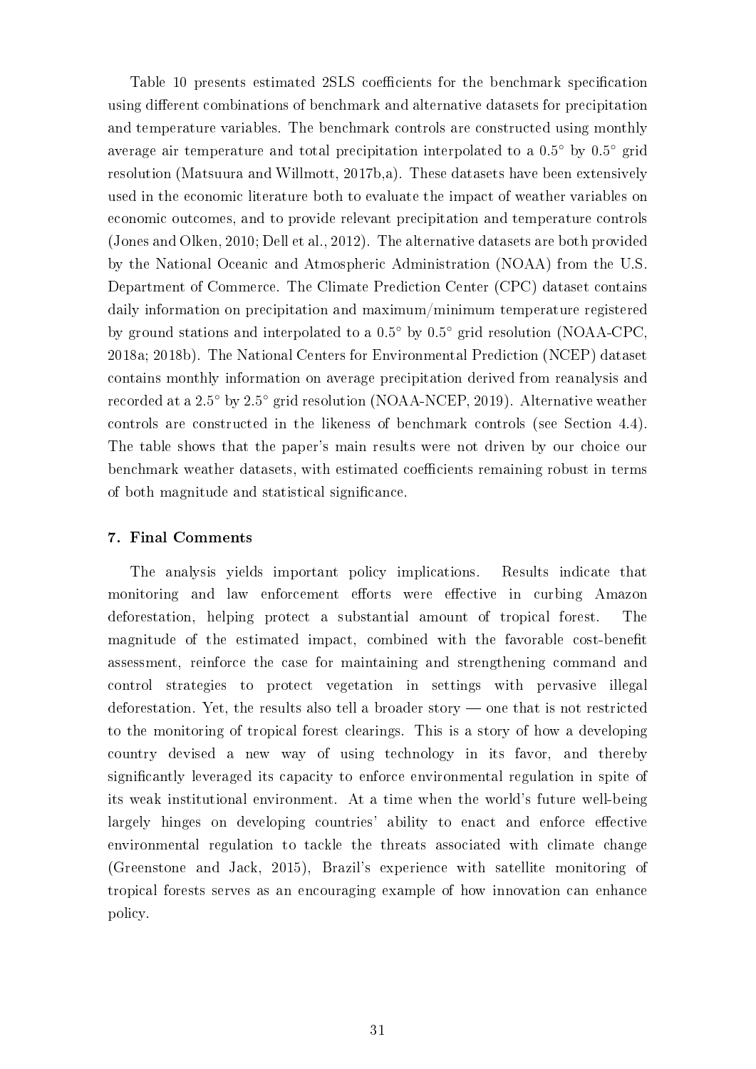Table 10 presents estimated 2SLS coefficients for the benchmark specification using different combinations of benchmark and alternative datasets for precipitation and temperature variables. The benchmark controls are constructed using monthly average air temperature and total precipitation interpolated to a 0.5° by 0.5° grid resolution (Matsuura and Willmott, 2017b,a). These datasets have been extensively used in the economic literature both to evaluate the impact of weather variables on economic outcomes, and to provide relevant precipitation and temperature controls (Jones and Olken, 2010; Dell et al., 2012). The alternative datasets are both provided by the National Oceanic and Atmospheric Administration (NOAA) from the U.S. Department of Commerce. The Climate Prediction Center (CPC) dataset contains daily information on precipitation and maximum/minimum temperature registered by ground stations and interpolated to a 0.5° by 0.5° grid resolution (NOAA-CPC, 2018a; 2018b). The National Centers for Environmental Prediction (NCEP) dataset contains monthly information on average precipitation derived from reanalysis and recorded at a 2.5° by 2.5° grid resolution (NOAA-NCEP, 2019). Alternative weather controls are constructed in the likeness of benchmark controls (see Section 4.4). The table shows that the paper's main results were not driven by our choice our benchmark weather datasets, with estimated coefficients remaining robust in terms of both magnitude and statistical significance.

## 7. Final Comments

The analysis yields important policy implications. Results indicate that monitoring and law enforcement efforts were effective in curbing Amazon deforestation, helping protect a substantial amount of tropical forest. The magnitude of the estimated impact, combined with the favorable cost-benefit assessment, reinforce the case for maintaining and strengthening command and control strategies to protect vegetation in settings with pervasive illegal deforestation. Yet, the results also tell a broader story — one that is not restricted to the monitoring of tropical forest clearings. This is a story of how a developing country devised a new way of using technology in its favor, and thereby significantly leveraged its capacity to enforce environmental regulation in spite of its weak institutional environment. At a time when the world's future well-being largely hinges on developing countries' ability to enact and enforce effective environmental regulation to tackle the threats associated with climate change (Greenstone and Jack, 2015), Brazil's experience with satellite monitoring of tropical forests serves as an encouraging example of how innovation can enhance policy.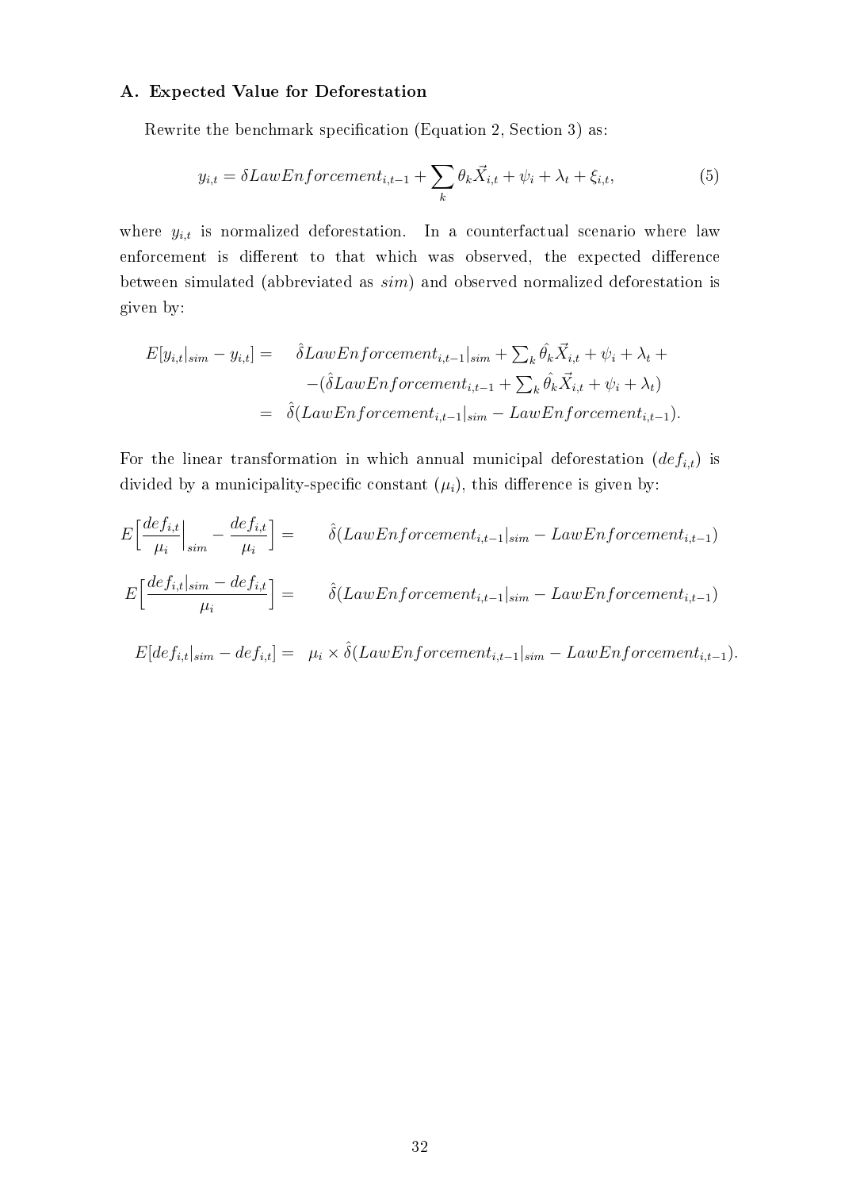### A. Expected Value for Deforestation

Rewrite the benchmark specification (Equation 2, Section 3) as:

$$y_{i,t} = \delta LawEnforcement_{i,t-1} + \sum_k \theta_k \vec{X}_{i,t} + \psi_i + \lambda_t + \xi_{i,t}, \tag{5}$$

where $y_{i,t}$ is normalized deforestation. In a counterfactual scenario where law enforcement is different to that which was observed, the expected difference between simulated (abbreviated as *sim*) and observed normalized deforestation is given by:

$$\begin{aligned}
E[y_{i,t}|_{sim} - y_{i,t}] = \quad & \hat{\delta} LawEnforcement_{i,t-1}|_{sim} + \textstyle\sum_k \hat{\theta}_k \vec{X}_{i,t} + \psi_i + \lambda_t + \\
& -(\hat{\delta} LawEnforcement_{i,t-1} + \textstyle\sum_k \hat{\theta}_k \vec{X}_{i,t} + \psi_i + \lambda_t) \\
= \quad & \hat{\delta}(LawEnforcement_{i,t-1}|_{sim} - LawEnforcement_{i,t-1}).
\end{aligned}$$

For the linear transformation in which annual municipal deforestation ($def_{i,t}$) is divided by a municipality-specific constant ($\mu_i$), this difference is given by:

$$E\Big[\frac{def_{i,t}}{\mu_i}\Big|_{sim} - \frac{def_{i,t}}{\mu_i}\Big] = \quad \hat{\delta}(LawEnforcement_{i,t-1}|_{sim} - LawEnforcement_{i,t-1})$$

$$E\Big[\frac{def_{i,t}|_{sim} - def_{i,t}}{\mu_i}\Big] = \quad \hat{\delta}(LawEnforcement_{i,t-1}|_{sim} - LawEnforcement_{i,t-1})$$

$$E[def_{i,t}|_{sim} - def_{i,t}] = \quad \mu_i \times \hat{\delta}(LawEnforcement_{i,t-1}|_{sim} - LawEnforcement_{i,t-1}).$$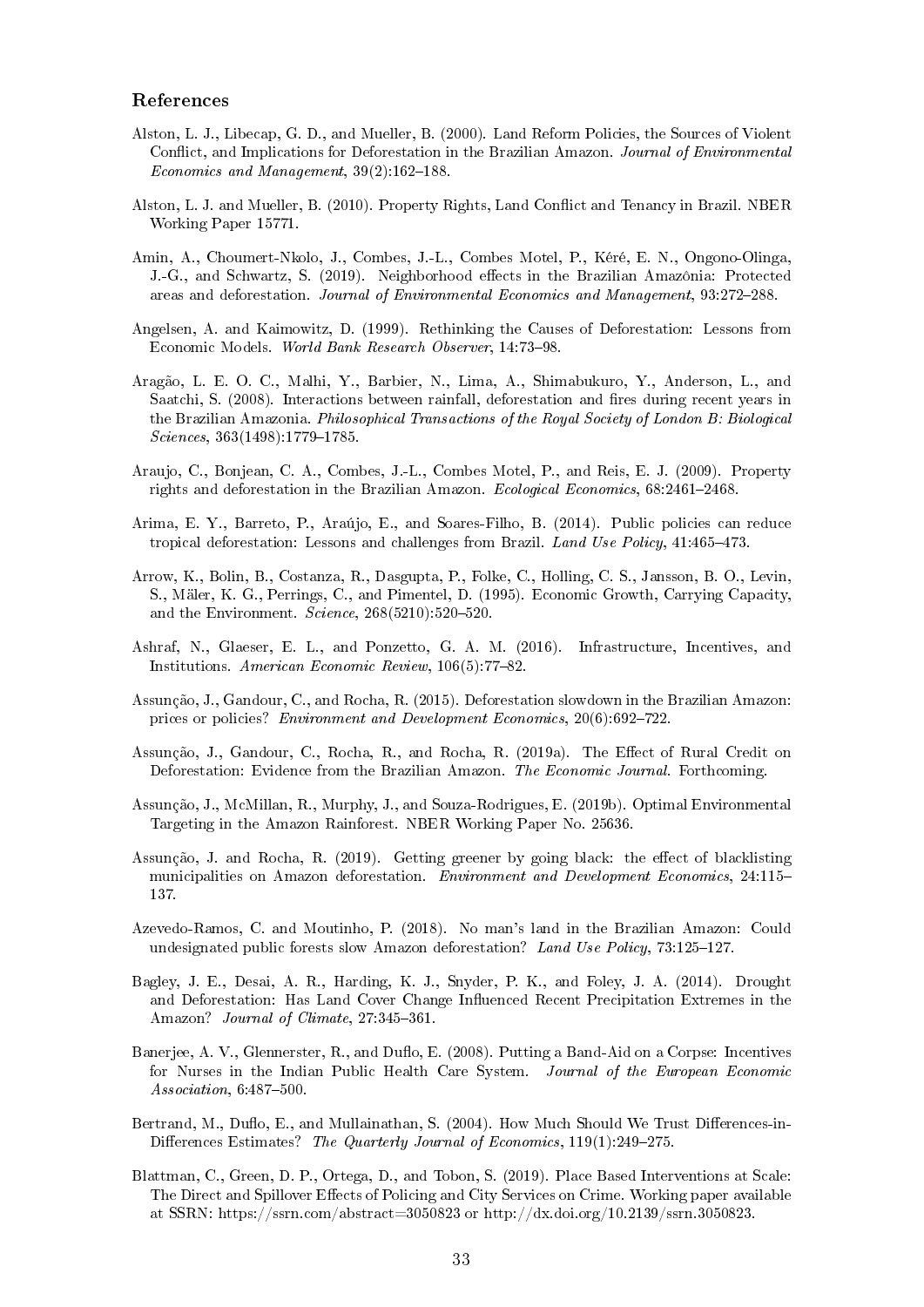## References

Alston, L. J., Libecap, G. D., and Mueller, B. (2000). Land Reform Policies, the Sources of Violent Conflict, and Implications for Deforestation in the Brazilian Amazon. *Journal of Environmental Economics and Management*, 39(2):162–188.

Alston, L. J. and Mueller, B. (2010). Property Rights, Land Conflict and Tenancy in Brazil. NBER Working Paper 15771.

Amin, A., Choumert-Nkolo, J., Combes, J.-L., Combes Motel, P., Kéré, E. N., Ongono-Olinga, J.-G., and Schwartz, S. (2019). Neighborhood effects in the Brazilian Amazônia: Protected areas and deforestation. *Journal of Environmental Economics and Management*, 93:272–288.

Angelsen, A. and Kaimowitz, D. (1999). Rethinking the Causes of Deforestation: Lessons from Economic Models. *World Bank Research Observer*, 14:73–98.

Aragão, L. E. O. C., Malhi, Y., Barbier, N., Lima, A., Shimabukuro, Y., Anderson, L., and Saatchi, S. (2008). Interactions between rainfall, deforestation and fires during recent years in the Brazilian Amazonia. *Philosophical Transactions of the Royal Society of London B: Biological Sciences*, 363(1498):1779–1785.

Araujo, C., Bonjean, C. A., Combes, J.-L., Combes Motel, P., and Reis, E. J. (2009). Property rights and deforestation in the Brazilian Amazon. *Ecological Economics*, 68:2461–2468.

Arima, E. Y., Barreto, P., Araújo, E., and Soares-Filho, B. (2014). Public policies can reduce tropical deforestation: Lessons and challenges from Brazil. *Land Use Policy*, 41:465–473.

Arrow, K., Bolin, B., Costanza, R., Dasgupta, P., Folke, C., Holling, C. S., Jansson, B. O., Levin, S., Mäler, K. G., Perrings, C., and Pimentel, D. (1995). Economic Growth, Carrying Capacity, and the Environment. *Science*, 268(5210):520–520.

Ashraf, N., Glaeser, E. L., and Ponzetto, G. A. M. (2016). Infrastructure, Incentives, and Institutions. *American Economic Review*, 106(5):77–82.

Assunção, J., Gandour, C., and Rocha, R. (2015). Deforestation slowdown in the Brazilian Amazon: prices or policies? *Environment and Development Economics*, 20(6):692–722.

Assunção, J., Gandour, C., Rocha, R., and Rocha, R. (2019a). The Effect of Rural Credit on Deforestation: Evidence from the Brazilian Amazon. *The Economic Journal*. Forthcoming.

Assunção, J., McMillan, R., Murphy, J., and Souza-Rodrigues, E. (2019b). Optimal Environmental Targeting in the Amazon Rainforest. NBER Working Paper No. 25636.

Assunção, J. and Rocha, R. (2019). Getting greener by going black: the effect of blacklisting municipalities on Amazon deforestation. *Environment and Development Economics*, 24:115–137.

Azevedo-Ramos, C. and Moutinho, P. (2018). No man's land in the Brazilian Amazon: Could undesignated public forests slow Amazon deforestation? *Land Use Policy*, 73:125–127.

Bagley, J. E., Desai, A. R., Harding, K. J., Snyder, P. K., and Foley, J. A. (2014). Drought and Deforestation: Has Land Cover Change Influenced Recent Precipitation Extremes in the Amazon? *Journal of Climate*, 27:345–361.

Banerjee, A. V., Glennerster, R., and Duflo, E. (2008). Putting a Band-Aid on a Corpse: Incentives for Nurses in the Indian Public Health Care System. *Journal of the European Economic Association*, 6:487–500.

Bertrand, M., Duflo, E., and Mullainathan, S. (2004). How Much Should We Trust Differences-in-Differences Estimates? *The Quarterly Journal of Economics*, 119(1):249–275.

Blattman, C., Green, D. P., Ortega, D., and Tobon, S. (2019). Place Based Interventions at Scale: The Direct and Spillover Effects of Policing and City Services on Crime. Working paper available at SSRN: https://ssrn.com/abstract=3050823 or http://dx.doi.org/10.2139/ssrn.3050823.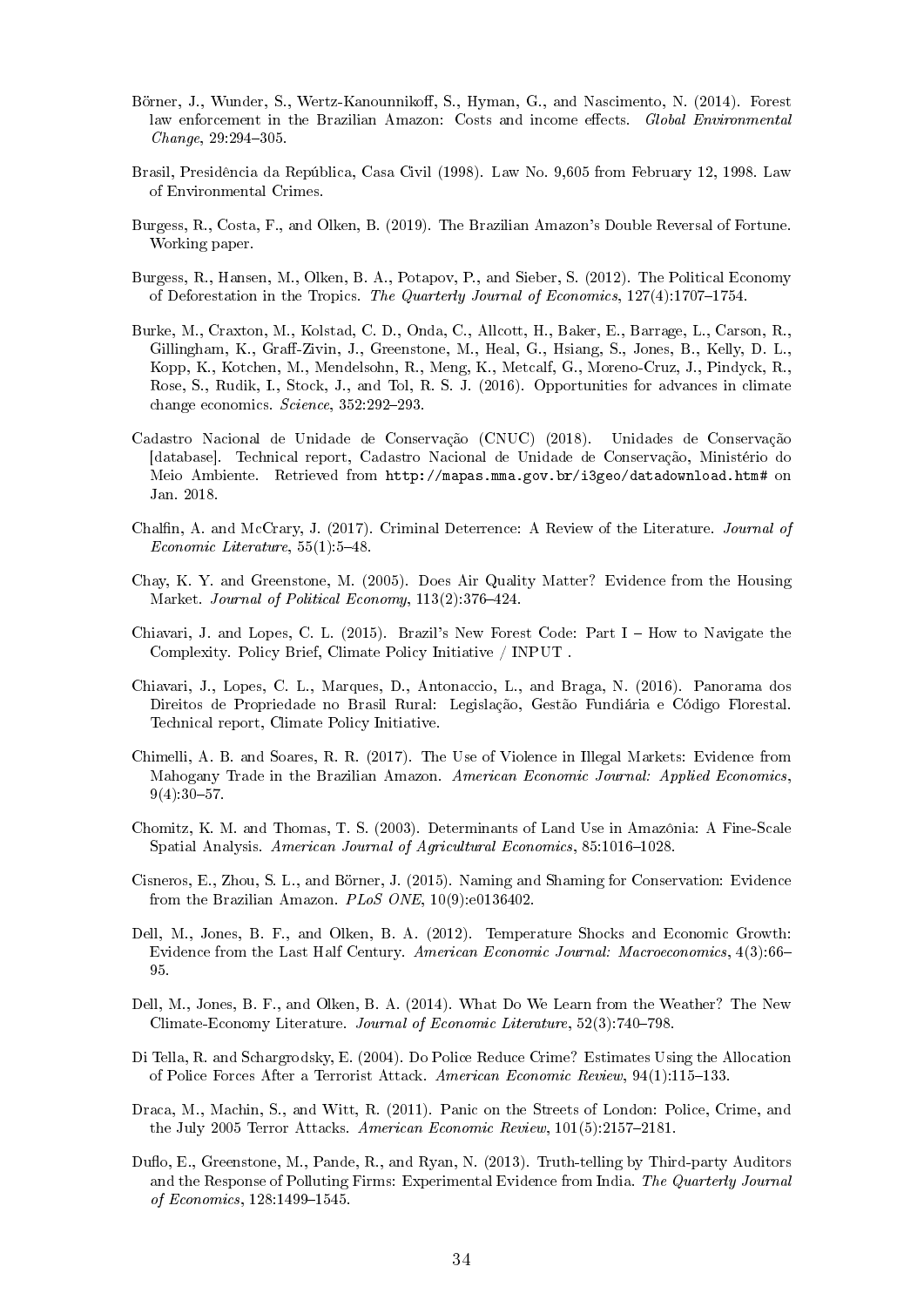Börner, J., Wunder, S., Wertz-Kanounnikoff, S., Hyman, G., and Nascimento, N. (2014). Forest law enforcement in the Brazilian Amazon: Costs and income effects. *Global Environmental Change*, 29:294–305.

Brasil, Presidência da República, Casa Civil (1998). Law No. 9,605 from February 12, 1998. Law of Environmental Crimes.

Burgess, R., Costa, F., and Olken, B. (2019). The Brazilian Amazon's Double Reversal of Fortune. Working paper.

Burgess, R., Hansen, M., Olken, B. A., Potapov, P., and Sieber, S. (2012). The Political Economy of Deforestation in the Tropics. *The Quarterly Journal of Economics*, 127(4):1707–1754.

Burke, M., Craxton, M., Kolstad, C. D., Onda, C., Allcott, H., Baker, E., Barrage, L., Carson, R., Gillingham, K., Graff-Zivin, J., Greenstone, M., Heal, G., Hsiang, S., Jones, B., Kelly, D. L., Kopp, K., Kotchen, M., Mendelsohn, R., Meng, K., Metcalf, G., Moreno-Cruz, J., Pindyck, R., Rose, S., Rudik, I., Stock, J., and Tol, R. S. J. (2016). Opportunities for advances in climate change economics. *Science*, 352:292–293.

Cadastro Nacional de Unidade de Conservação (CNUC) (2018). Unidades de Conservação [database]. Technical report, Cadastro Nacional de Unidade de Conservação, Ministério do Meio Ambiente. Retrieved from `http://mapas.mma.gov.br/i3geo/datadownload.htm#` on Jan. 2018.

Chalfin, A. and McCrary, J. (2017). Criminal Deterrence: A Review of the Literature. *Journal of Economic Literature*, 55(1):5–48.

Chay, K. Y. and Greenstone, M. (2005). Does Air Quality Matter? Evidence from the Housing Market. *Journal of Political Economy*, 113(2):376–424.

Chiavari, J. and Lopes, C. L. (2015). Brazil's New Forest Code: Part I – How to Navigate the Complexity. Policy Brief, Climate Policy Initiative / INPUT .

Chiavari, J., Lopes, C. L., Marques, D., Antonaccio, L., and Braga, N. (2016). Panorama dos Direitos de Propriedade no Brasil Rural: Legislação, Gestão Fundiária e Código Florestal. Technical report, Climate Policy Initiative.

Chimelli, A. B. and Soares, R. R. (2017). The Use of Violence in Illegal Markets: Evidence from Mahogany Trade in the Brazilian Amazon. *American Economic Journal: Applied Economics*, 9(4):30–57.

Chomitz, K. M. and Thomas, T. S. (2003). Determinants of Land Use in Amazônia: A Fine-Scale Spatial Analysis. *American Journal of Agricultural Economics*, 85:1016–1028.

Cisneros, E., Zhou, S. L., and Börner, J. (2015). Naming and Shaming for Conservation: Evidence from the Brazilian Amazon. *PLoS ONE*, 10(9):e0136402.

Dell, M., Jones, B. F., and Olken, B. A. (2012). Temperature Shocks and Economic Growth: Evidence from the Last Half Century. *American Economic Journal: Macroeconomics*, 4(3):66–95.

Dell, M., Jones, B. F., and Olken, B. A. (2014). What Do We Learn from the Weather? The New Climate-Economy Literature. *Journal of Economic Literature*, 52(3):740–798.

Di Tella, R. and Schargrodsky, E. (2004). Do Police Reduce Crime? Estimates Using the Allocation of Police Forces After a Terrorist Attack. *American Economic Review*, 94(1):115–133.

Draca, M., Machin, S., and Witt, R. (2011). Panic on the Streets of London: Police, Crime, and the July 2005 Terror Attacks. *American Economic Review*, 101(5):2157–2181.

Duflo, E., Greenstone, M., Pande, R., and Ryan, N. (2013). Truth-telling by Third-party Auditors and the Response of Polluting Firms: Experimental Evidence from India. *The Quarterly Journal of Economics*, 128:1499–1545.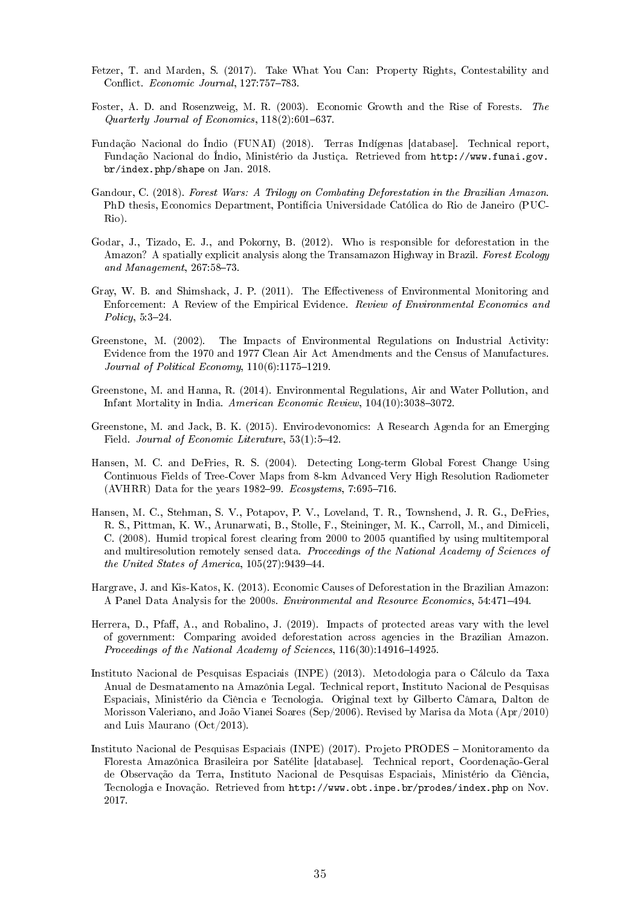Fetzer, T. and Marden, S. (2017). Take What You Can: Property Rights, Contestability and Conflict. *Economic Journal*, 127:757–783.

Foster, A. D. and Rosenzweig, M. R. (2003). Economic Growth and the Rise of Forests. *The Quarterly Journal of Economics*, 118(2):601–637.

Fundação Nacional do Índio (FUNAI) (2018). Terras Indígenas [database]. Technical report, Fundação Nacional do Índio, Ministério da Justiça. Retrieved from http://www.funai.gov.br/index.php/shape on Jan. 2018.

Gandour, C. (2018). *Forest Wars: A Trilogy on Combating Deforestation in the Brazilian Amazon*. PhD thesis, Economics Department, Pontifícia Universidade Católica do Rio de Janeiro (PUC-Rio).

Godar, J., Tizado, E. J., and Pokorny, B. (2012). Who is responsible for deforestation in the Amazon? A spatially explicit analysis along the Transamazon Highway in Brazil. *Forest Ecology and Management*, 267:58–73.

Gray, W. B. and Shimshack, J. P. (2011). The Effectiveness of Environmental Monitoring and Enforcement: A Review of the Empirical Evidence. *Review of Environmental Economics and Policy*, 5:3–24.

Greenstone, M. (2002). The Impacts of Environmental Regulations on Industrial Activity: Evidence from the 1970 and 1977 Clean Air Act Amendments and the Census of Manufactures. *Journal of Political Economy*, 110(6):1175–1219.

Greenstone, M. and Hanna, R. (2014). Environmental Regulations, Air and Water Pollution, and Infant Mortality in India. *American Economic Review*, 104(10):3038–3072.

Greenstone, M. and Jack, B. K. (2015). Envirodevonomics: A Research Agenda for an Emerging Field. *Journal of Economic Literature*, 53(1):5–42.

Hansen, M. C. and DeFries, R. S. (2004). Detecting Long-term Global Forest Change Using Continuous Fields of Tree-Cover Maps from 8-km Advanced Very High Resolution Radiometer (AVHRR) Data for the years 1982–99. *Ecosystems*, 7:695–716.

Hansen, M. C., Stehman, S. V., Potapov, P. V., Loveland, T. R., Townshend, J. R. G., DeFries, R. S., Pittman, K. W., Arunarwati, B., Stolle, F., Steininger, M. K., Carroll, M., and Dimiceli, C. (2008). Humid tropical forest clearing from 2000 to 2005 quantified by using multitemporal and multiresolution remotely sensed data. *Proceedings of the National Academy of Sciences of the United States of America*, 105(27):9439–44.

Hargrave, J. and Kis-Katos, K. (2013). Economic Causes of Deforestation in the Brazilian Amazon: A Panel Data Analysis for the 2000s. *Environmental and Resource Economics*, 54:471–494.

Herrera, D., Pfaff, A., and Robalino, J. (2019). Impacts of protected areas vary with the level of government: Comparing avoided deforestation across agencies in the Brazilian Amazon. *Proceedings of the National Academy of Sciences*, 116(30):14916–14925.

Instituto Nacional de Pesquisas Espaciais (INPE) (2013). Metodologia para o Cálculo da Taxa Anual de Desmatamento na Amazônia Legal. Technical report, Instituto Nacional de Pesquisas Espaciais, Ministério da Ciência e Tecnologia. Original text by Gilberto Câmara, Dalton de Morisson Valeriano, and João Vianei Soares (Sep/2006). Revised by Marisa da Mota (Apr/2010) and Luis Maurano (Oct/2013).

Instituto Nacional de Pesquisas Espaciais (INPE) (2017). Projeto PRODES – Monitoramento da Floresta Amazônica Brasileira por Satélite [database]. Technical report, Coordenação-Geral de Observação da Terra, Instituto Nacional de Pesquisas Espaciais, Ministério da Ciência, Tecnologia e Inovação. Retrieved from http://www.obt.inpe.br/prodes/index.php on Nov. 2017.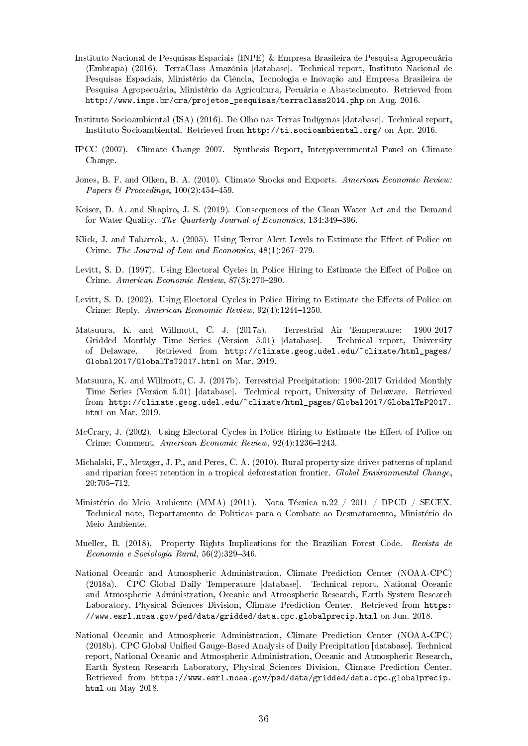Instituto Nacional de Pesquisas Espaciais (INPE) & Empresa Brasileira de Pesquisa Agropecuária (Embrapa) (2016). TerraClass Amazônia [database]. Technical report, Instituto Nacional de Pesquisas Espaciais, Ministério da Ciência, Tecnologia e Inovação and Empresa Brasileira de Pesquisa Agropecuária, Ministério da Agricultura, Pecuária e Abastecimento. Retrieved from http://www.inpe.br/cra/projetos_pesquisas/terraclass2014.php on Aug. 2016.

Instituto Socioambiental (ISA) (2016). De Olho nas Terras Indígenas [database]. Technical report, Instituto Socioambiental. Retrieved from http://ti.socioambiental.org/ on Apr. 2016.

IPCC (2007). Climate Change 2007. Synthesis Report, Intergovernmental Panel on Climate Change.

Jones, B. F. and Olken, B. A. (2010). Climate Shocks and Exports. *American Economic Review: Papers & Proceedings*, 100(2):454–459.

Keiser, D. A. and Shapiro, J. S. (2019). Consequences of the Clean Water Act and the Demand for Water Quality. *The Quarterly Journal of Economics*, 134:349–396.

Klick, J. and Tabarrok, A. (2005). Using Terror Alert Levels to Estimate the Effect of Police on Crime. *The Journal of Law and Economics*, 48(1):267–279.

Levitt, S. D. (1997). Using Electoral Cycles in Police Hiring to Estimate the Effect of Police on Crime. *American Economic Review*, 87(3):270–290.

Levitt, S. D. (2002). Using Electoral Cycles in Police Hiring to Estimate the Effects of Police on Crime: Reply. *American Economic Review*, 92(4):1244–1250.

Matsuura, K. and Willmott, C. J. (2017a). Terrestrial Air Temperature: 1900-2017 Gridded Monthly Time Series (Version 5.01) [database]. Technical report, University of Delaware. Retrieved from http://climate.geog.udel.edu/~climate/html_pages/Global2017/GlobalTsT2017.html on Mar. 2019.

Matsuura, K. and Willmott, C. J. (2017b). Terrestrial Precipitation: 1900-2017 Gridded Monthly Time Series (Version 5.01) [database]. Technical report, University of Delaware. Retrieved from http://climate.geog.udel.edu/~climate/html_pages/Global2017/GlobalTsP2017.html on Mar. 2019.

McCrary, J. (2002). Using Electoral Cycles in Police Hiring to Estimate the Effect of Police on Crime: Comment. *American Economic Review*, 92(4):1236–1243.

Michalski, F., Metzger, J. P., and Peres, C. A. (2010). Rural property size drives patterns of upland and riparian forest retention in a tropical deforestation frontier. *Global Environmental Change*, 20:705–712.

Ministério do Meio Ambiente (MMA) (2011). Nota Técnica n.22 / 2011 / DPCD / SECEX. Technical note, Departamento de Políticas para o Combate ao Desmatamento, Ministério do Meio Ambiente.

Mueller, B. (2018). Property Rights Implications for the Brazilian Forest Code. *Revista de Economia e Sociologia Rural*, 56(2):329–346.

National Oceanic and Atmospheric Administration, Climate Prediction Center (NOAA-CPC) (2018a). CPC Global Daily Temperature [database]. Technical report, National Oceanic and Atmospheric Administration, Oceanic and Atmospheric Research, Earth System Research Laboratory, Physical Sciences Division, Climate Prediction Center. Retrieved from https://www.esrl.noaa.gov/psd/data/gridded/data.cpc.globalprecip.html on Jun. 2018.

National Oceanic and Atmospheric Administration, Climate Prediction Center (NOAA-CPC) (2018b). CPC Global Unified Gauge-Based Analysis of Daily Precipitation [database]. Technical report, National Oceanic and Atmospheric Administration, Oceanic and Atmospheric Research, Earth System Research Laboratory, Physical Sciences Division, Climate Prediction Center. Retrieved from https://www.esrl.noaa.gov/psd/data/gridded/data.cpc.globalprecip.html on May 2018.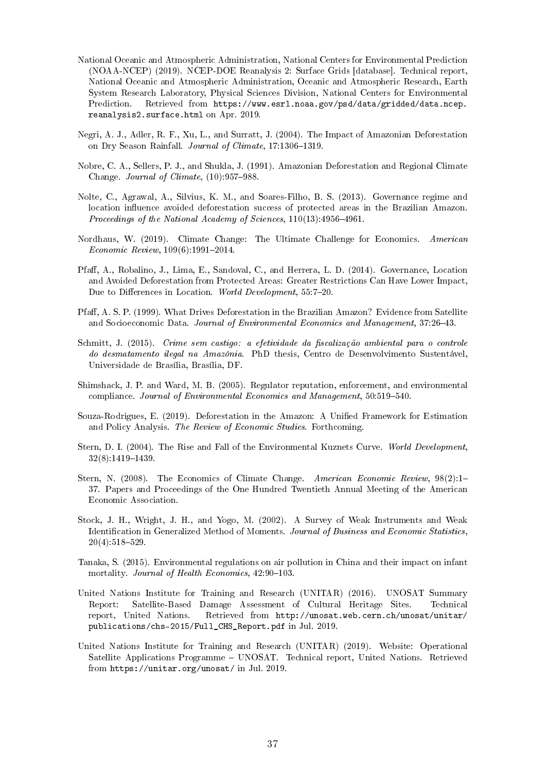National Oceanic and Atmospheric Administration, National Centers for Environmental Prediction (NOAA-NCEP) (2019). NCEP-DOE Reanalysis 2: Surface Grids [database]. Technical report, National Oceanic and Atmospheric Administration, Oceanic and Atmospheric Research, Earth System Research Laboratory, Physical Sciences Division, National Centers for Environmental Prediction. Retrieved from `https://www.esrl.noaa.gov/psd/data/gridded/data.ncep.reanalysis2.surface.html` on Apr. 2019.

Negri, A. J., Adler, R. F., Xu, L., and Surratt, J. (2004). The Impact of Amazonian Deforestation on Dry Season Rainfall. *Journal of Climate*, 17:1306–1319.

Nobre, C. A., Sellers, P. J., and Shukla, J. (1991). Amazonian Deforestation and Regional Climate Change. *Journal of Climate*, (10):957–988.

Nolte, C., Agrawal, A., Silvius, K. M., and Soares-Filho, B. S. (2013). Governance regime and location influence avoided deforestation success of protected areas in the Brazilian Amazon. *Proceedings of the National Academy of Sciences*, 110(13):4956–4961.

Nordhaus, W. (2019). Climate Change: The Ultimate Challenge for Economics. *American Economic Review*, 109(6):1991–2014.

Pfaff, A., Robalino, J., Lima, E., Sandoval, C., and Herrera, L. D. (2014). Governance, Location and Avoided Deforestation from Protected Areas: Greater Restrictions Can Have Lower Impact, Due to Differences in Location. *World Development*, 55:7–20.

Pfaff, A. S. P. (1999). What Drives Deforestation in the Brazilian Amazon? Evidence from Satellite and Socioeconomic Data. *Journal of Environmental Economics and Management*, 37:26–43.

Schmitt, J. (2015). *Crime sem castigo: a efetividade da fiscalização ambiental para o controle do desmatamento ilegal na Amazônia*. PhD thesis, Centro de Desenvolvimento Sustentável, Universidade de Brasília, Brasília, DF.

Shimshack, J. P. and Ward, M. B. (2005). Regulator reputation, enforcement, and environmental compliance. *Journal of Environmental Economics and Management*, 50:519–540.

Souza-Rodrigues, E. (2019). Deforestation in the Amazon: A Unified Framework for Estimation and Policy Analysis. *The Review of Economic Studies*. Forthcoming.

Stern, D. I. (2004). The Rise and Fall of the Environmental Kuznets Curve. *World Development*, 32(8):1419–1439.

Stern, N. (2008). The Economics of Climate Change. *American Economic Review*, 98(2):1–37. Papers and Proceedings of the One Hundred Twentieth Annual Meeting of the American Economic Association.

Stock, J. H., Wright, J. H., and Yogo, M. (2002). A Survey of Weak Instruments and Weak Identification in Generalized Method of Moments. *Journal of Business and Economic Statistics*, 20(4):518–529.

Tanaka, S. (2015). Environmental regulations on air pollution in China and their impact on infant mortality. *Journal of Health Economics*, 42:90–103.

United Nations Institute for Training and Research (UNITAR) (2016). UNOSAT Summary Report: Satellite-Based Damage Assessment of Cultural Heritage Sites. Technical report, United Nations. Retrieved from `http://unosat.web.cern.ch/unosat/unitar/publications/chs-2015/Full_CHS_Report.pdf` in Jul. 2019.

United Nations Institute for Training and Research (UNITAR) (2019). Website: Operational Satellite Applications Programme – UNOSAT. Technical report, United Nations. Retrieved from `https://unitar.org/unosat/` in Jul. 2019.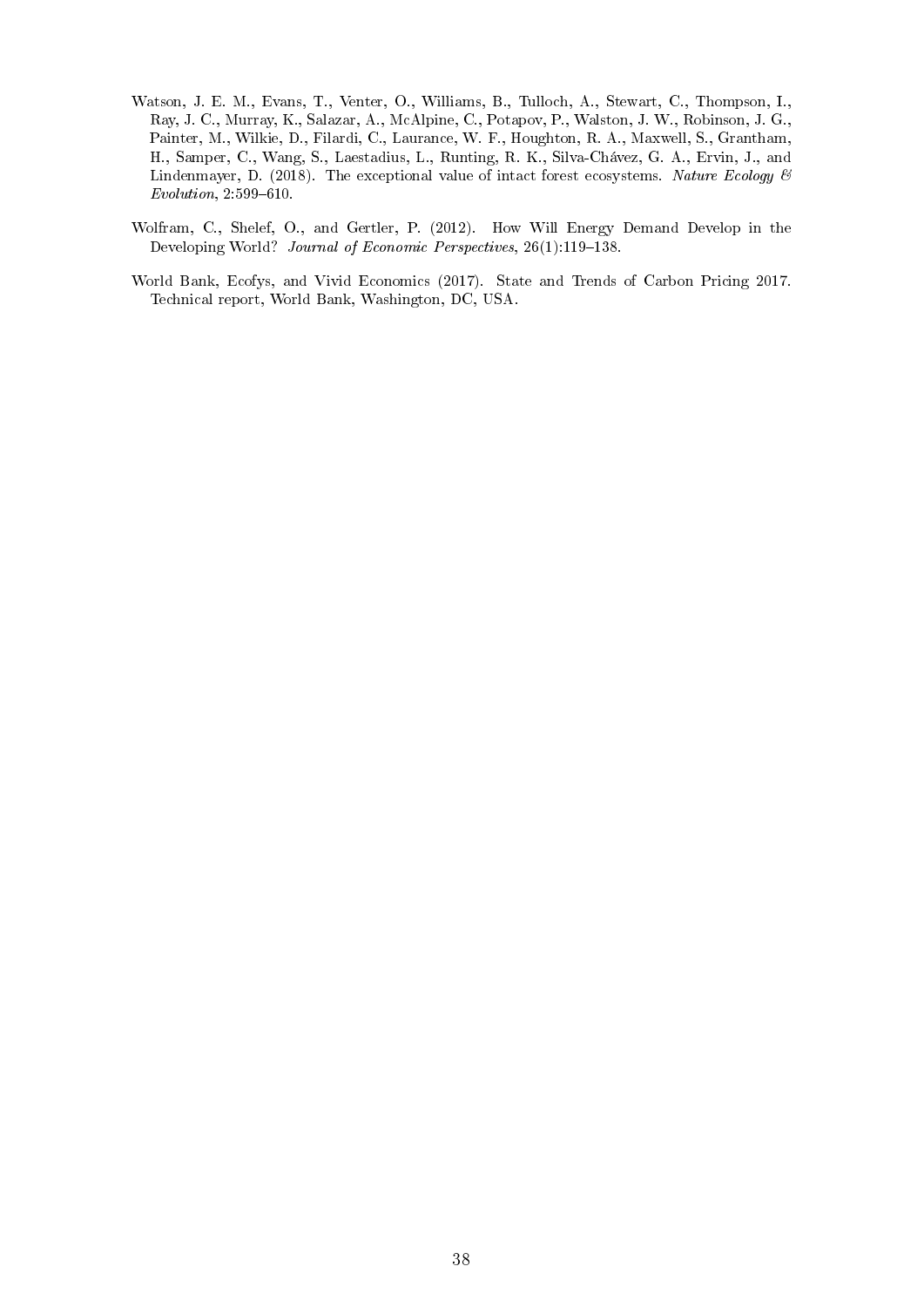Watson, J. E. M., Evans, T., Venter, O., Williams, B., Tulloch, A., Stewart, C., Thompson, I., Ray, J. C., Murray, K., Salazar, A., McAlpine, C., Potapov, P., Walston, J. W., Robinson, J. G., Painter, M., Wilkie, D., Filardi, C., Laurance, W. F., Houghton, R. A., Maxwell, S., Grantham, H., Samper, C., Wang, S., Laestadius, L., Runting, R. K., Silva-Chávez, G. A., Ervin, J., and Lindenmayer, D. (2018). The exceptional value of intact forest ecosystems. *Nature Ecology & Evolution*, 2:599–610.

Wolfram, C., Shelef, O., and Gertler, P. (2012). How Will Energy Demand Develop in the Developing World? *Journal of Economic Perspectives*, 26(1):119–138.

World Bank, Ecofys, and Vivid Economics (2017). State and Trends of Carbon Pricing 2017. Technical report, World Bank, Washington, DC, USA.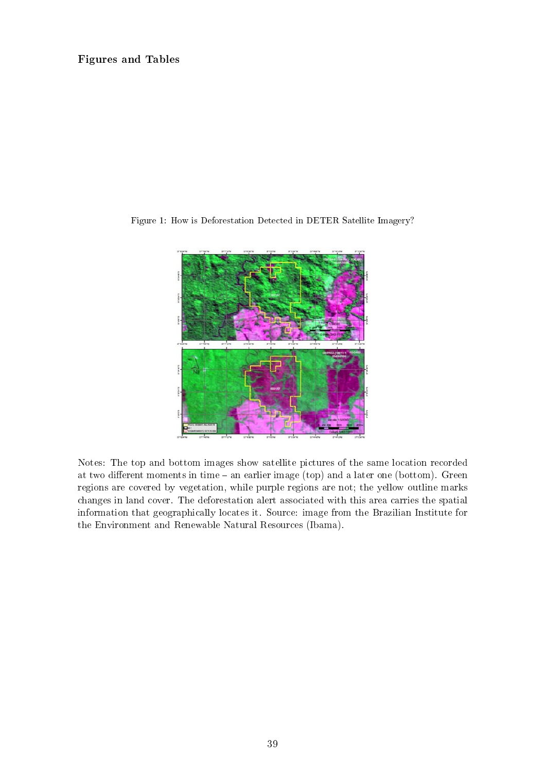**Figures and Tables**

Figure 1: How is Deforestation Detected in DETER Satellite Imagery?

Notes: The top and bottom images show satellite pictures of the same location recorded at two different moments in time – an earlier image (top) and a later one (bottom). Green regions are covered by vegetation, while purple regions are not; the yellow outline marks changes in land cover. The deforestation alert associated with this area carries the spatial information that geographically locates it. Source: image from the Brazilian Institute for the Environment and Renewable Natural Resources (Ibama).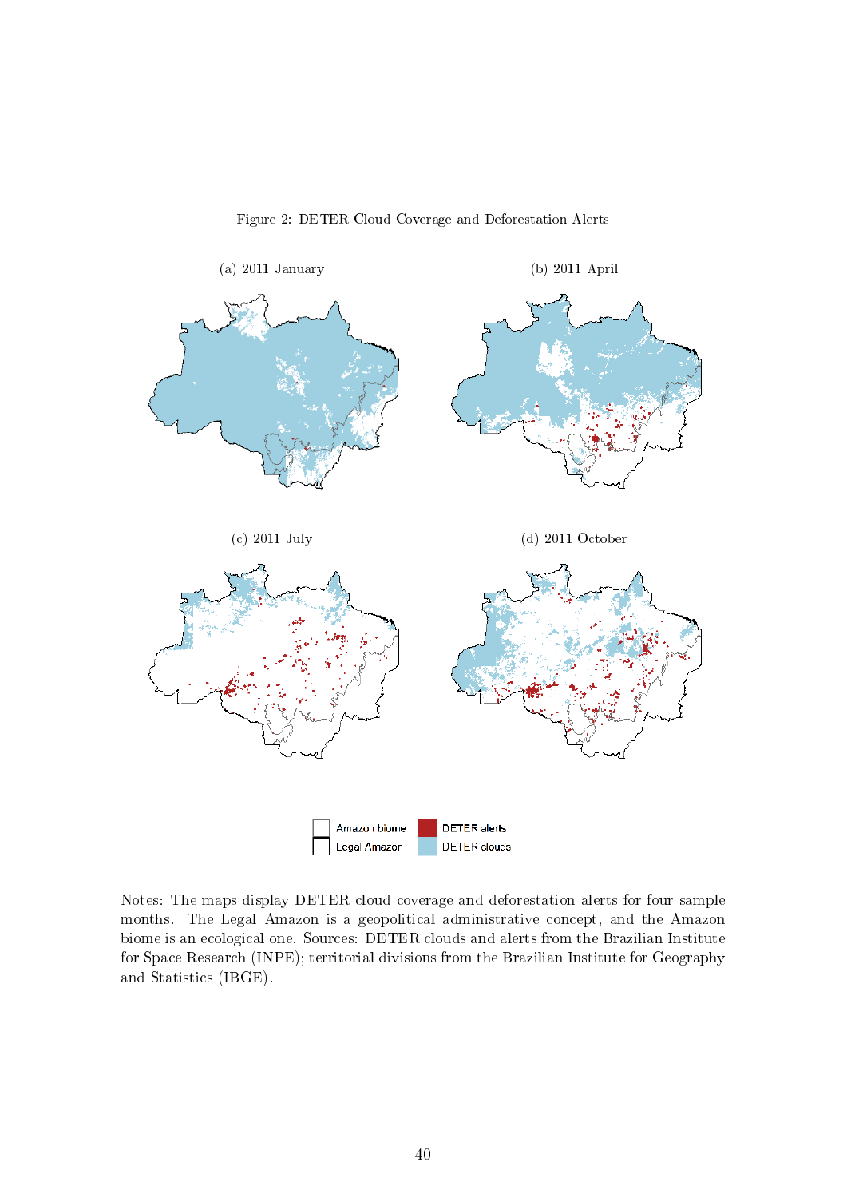Figure 2: DETER Cloud Coverage and Deforestation Alerts

(a) 2011 January

(b) 2011 April

(c) 2011 July

(d) 2011 October

Amazon biome

Legal Amazon

DETER alerts

DETER clouds

Notes: The maps display DETER cloud coverage and deforestation alerts for four sample months. The Legal Amazon is a geopolitical administrative concept, and the Amazon biome is an ecological one. Sources: DETER clouds and alerts from the Brazilian Institute for Space Research (INPE); territorial divisions from the Brazilian Institute for Geography and Statistics (IBGE).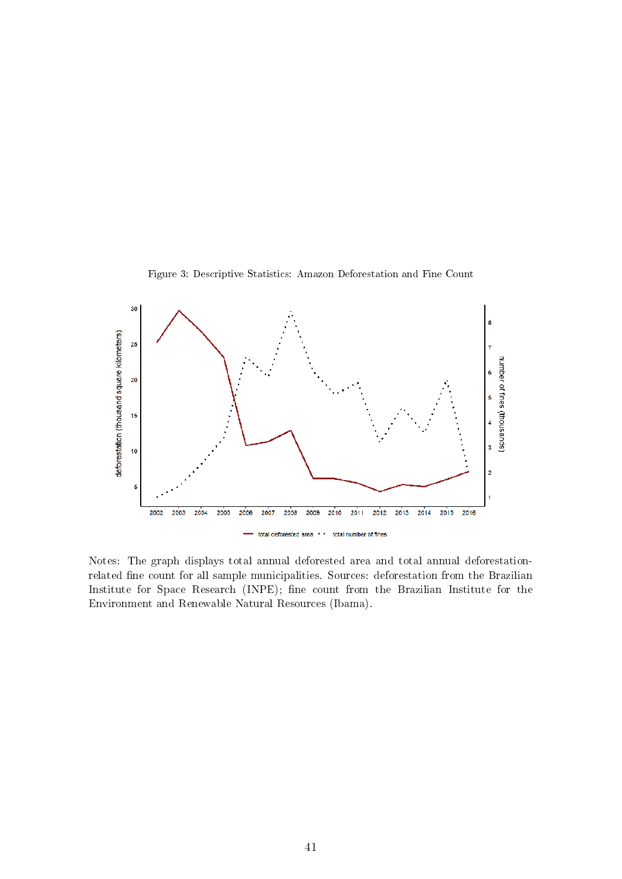Figure 3: Descriptive Statistics: Amazon Deforestation and Fine Count

Notes: The graph displays total annual deforested area and total annual deforestation-related fine count for all sample municipalities. Sources: deforestation from the Brazilian Institute for Space Research (INPE); fine count from the Brazilian Institute for the Environment and Renewable Natural Resources (Ibama).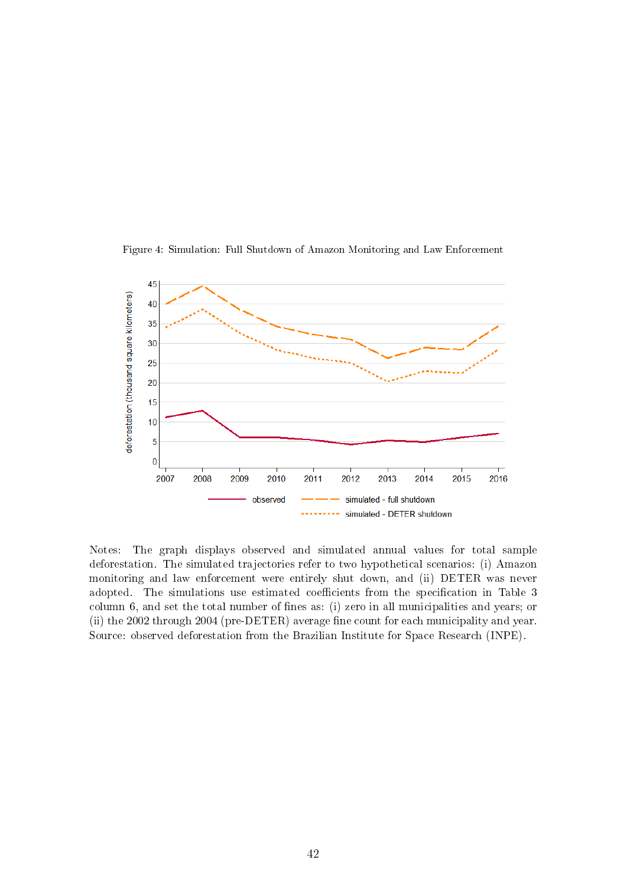Figure 4: Simulation: Full Shutdown of Amazon Monitoring and Law Enforcement

Notes: The graph displays observed and simulated annual values for total sample deforestation. The simulated trajectories refer to two hypothetical scenarios: (i) Amazon monitoring and law enforcement were entirely shut down, and (ii) DETER was never adopted. The simulations use estimated coefficients from the specification in Table 3 column 6, and set the total number of fines as: (i) zero in all municipalities and years; or (ii) the 2002 through 2004 (pre-DETER) average fine count for each municipality and year. Source: observed deforestation from the Brazilian Institute for Space Research (INPE).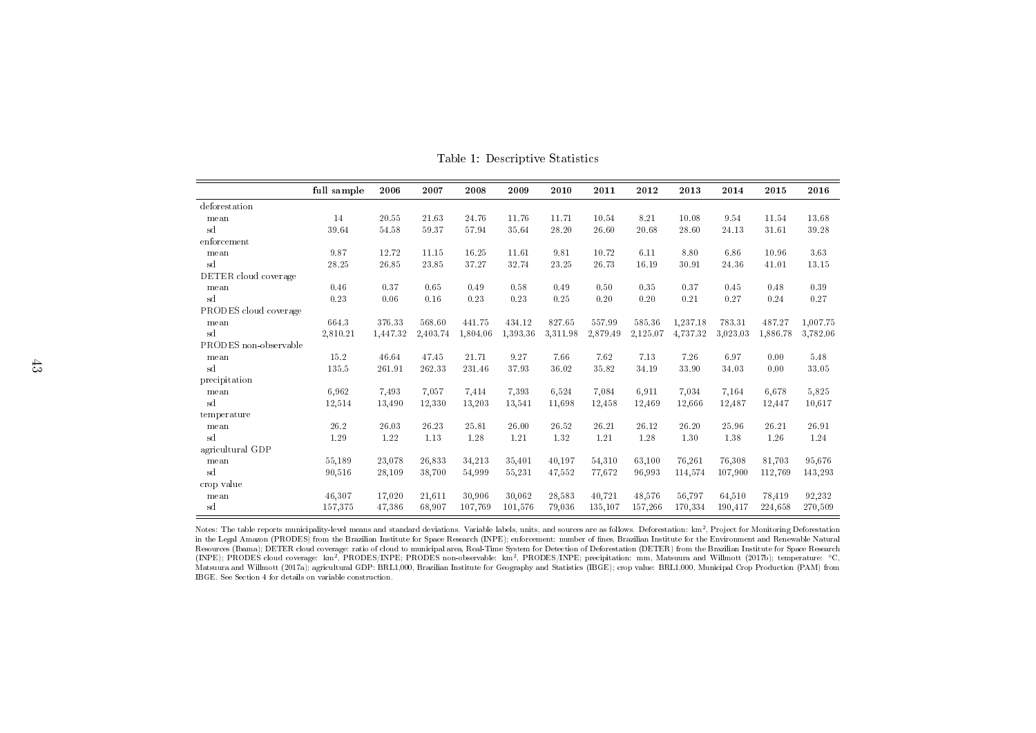Table 1: Descriptive Statistics

| | full sample | 2006 | 2007 | 2008 | 2009 | 2010 | 2011 | 2012 | 2013 | 2014 | 2015 | 2016 |
|---|---|---|---|---|---|---|---|---|---|---|---|---|
| deforestation | | | | | | | | | | | | |
| mean | 14 | 20.55 | 21.63 | 24.76 | 11.76 | 11.71 | 10.54 | 8.21 | 10.08 | 9.54 | 11.54 | 13.68 |
| sd | 39.64 | 54.58 | 59.37 | 57.94 | 35.64 | 28.20 | 26.60 | 20.68 | 28.60 | 24.13 | 31.61 | 39.28 |
| enforcement | | | | | | | | | | | | |
| mean | 9.87 | 12.72 | 11.15 | 16.25 | 11.61 | 9.81 | 10.72 | 6.11 | 8.80 | 6.86 | 10.96 | 3.63 |
| sd | 28.25 | 26.85 | 23.85 | 37.27 | 32.74 | 23.25 | 26.73 | 16.19 | 30.91 | 24.36 | 41.01 | 13.15 |
| DETER cloud coverage | | | | | | | | | | | | |
| mean | 0.46 | 0.37 | 0.65 | 0.49 | 0.58 | 0.49 | 0.50 | 0.35 | 0.37 | 0.45 | 0.48 | 0.39 |
| sd | 0.23 | 0.06 | 0.16 | 0.23 | 0.23 | 0.25 | 0.20 | 0.20 | 0.21 | 0.27 | 0.24 | 0.27 |
| PRODES cloud coverage | | | | | | | | | | | | |
| mean | 664.3 | 376.33 | 568.60 | 441.75 | 434.12 | 827.65 | 557.99 | 585.36 | 1,237.18 | 783.31 | 487.27 | 1,007.75 |
| sd | 2,810.21 | 1,447.32 | 2,403.74 | 1,804.06 | 1,393.36 | 3,311.98 | 2,879.49 | 2,125.07 | 4,737.32 | 3,023.03 | 1,886.78 | 3,782.06 |
| PRODES non-observable | | | | | | | | | | | | |
| mean | 15.2 | 46.64 | 47.45 | 21.71 | 9.27 | 7.66 | 7.62 | 7.13 | 7.26 | 6.97 | 0.00 | 5.48 |
| sd | 135.5 | 261.91 | 262.33 | 231.46 | 37.93 | 36.02 | 35.82 | 34.19 | 33.90 | 34.03 | 0.00 | 33.05 |
| precipitation | | | | | | | | | | | | |
| mean | 6,962 | 7,493 | 7,057 | 7,414 | 7,393 | 6,524 | 7,084 | 6,911 | 7,034 | 7,164 | 6,678 | 5,825 |
| sd | 12,514 | 13,490 | 12,330 | 13,203 | 13,541 | 11,698 | 12,458 | 12,469 | 12,666 | 12,487 | 12,447 | 10,617 |
| temperature | | | | | | | | | | | | |
| mean | 26.2 | 26.03 | 26.23 | 25.81 | 26.00 | 26.52 | 26.21 | 26.12 | 26.20 | 25.96 | 26.21 | 26.91 |
| sd | 1.29 | 1.22 | 1.13 | 1.28 | 1.21 | 1.32 | 1.21 | 1.28 | 1.30 | 1.38 | 1.26 | 1.24 |
| agricultural GDP | | | | | | | | | | | | |
| mean | 55,189 | 23,078 | 26,833 | 34,213 | 35,401 | 40,197 | 54,310 | 63,100 | 76,261 | 76,308 | 81,703 | 95,676 |
| sd | 90,516 | 28,109 | 38,700 | 54,999 | 55,231 | 47,552 | 77,672 | 96,993 | 114,574 | 107,900 | 112,769 | 143,293 |
| crop value | | | | | | | | | | | | |
| mean | 46,307 | 17,020 | 21,611 | 30,906 | 30,062 | 28,583 | 40,721 | 48,576 | 56,797 | 64,510 | 78,419 | 92,232 |
| sd | 157,375 | 47,386 | 68,907 | 107,769 | 101,576 | 79,036 | 135,107 | 157,266 | 170,334 | 190,417 | 224,658 | 270,509 |

Notes: The table reports municipality-level means and standard deviations. Variable labels, units, and sources are as follows. Deforestation: $km^2$, Project for Monitoring Deforestation in the Legal Amazon (PRODES) from the Brazilian Institute for Space Research (INPE); enforcement: number of fines, Brazilian Institute for the Environment and Renewable Natural Resources (Ibama); DETER cloud coverage: ratio of cloud to municipal area, Real-Time System for Detection of Deforestation (DETER) from the Brazilian Institute for Space Research (INPE); PRODES cloud coverage: $km^2$, PRODES/INPE; PRODES non-observable: $km^2$, PRODES/INPE; precipitation: mm, Matsuura and Willmott (2017b); temperature: °C, Matsuura and Willmott (2017a); agricultural GDP: BRL1,000, Brazilian Institute for Geography and Statistics (IBGE); crop value: BRL1,000, Municipal Crop Production (PAM) from IBGE. See Section 4 for details on variable construction.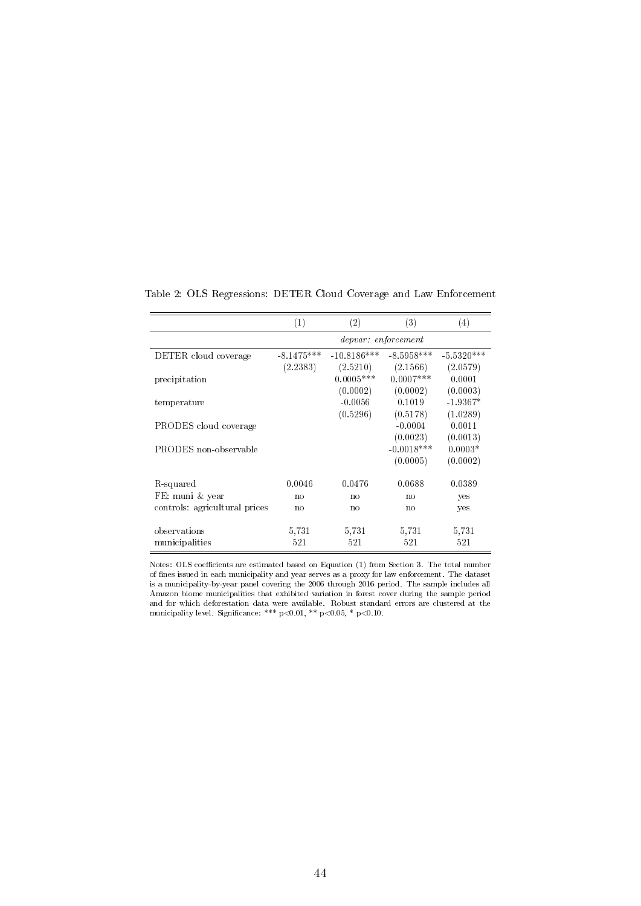Table 2: OLS Regressions: DETER Cloud Coverage and Law Enforcement

| | (1) | (2) | (3) | (4) |
|---|---|---|---|---|
| | *depvar: enforcement* | | | |
| DETER cloud coverage | -8.1475*** | -10.8186*** | -8.5958*** | -5.5320*** |
| | (2.2383) | (2.5210) | (2.1566) | (2.0579) |
| precipitation | | 0.0005*** | 0.0007*** | 0.0001 |
| | | (0.0002) | (0.0002) | (0.0003) |
| temperature | | -0.0056 | 0.1019 | -1.9367* |
| | | (0.5296) | (0.5178) | (1.0289) |
| PRODES cloud coverage | | | -0.0004 | 0.0011 |
| | | | (0.0023) | (0.0013) |
| PRODES non-observable | | | -0.0018*** | 0.0003* |
| | | | (0.0005) | (0.0002) |
| R-squared | 0.0046 | 0.0476 | 0.0688 | 0.0389 |
| FE: muni & year | no | no | no | yes |
| controls: agricultural prices | no | no | no | yes |
| observations | 5,731 | 5,731 | 5,731 | 5,731 |
| municipalities | 521 | 521 | 521 | 521 |

Notes: OLS coefficients are estimated based on Equation (1) from Section 3. The total number of fines issued in each municipality and year serves as a proxy for law enforcement. The dataset is a municipality-by-year panel covering the 2006 through 2016 period. The sample includes all Amazon biome municipalities that exhibited variation in forest cover during the sample period and for which deforestation data were available. Robust standard errors are clustered at the municipality level. Significance: *** p<0.01, ** p<0.05, * p<0.10.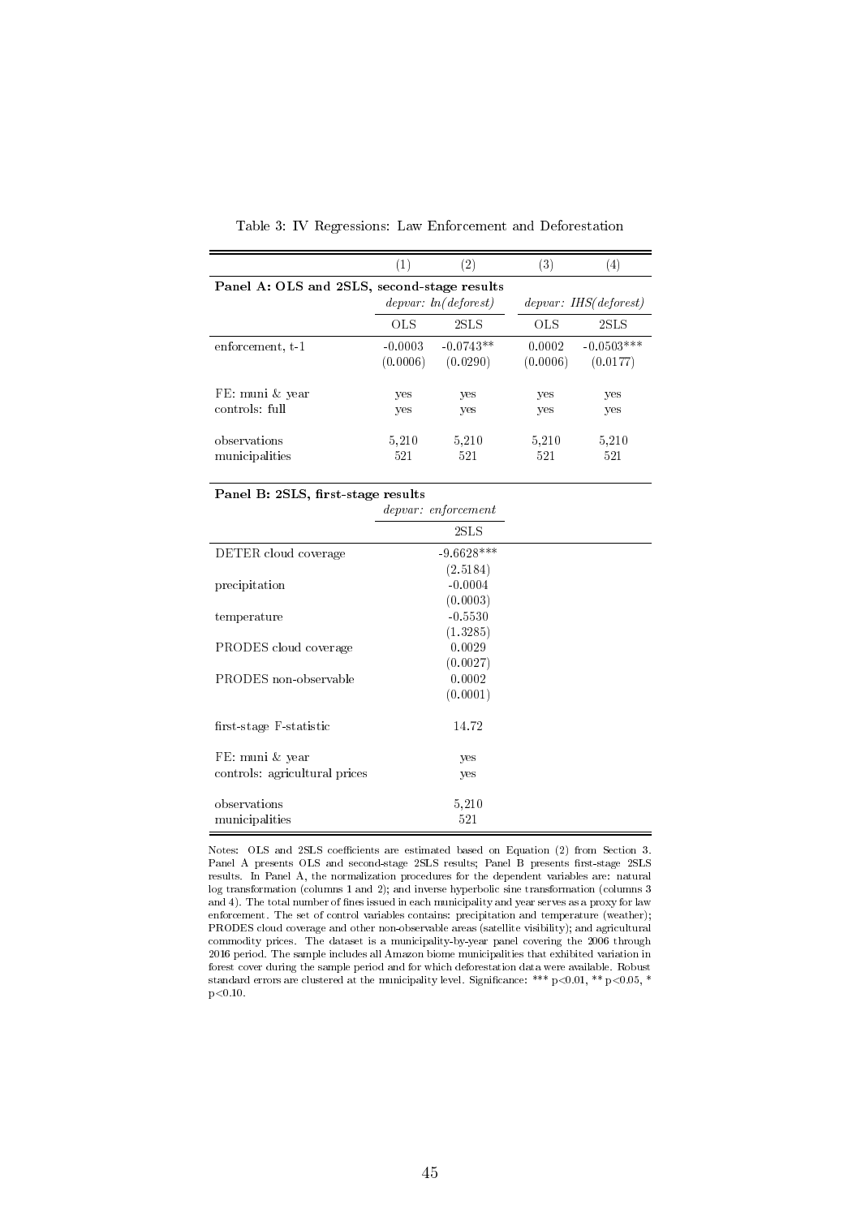Table 3: IV Regressions: Law Enforcement and Deforestation

| | (1) | (2) | (3) | (4) |
|---|---|---|---|---|
| **Panel A: OLS and 2SLS, second-stage results** | *depvar: ln(deforest)* | | *depvar: IHS(deforest)* | |
| | OLS | 2SLS | OLS | 2SLS |
| enforcement, t-1 | -0.0003 | -0.0743** | 0.0002 | -0.0503*** |
| | (0.0006) | (0.0290) | (0.0006) | (0.0177) |
| FE: muni & year | yes | yes | yes | yes |
| controls: full | yes | yes | yes | yes |
| observations | 5,210 | 5,210 | 5,210 | 5,210 |
| municipalities | 521 | 521 | 521 | 521 |

| **Panel B: 2SLS, first-stage results** | *depvar: enforcement* |
|---|---|
| | 2SLS |
| DETER cloud coverage | -9.6628*** |
| | (2.5184) |
| precipitation | -0.0004 |
| | (0.0003) |
| temperature | -0.5530 |
| | (1.3285) |
| PRODES cloud coverage | 0.0029 |
| | (0.0027) |
| PRODES non-observable | 0.0002 |
| | (0.0001) |
| first-stage F-statistic | 14.72 |
| FE: muni & year | yes |
| controls: agricultural prices | yes |
| observations | 5,210 |
| municipalities | 521 |

Notes: OLS and 2SLS coefficients are estimated based on Equation (2) from Section 3. Panel A presents OLS and second-stage 2SLS results; Panel B presents first-stage 2SLS results. In Panel A, the normalization procedures for the dependent variables are: natural log transformation (columns 1 and 2); and inverse hyperbolic sine transformation (columns 3 and 4). The total number of fines issued in each municipality and year serves as a proxy for law enforcement. The set of control variables contains: precipitation and temperature (weather); PRODES cloud coverage and other non-observable areas (satellite visibility); and agricultural commodity prices. The dataset is a municipality-by-year panel covering the 2006 through 2016 period. The sample includes all Amazon biome municipalities that exhibited variation in forest cover during the sample period and for which deforestation data were available. Robust standard errors are clustered at the municipality level. Significance: *** $p<0.01$, ** $p<0.05$, * $p<0.10$.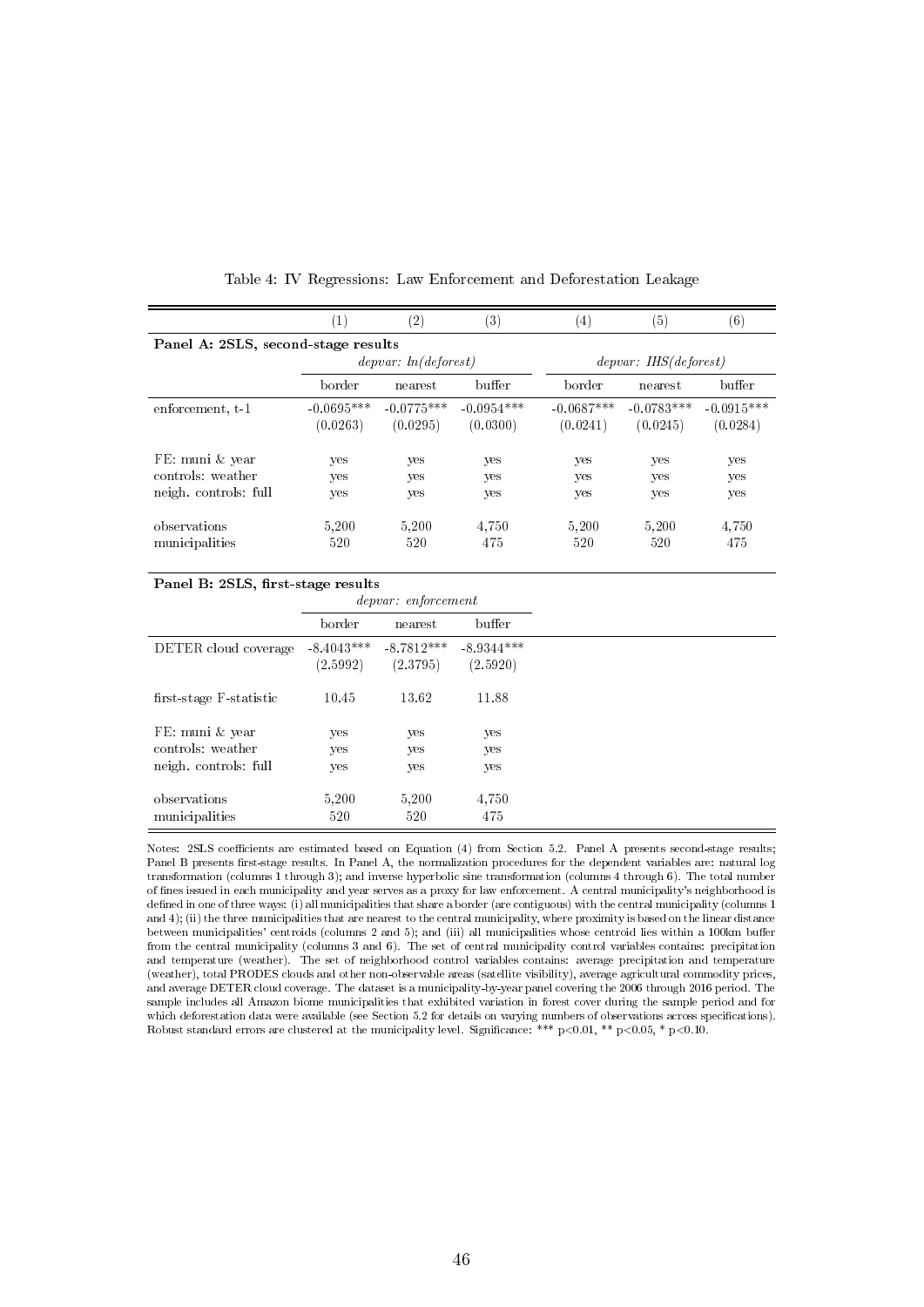Table 4: IV Regressions: Law Enforcement and Deforestation Leakage

| | (1) | (2) | (3) | (4) | (5) | (6) |
|---|---|---|---|---|---|---|
| **Panel A: 2SLS, second-stage results** | | | | | | |
| | *depvar: ln(deforest)* | | | *depvar: IHS(deforest)* | | |
| | border | nearest | buffer | border | nearest | buffer |
| enforcement, t-1 | -0.0695*** | -0.0775*** | -0.0954*** | -0.0687*** | -0.0783*** | -0.0915*** |
| | (0.0263) | (0.0295) | (0.0300) | (0.0241) | (0.0245) | (0.0284) |
| FE: muni & year | yes | yes | yes | yes | yes | yes |
| controls: weather | yes | yes | yes | yes | yes | yes |
| neigh. controls: full | yes | yes | yes | yes | yes | yes |
| observations | 5,200 | 5,200 | 4,750 | 5,200 | 5,200 | 4,750 |
| municipalities | 520 | 520 | 475 | 520 | 520 | 475 |
| **Panel B: 2SLS, first-stage results** | | | | | | |
| | *depvar: enforcement* | | | | | |
| | border | nearest | buffer | | | |
| DETER cloud coverage | -8.4043*** | -8.7812*** | -8.9344*** | | | |
| | (2.5992) | (2.3795) | (2.5920) | | | |
| first-stage F-statistic | 10.45 | 13.62 | 11.88 | | | |
| FE: muni & year | yes | yes | yes | | | |
| controls: weather | yes | yes | yes | | | |
| neigh. controls: full | yes | yes | yes | | | |
| observations | 5,200 | 5,200 | 4,750 | | | |
| municipalities | 520 | 520 | 475 | | | |

Notes: 2SLS coefficients are estimated based on Equation (4) from Section 5.2. Panel A presents second-stage results; Panel B presents first-stage results. In Panel A, the normalization procedures for the dependent variables are: natural log transformation (columns 1 through 3); and inverse hyperbolic sine transformation (columns 4 through 6). The total number of fines issued in each municipality and year serves as a proxy for law enforcement. A central municipality's neighborhood is defined in one of three ways: (i) all municipalities that share a border (are contiguous) with the central municipality (columns 1 and 4); (ii) the three municipalities that are nearest to the central municipality, where proximity is based on the linear distance between municipalities' centroids (columns 2 and 5); and (iii) all municipalities whose centroid lies within a 100km buffer from the central municipality (columns 3 and 6). The set of central municipality control variables contains: precipitation and temperature (weather). The set of neighborhood control variables contains: average precipitation and temperature (weather), total PRODES clouds and other non-observable areas (satellite visibility), average agricultural commodity prices, and average DETER cloud coverage. The dataset is a municipality-by-year panel covering the 2006 through 2016 period. The sample includes all Amazon biome municipalities that exhibited variation in forest cover during the sample period and for which deforestation data were available (see Section 5.2 for details on varying numbers of observations across specifications). Robust standard errors are clustered at the municipality level. Significance: *** $p<0.01$, ** $p<0.05$, * $p<0.10$.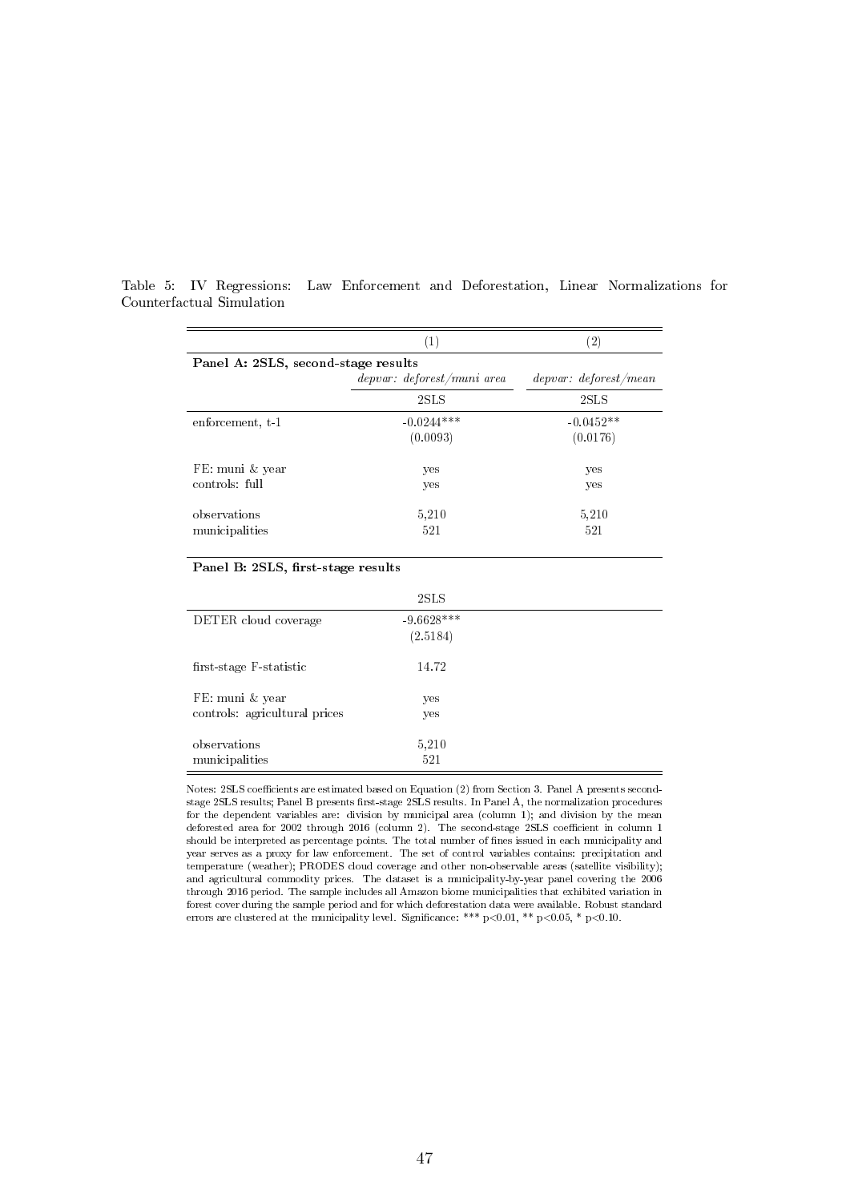Table 5: IV Regressions: Law Enforcement and Deforestation, Linear Normalizations for Counterfactual Simulation

| | (1) | (2) |
|---|---|---|
| **Panel A: 2SLS, second-stage results** | | |
| | *depvar: deforest/muni area* | *depvar: deforest/mean* |
| | 2SLS | 2SLS |
| enforcement, t-1 | -0.0244*** | -0.0452** |
| | (0.0093) | (0.0176) |
| FE: muni & year | yes | yes |
| controls: full | yes | yes |
| observations | 5,210 | 5,210 |
| municipalities | 521 | 521 |
| **Panel B: 2SLS, first-stage results** | | |
| | 2SLS | |
| DETER cloud coverage | -9.6628*** | |
| | (2.5184) | |
| first-stage F-statistic | 14.72 | |
| FE: muni & year | yes | |
| controls: agricultural prices | yes | |
| observations | 5,210 | |
| municipalities | 521 | |

Notes: 2SLS coefficients are estimated based on Equation (2) from Section 3. Panel A presents second-stage 2SLS results; Panel B presents first-stage 2SLS results. In Panel A, the normalization procedures for the dependent variables are: division by municipal area (column 1); and division by the mean deforested area for 2002 through 2016 (column 2). The second-stage 2SLS coefficient in column 1 should be interpreted as percentage points. The total number of fines issued in each municipality and year serves as a proxy for law enforcement. The set of control variables contains: precipitation and temperature (weather); PRODES cloud coverage and other non-observable areas (satellite visibility); and agricultural commodity prices. The dataset is a municipality-by-year panel covering the 2006 through 2016 period. The sample includes all Amazon biome municipalities that exhibited variation in forest cover during the sample period and for which deforestation data were available. Robust standard errors are clustered at the municipality level. Significance: *** $p<0.01$, ** $p<0.05$, * $p<0.10$.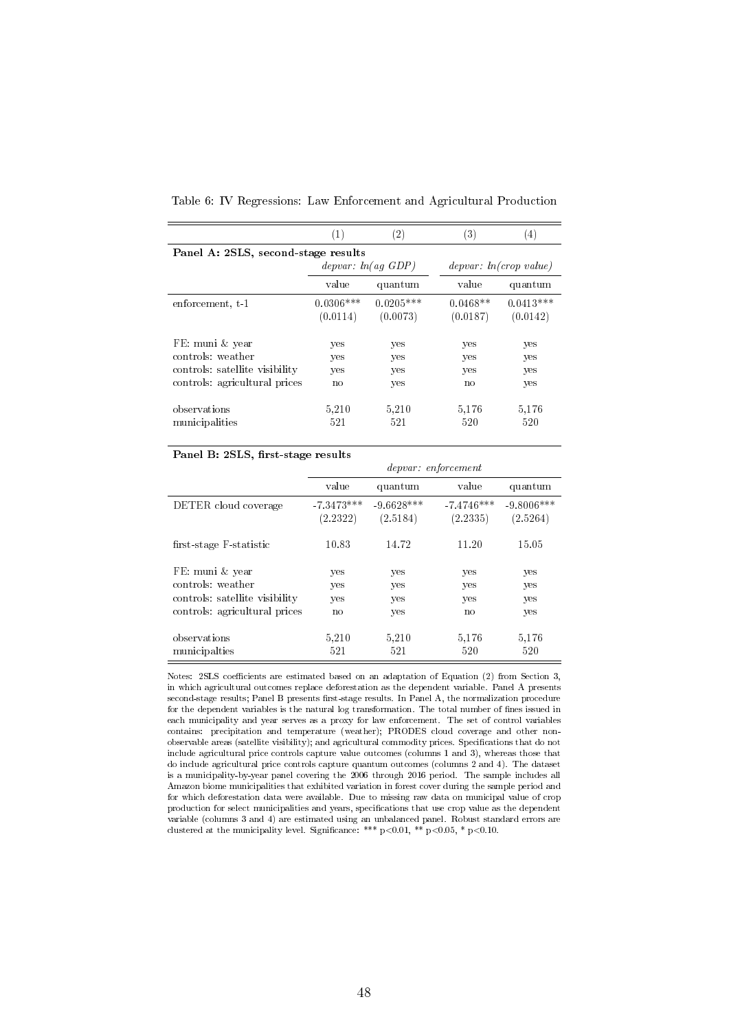Table 6: IV Regressions: Law Enforcement and Agricultural Production

| | (1) | (2) | (3) | (4) |
|---|---|---|---|---|
| **Panel A: 2SLS, second-stage results** | | | | |
| | *depvar: ln(ag GDP)* | | *depvar: ln(crop value)* | |
| | value | quantum | value | quantum |
| enforcement, t-1 | 0.0306*** | 0.0205*** | 0.0468** | 0.0413*** |
| | (0.0114) | (0.0073) | (0.0187) | (0.0142) |
| FE: muni & year | yes | yes | yes | yes |
| controls: weather | yes | yes | yes | yes |
| controls: satellite visibility | yes | yes | yes | yes |
| controls: agricultural prices | no | yes | no | yes |
| observations | 5,210 | 5,210 | 5,176 | 5,176 |
| municipalities | 521 | 521 | 520 | 520 |
| **Panel B: 2SLS, first-stage results** | | | | |
| | *depvar: enforcement* | | | |
| | value | quantum | value | quantum |
| DETER cloud coverage | -7.3473*** | -9.6628*** | -7.4746*** | -9.8006*** |
| | (2.2322) | (2.5184) | (2.2335) | (2.5264) |
| first-stage F-statistic | 10.83 | 14.72 | 11.20 | 15.05 |
| FE: muni & year | yes | yes | yes | yes |
| controls: weather | yes | yes | yes | yes |
| controls: satellite visibility | yes | yes | yes | yes |
| controls: agricultural prices | no | yes | no | yes |
| observations | 5,210 | 5,210 | 5,176 | 5,176 |
| municipalties | 521 | 521 | 520 | 520 |

Notes: 2SLS coefficients are estimated based on an adaptation of Equation (2) from Section 3, in which agricultural outcomes replace deforestation as the dependent variable. Panel A presents second-stage results; Panel B presents first-stage results. In Panel A, the normalization procedure for the dependent variables is the natural log transformation. The total number of fines issued in each municipality and year serves as a proxy for law enforcement. The set of control variables contains: precipitation and temperature (weather); PRODES cloud coverage and other non-observable areas (satellite visibility); and agricultural commodity prices. Specifications that do not include agricultural price controls capture value outcomes (columns 1 and 3), whereas those that do include agricultural price controls capture quantum outcomes (columns 2 and 4). The dataset is a municipality-by-year panel covering the 2006 through 2016 period. The sample includes all Amazon biome municipalities that exhibited variation in forest cover during the sample period and for which deforestation data were available. Due to missing raw data on municipal value of crop production for select municipalities and years, specifications that use crop value as the dependent variable (columns 3 and 4) are estimated using an unbalanced panel. Robust standard errors are clustered at the municipality level. Significance: *** p<0.01, ** p<0.05, * p<0.10.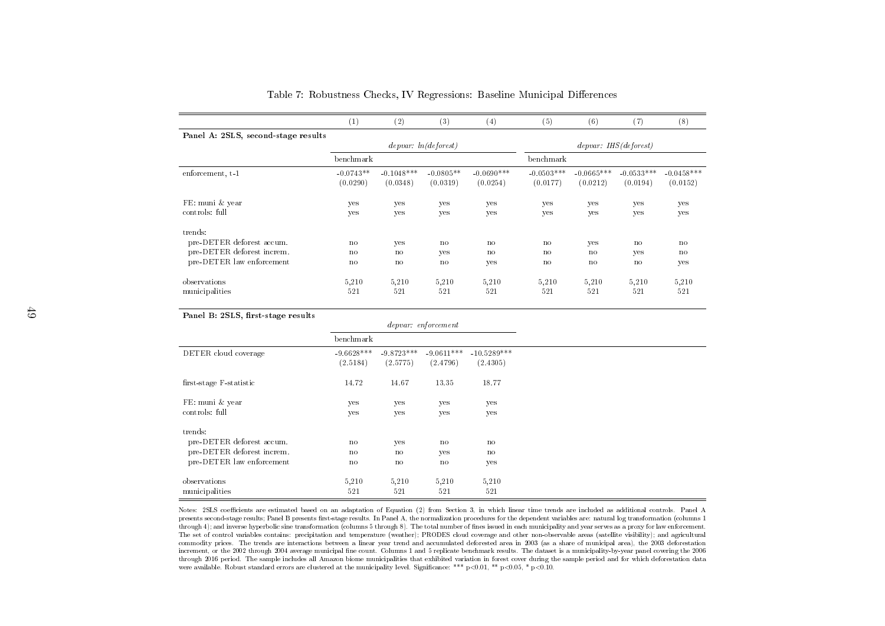Table 7: Robustness Checks, IV Regressions: Baseline Municipal Differences

| | (1) | (2) | (3) | (4) | (5) | (6) | (7) | (8) |
|---|---|---|---|---|---|---|---|---|
| **Panel A: 2SLS, second-stage results** | | | | | | | | |
| | *depvar: ln(deforest)* | | | | *depvar: IHS(deforest)* | | | |
| | benchmark | | | | benchmark | | | |
| enforcement, t-1 | -0.0743** | -0.1048*** | -0.0805** | -0.0690*** | -0.0503*** | -0.0665*** | -0.0533*** | -0.0458*** |
| | (0.0290) | (0.0348) | (0.0319) | (0.0254) | (0.0177) | (0.0212) | (0.0194) | (0.0152) |
| FE: muni & year | yes | yes | yes | yes | yes | yes | yes | yes |
| controls: full | yes | yes | yes | yes | yes | yes | yes | yes |
| trends: | | | | | | | | |
| pre-DETER deforest accum. | no | yes | no | no | no | yes | no | no |
| pre-DETER deforest increm. | no | no | yes | no | no | no | yes | no |
| pre-DETER law enforcement | no | no | no | yes | no | no | no | yes |
| observations | 5,210 | 5,210 | 5,210 | 5,210 | 5,210 | 5,210 | 5,210 | 5,210 |
| municipalities | 521 | 521 | 521 | 521 | 521 | 521 | 521 | 521 |
| **Panel B: 2SLS, first-stage results** | | | | | | | | |
| | *depvar: enforcement* | | | | | | | |
| | benchmark | | | | | | | |
| DETER cloud coverage | -9.6628*** | -9.8723*** | -9.0611*** | -10.5289*** | | | | |
| | (2.5184) | (2.5775) | (2.4796) | (2.4305) | | | | |
| first-stage F-statistic | 14.72 | 14.67 | 13.35 | 18.77 | | | | |
| FE: muni & year | yes | yes | yes | yes | | | | |
| controls: full | yes | yes | yes | yes | | | | |
| trends: | | | | | | | | |
| pre-DETER deforest accum. | no | yes | no | no | | | | |
| pre-DETER deforest increm. | no | no | yes | no | | | | |
| pre-DETER law enforcement | no | no | no | yes | | | | |
| observations | 5,210 | 5,210 | 5,210 | 5,210 | | | | |
| municipalities | 521 | 521 | 521 | 521 | | | | |

Notes: 2SLS coefficients are estimated based on an adaptation of Equation (2) from Section 3, in which linear time trends are included as additional controls. Panel A presents second-stage results; Panel B presents first-stage results. In Panel A, the normalization procedures for the dependent variables are: natural log transformation (columns 1 through 4); and inverse hyperbolic sine transformation (columns 5 through 8). The total number of fines issued in each municipality and year serves as a proxy for law enforcement. The set of control variables contains: precipitation and temperature (weather); PRODES cloud coverage and other non-observable areas (satellite visibility); and agricultural commodity prices. The trends are interactions between a linear year trend and accumulated deforested area in 2003 (as a share of municipal area), the 2003 deforestation increment, or the 2002 through 2004 average municipal fine count. Columns 1 and 5 replicate benchmark results. The dataset is a municipality-by-year panel covering the 2006 through 2016 period. The sample includes all Amazon biome municipalities that exhibited variation in forest cover during the sample period and for which deforestation data were available. Robust standard errors are clustered at the municipality level. Significance: *** p<0.01, ** p<0.05, * p<0.10.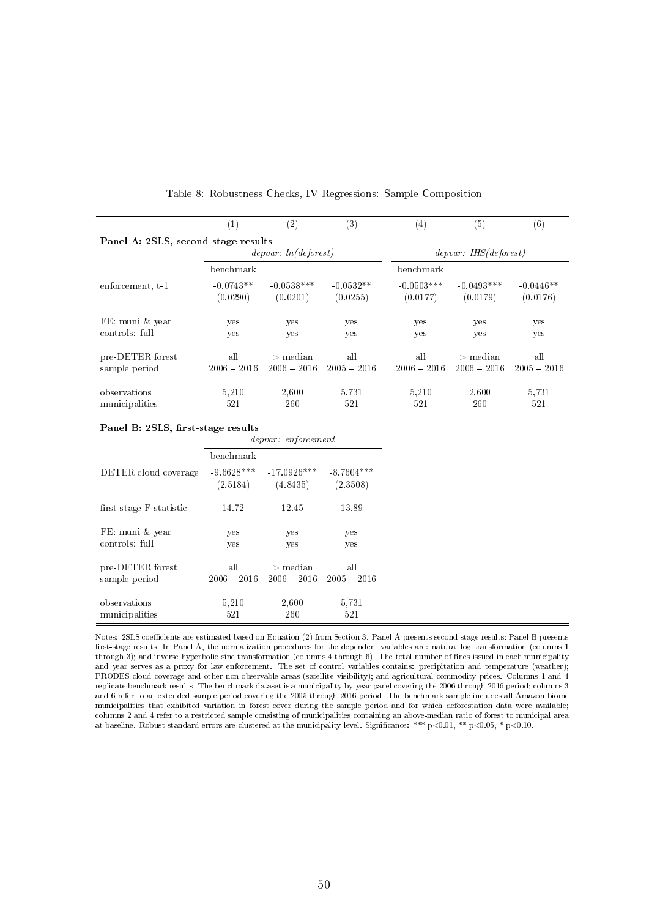Table 8: Robustness Checks, IV Regressions: Sample Composition

| | (1) | (2) | (3) | (4) | (5) | (6) |
|---|---|---|---|---|---|---|
| **Panel A: 2SLS, second-stage results** | | | | | | |
| | *depvar: ln(deforest)* | | | *depvar: IHS(deforest)* | | |
| | benchmark | | | benchmark | | |
| enforcement, t-1 | -0.0743** | -0.0538*** | -0.0532** | -0.0503*** | -0.0493*** | -0.0446** |
| | (0.0290) | (0.0201) | (0.0255) | (0.0177) | (0.0179) | (0.0176) |
| FE: muni & year | yes | yes | yes | yes | yes | yes |
| controls: full | yes | yes | yes | yes | yes | yes |
| pre-DETER forest | all | > median | all | all | > median | all |
| sample period | 2006 – 2016 | 2006 – 2016 | 2005 – 2016 | 2006 – 2016 | 2006 – 2016 | 2005 – 2016 |
| observations | 5,210 | 2,600 | 5,731 | 5,210 | 2,600 | 5,731 |
| municipalities | 521 | 260 | 521 | 521 | 260 | 521 |
| **Panel B: 2SLS, first-stage results** | | | | | | |
| | *depvar: enforcement* | | | | | |
| | benchmark | | | | | |
| DETER cloud coverage | -9.6628*** | -17.0926*** | -8.7604*** | | | |
| | (2.5184) | (4.8435) | (2.3508) | | | |
| first-stage F-statistic | 14.72 | 12.45 | 13.89 | | | |
| FE: muni & year | yes | yes | yes | | | |
| controls: full | yes | yes | yes | | | |
| pre-DETER forest | all | > median | all | | | |
| sample period | 2006 – 2016 | 2006 – 2016 | 2005 – 2016 | | | |
| observations | 5,210 | 2,600 | 5,731 | | | |
| municipalities | 521 | 260 | 521 | | | |

Notes: 2SLS coefficients are estimated based on Equation (2) from Section 3. Panel A presents second-stage results; Panel B presents first-stage results. In Panel A, the normalization procedures for the dependent variables are: natural log transformation (columns 1 through 3); and inverse hyperbolic sine transformation (columns 4 through 6). The total number of fines issued in each municipality and year serves as a proxy for law enforcement. The set of control variables contains: precipitation and temperature (weather); PRODES cloud coverage and other non-observable areas (satellite visibility); and agricultural commodity prices. Columns 1 and 4 replicate benchmark results. The benchmark dataset is a municipality-by-year panel covering the 2006 through 2016 period; columns 3 and 6 refer to an extended sample period covering the 2005 through 2016 period. The benchmark sample includes all Amazon biome municipalities that exhibited variation in forest cover during the sample period and for which deforestation data were available; columns 2 and 4 refer to a restricted sample consisting of municipalities containing an above-median ratio of forest to municipal area at baseline. Robust standard errors are clustered at the municipality level. Significance: *** p<0.01, ** p<0.05, * p<0.10.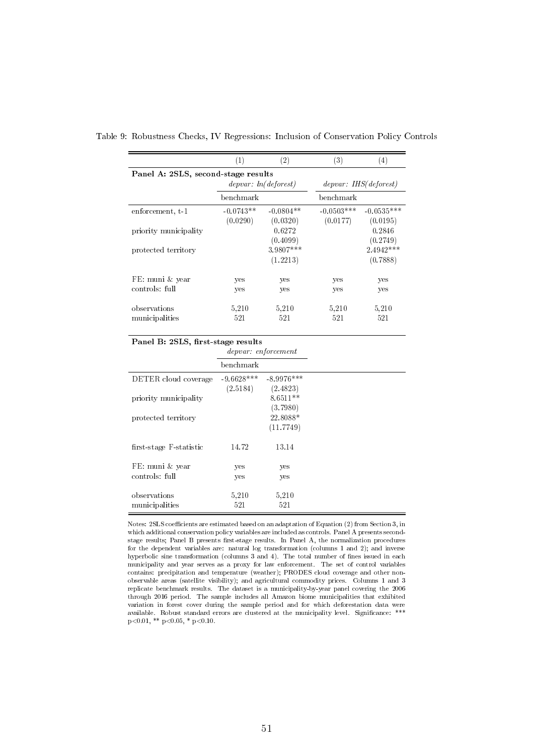Table 9: Robustness Checks, IV Regressions: Inclusion of Conservation Policy Controls

| | (1) | (2) | (3) | (4) |
|---|---|---|---|---|
| **Panel A: 2SLS, second-stage results** | | | | |
| | *depvar: ln(deforest)* | | *depvar: IHS(deforest)* | |
| | benchmark | | benchmark | |
| enforcement, t-1 | -0.0743** | -0.0804** | -0.0503*** | -0.0535*** |
| | (0.0290) | (0.0320) | (0.0177) | (0.0195) |
| priority municipality | | 0.6272 | | 0.2846 |
| | | (0.4099) | | (0.2749) |
| protected territory | | 3.9807*** | | 2.4942*** |
| | | (1.2213) | | (0.7888) |
| FE: muni & year | yes | yes | yes | yes |
| controls: full | yes | yes | yes | yes |
| observations | 5,210 | 5,210 | 5,210 | 5,210 |
| municipalities | 521 | 521 | 521 | 521 |

| | | |
|---|---|---|
| **Panel B: 2SLS, first-stage results** | | |
| | *depvar: enforcement* | |
| | benchmark | |
| DETER cloud coverage | -9.6628*** | -8.9976*** |
| | (2.5184) | (2.4823) |
| priority municipality | | 8.6511** |
| | | (3.7980) |
| protected territory | | 22.8088* |
| | | (11.7749) |
| first-stage F-statistic | 14.72 | 13.14 |
| FE: muni & year | yes | yes |
| controls: full | yes | yes |
| observations | 5,210 | 5,210 |
| municipalities | 521 | 521 |

Notes: 2SLS coefficients are estimated based on an adaptation of Equation (2) from Section 3, in which additional conservation policy variables are included as controls. Panel A presents second-stage results; Panel B presents first-stage results. In Panel A, the normalization procedures for the dependent variables are: natural log transformation (columns 1 and 2); and inverse hyperbolic sine transformation (columns 3 and 4). The total number of fines issued in each municipality and year serves as a proxy for law enforcement. The set of control variables contains: precipitation and temperature (weather); PRODES cloud coverage and other non-observable areas (satellite visibility); and agricultural commodity prices. Columns 1 and 3 replicate benchmark results. The dataset is a municipality-by-year panel covering the 2006 through 2016 period. The sample includes all Amazon biome municipalities that exhibited variation in forest cover during the sample period and for which deforestation data were available. Robust standard errors are clustered at the municipality level. Significance: *** $p<0.01$, ** $p<0.05$, * $p<0.10$.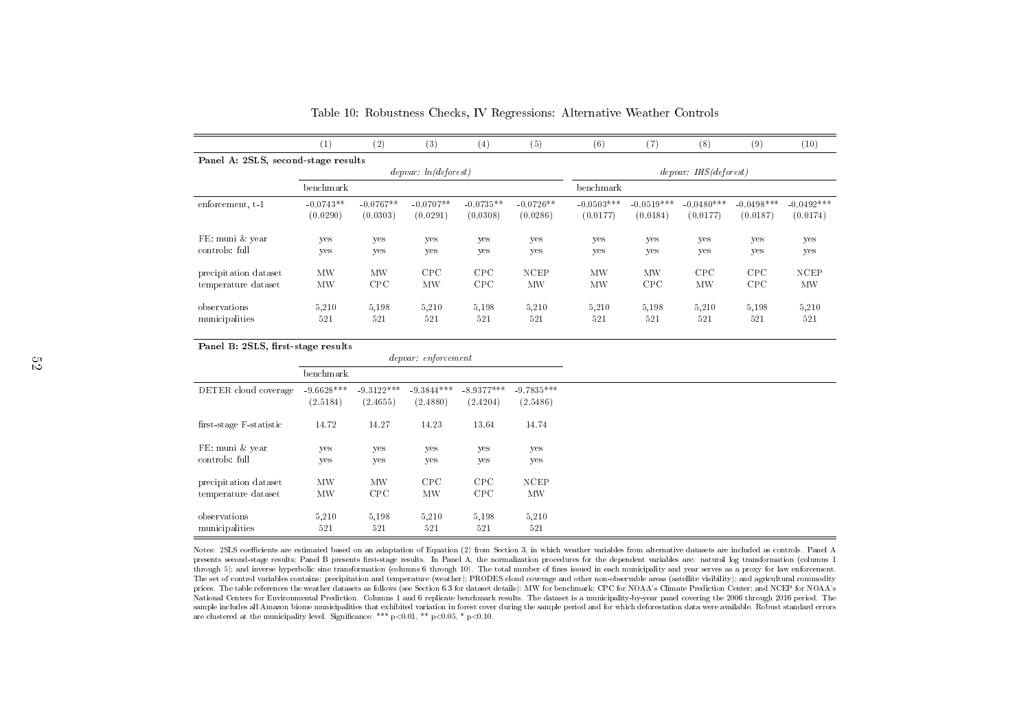Table 10: Robustness Checks, IV Regressions: Alternative Weather Controls

| | (1) | (2) | (3) | (4) | (5) | (6) | (7) | (8) | (9) | (10) |
|---|---|---|---|---|---|---|---|---|---|---|
| **Panel A: 2SLS, second-stage results** | | | | | | | | | | |
| | *depvar: ln(deforest)* | | | | | *depvar: IHS(deforest)* | | | | |
| | benchmark | | | | | benchmark | | | | |
| enforcement, t-1 | -0.0743** | -0.0767** | -0.0707** | -0.0735** | -0.0726** | -0.0503*** | -0.0519*** | -0.0480*** | -0.0498*** | -0.0492*** |
| | (0.0290) | (0.0303) | (0.0291) | (0.0308) | (0.0286) | (0.0177) | (0.0184) | (0.0177) | (0.0187) | (0.0174) |
| FE: muni & year | yes | yes | yes | yes | yes | yes | yes | yes | yes | yes |
| controls: full | yes | yes | yes | yes | yes | yes | yes | yes | yes | yes |
| precipitation dataset | MW | MW | CPC | CPC | NCEP | MW | MW | CPC | CPC | NCEP |
| temperature dataset | MW | CPC | MW | CPC | MW | MW | CPC | MW | CPC | MW |
| observations | 5,210 | 5,198 | 5,210 | 5,198 | 5,210 | 5,210 | 5,198 | 5,210 | 5,198 | 5,210 |
| municipalities | 521 | 521 | 521 | 521 | 521 | 521 | 521 | 521 | 521 | 521 |
| **Panel B: 2SLS, first-stage results** | | | | | | | | | | |
| | *depvar: enforcement* | | | | | | | | | |
| | benchmark | | | | | | | | | |
| DETER cloud coverage | -9.6628*** | -9.3122*** | -9.3844*** | -8.9377*** | -9.7835*** | | | | | |
| | (2.5184) | (2.4655) | (2.4880) | (2.4204) | (2.5486) | | | | | |
| first-stage F-statistic | 14.72 | 14.27 | 14.23 | 13.64 | 14.74 | | | | | |
| FE: muni & year | yes | yes | yes | yes | yes | | | | | |
| controls: full | yes | yes | yes | yes | yes | | | | | |
| precipitation dataset | MW | MW | CPC | CPC | NCEP | | | | | |
| temperature dataset | MW | CPC | MW | CPC | MW | | | | | |
| observations | 5,210 | 5,198 | 5,210 | 5,198 | 5,210 | | | | | |
| municipalities | 521 | 521 | 521 | 521 | 521 | | | | | |

Notes: 2SLS coefficients are estimated based on an adaptation of Equation (2) from Section 3, in which weather variables from alternative datasets are included as controls. Panel A presents second-stage results; Panel B presents first-stage results. In Panel A, the normalization procedures for the dependent variables are: natural log transformation (columns 1 through 5); and inverse hyperbolic sine transformation (columns 6 through 10). The total number of fines issued in each municipality and year serves as a proxy for law enforcement. The set of control variables contains: precipitation and temperature (weather); PRODES cloud coverage and other non-observable areas (satellite visibility); and agricultural commodity prices. The table references the weather datasets as follows (see Section 6.3 for dataset details): MW for benchmark; CPC for NOAA's Climate Prediction Center; and NCEP for NOAA's National Centers for Environmental Prediction. Columns 1 and 6 replicate benchmark results. The dataset is a municipality-by-year panel covering the 2006 through 2016 period. The sample includes all Amazon biome municipalities that exhibited variation in forest cover during the sample period and for which deforestation data were available. Robust standard errors are clustered at the municipality level. Significance: *** p<0.01, ** p<0.05, * p<0.10.